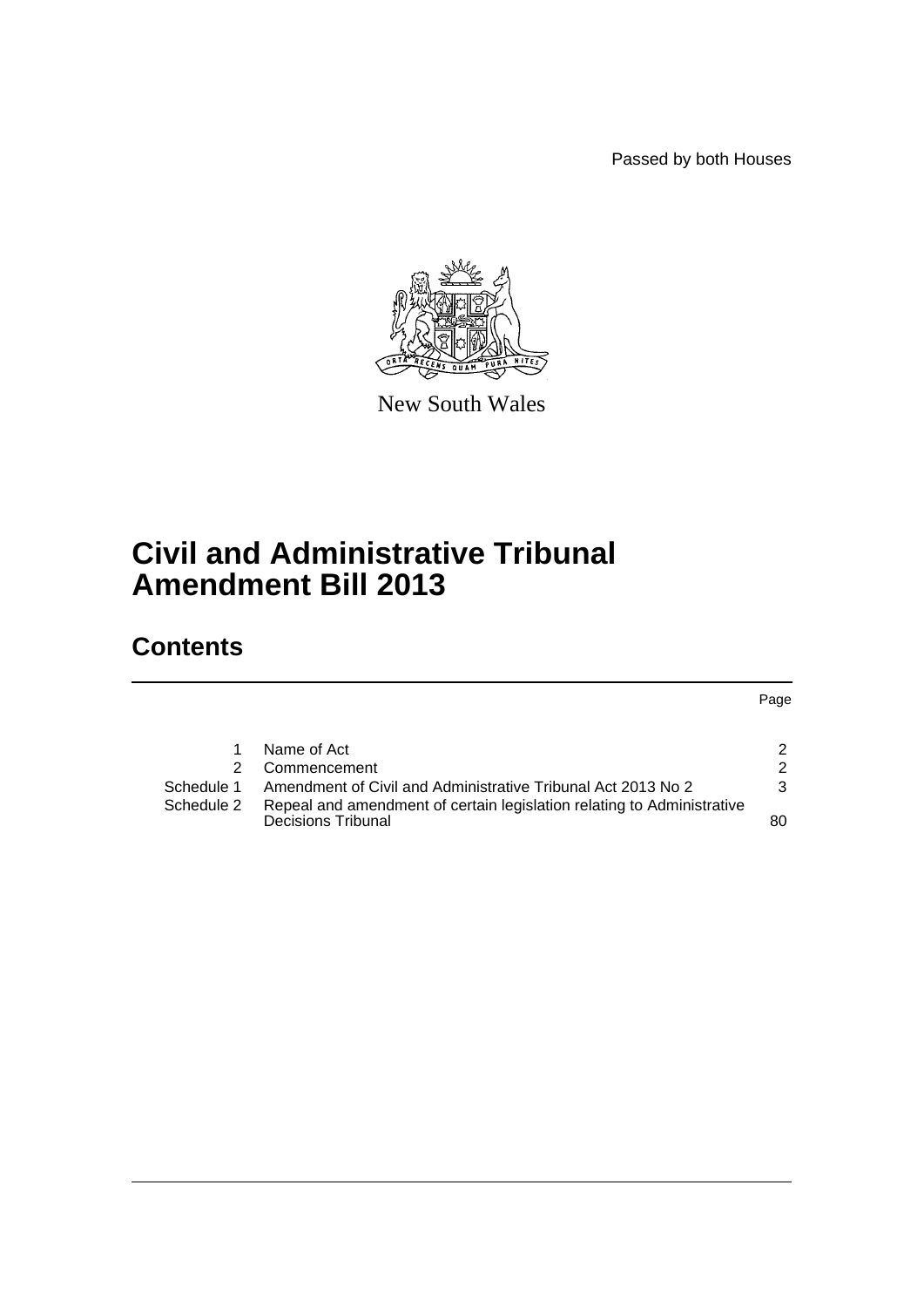Passed by both Houses

New South Wales

# Civil and Administrative Tribunal Amendment Bill 2013

## Contents

| | | Page |
|---|---|---|
| 1 | Name of Act | 2 |
| 2 | Commencement | 2 |
| Schedule 1 | Amendment of Civil and Administrative Tribunal Act 2013 No 2 | 3 |
| Schedule 2 | Repeal and amendment of certain legislation relating to Administrative Decisions Tribunal | 80 |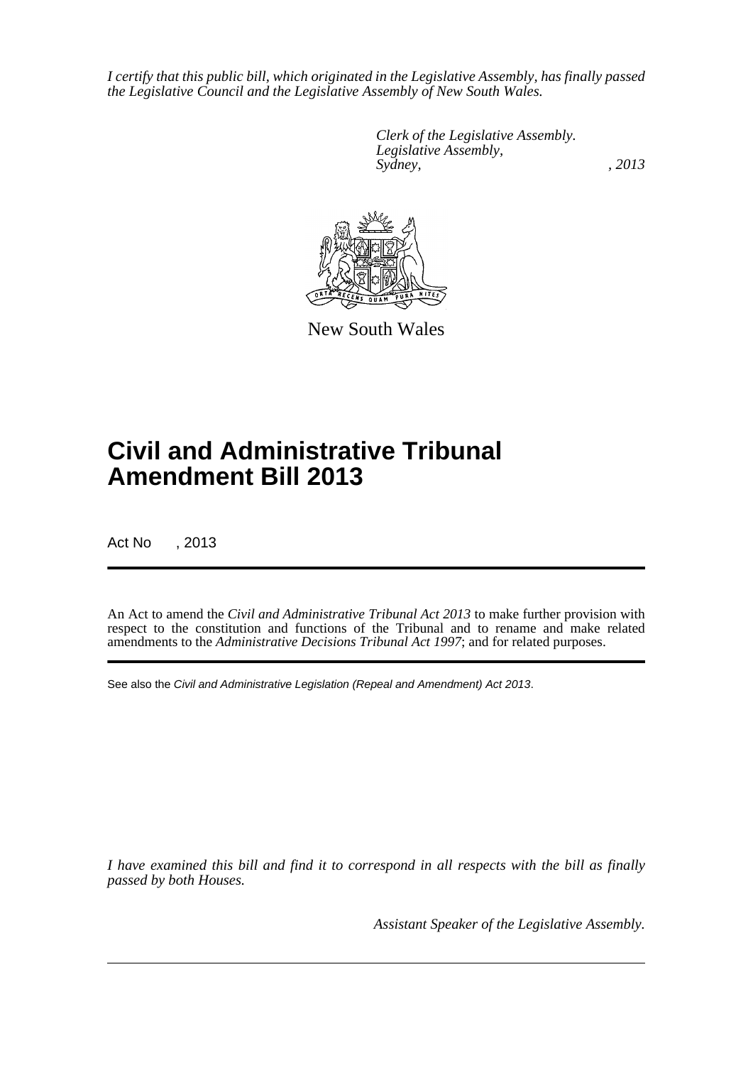*I certify that this public bill, which originated in the Legislative Assembly, has finally passed the Legislative Council and the Legislative Assembly of New South Wales.*

*Clerk of the Legislative Assembly.*
*Legislative Assembly,*
*Sydney, , 2013*

New South Wales

# Civil and Administrative Tribunal Amendment Bill 2013

Act No , 2013

An Act to amend the *Civil and Administrative Tribunal Act 2013* to make further provision with respect to the constitution and functions of the Tribunal and to rename and make related amendments to the *Administrative Decisions Tribunal Act 1997*; and for related purposes.

See also the *Civil and Administrative Legislation (Repeal and Amendment) Act 2013*.

*I have examined this bill and find it to correspond in all respects with the bill as finally passed by both Houses.*

*Assistant Speaker of the Legislative Assembly.*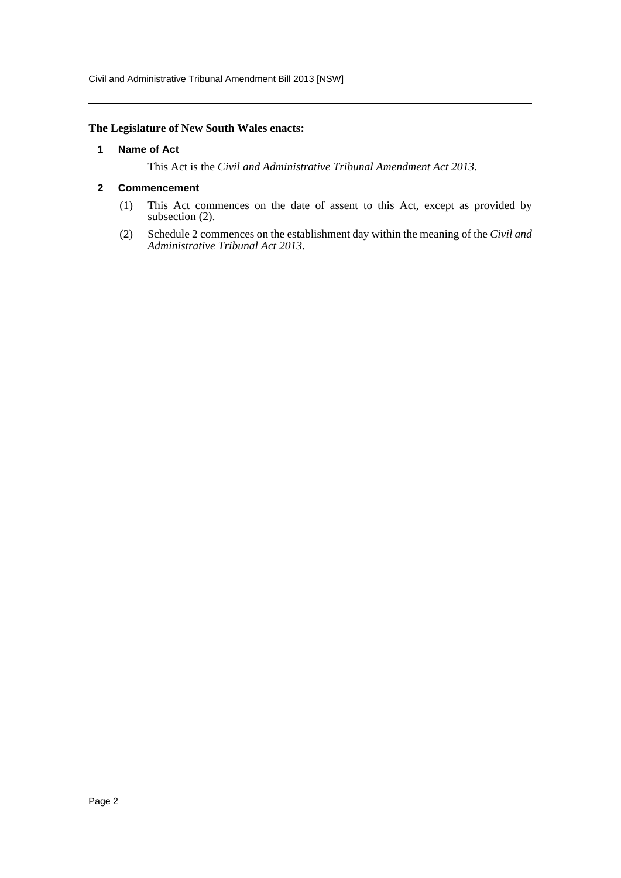**The Legislature of New South Wales enacts:**

### 1 Name of Act

This Act is the *Civil and Administrative Tribunal Amendment Act 2013*.

### 2 Commencement

(1) This Act commences on the date of assent to this Act, except as provided by subsection (2).

(2) Schedule 2 commences on the establishment day within the meaning of the *Civil and Administrative Tribunal Act 2013*.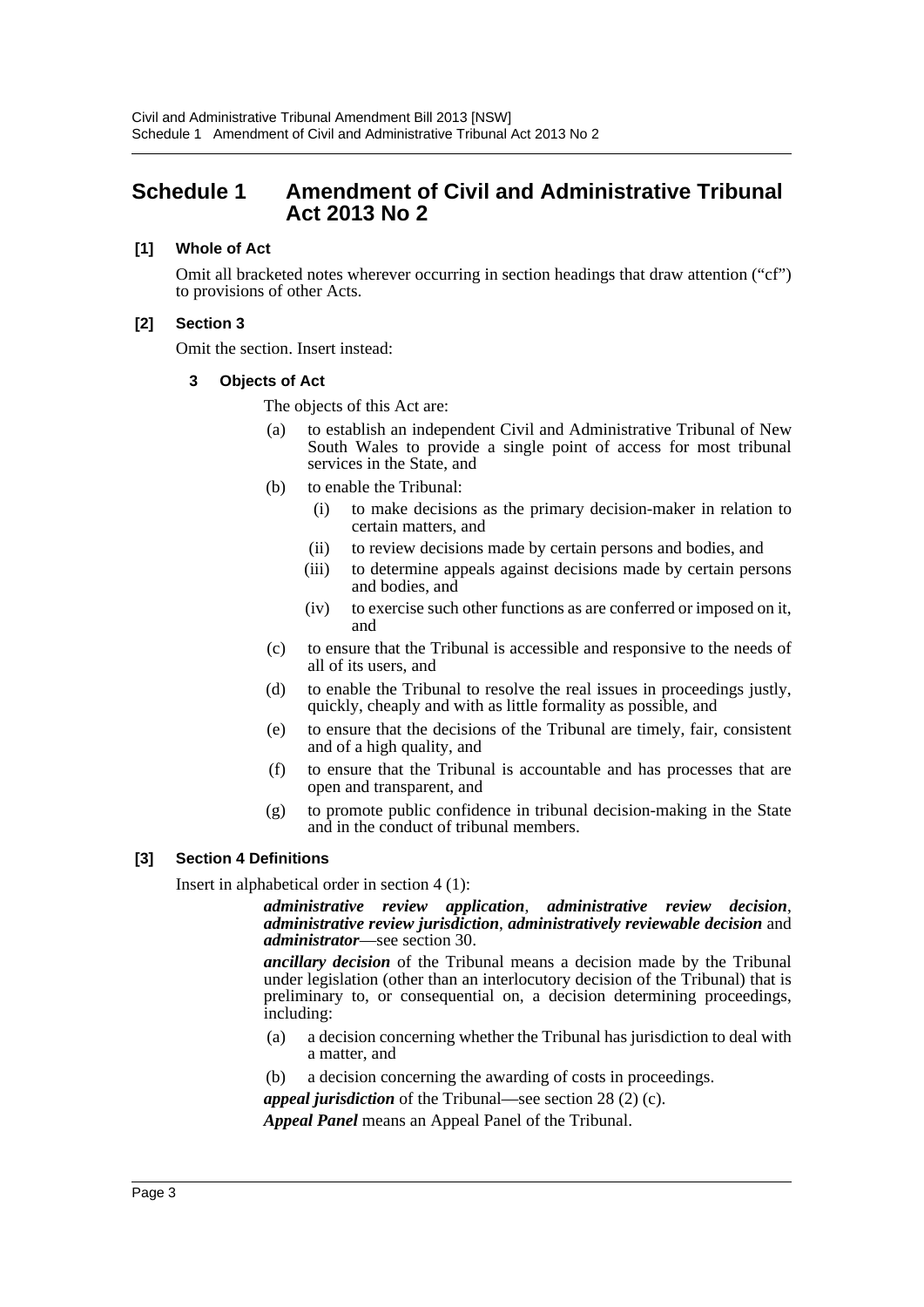# Schedule 1 Amendment of Civil and Administrative Tribunal Act 2013 No 2

**[1] Whole of Act**

Omit all bracketed notes wherever occurring in section headings that draw attention ("cf") to provisions of other Acts.

**[2] Section 3**

Omit the section. Insert instead:

**3 Objects of Act**

The objects of this Act are:

(a) to establish an independent Civil and Administrative Tribunal of New South Wales to provide a single point of access for most tribunal services in the State, and

(b) to enable the Tribunal:

(i) to make decisions as the primary decision-maker in relation to certain matters, and

(ii) to review decisions made by certain persons and bodies, and

(iii) to determine appeals against decisions made by certain persons and bodies, and

(iv) to exercise such other functions as are conferred or imposed on it, and

(c) to ensure that the Tribunal is accessible and responsive to the needs of all of its users, and

(d) to enable the Tribunal to resolve the real issues in proceedings justly, quickly, cheaply and with as little formality as possible, and

(e) to ensure that the decisions of the Tribunal are timely, fair, consistent and of a high quality, and

(f) to ensure that the Tribunal is accountable and has processes that are open and transparent, and

(g) to promote public confidence in tribunal decision-making in the State and in the conduct of tribunal members.

**[3] Section 4 Definitions**

Insert in alphabetical order in section 4 (1):

***administrative review application***, ***administrative review decision***, ***administrative review jurisdiction***, ***administratively reviewable decision*** and ***administrator***—see section 30.

***ancillary decision*** of the Tribunal means a decision made by the Tribunal under legislation (other than an interlocutory decision of the Tribunal) that is preliminary to, or consequential on, a decision determining proceedings, including:

(a) a decision concerning whether the Tribunal has jurisdiction to deal with a matter, and

(b) a decision concerning the awarding of costs in proceedings.

***appeal jurisdiction*** of the Tribunal—see section 28 (2) (c).

***Appeal Panel*** means an Appeal Panel of the Tribunal.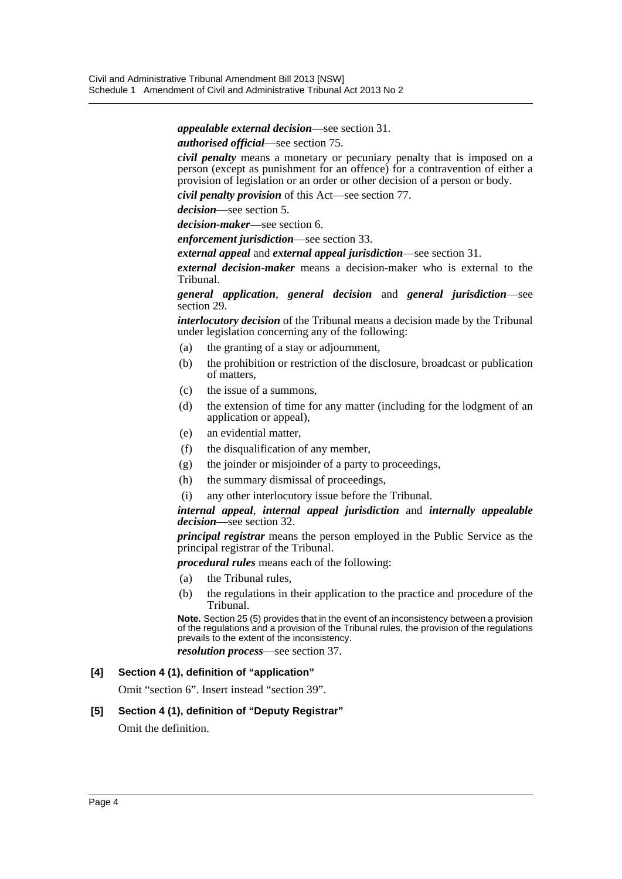***appealable external decision***—see section 31.

***authorised official***—see section 75.

***civil penalty*** means a monetary or pecuniary penalty that is imposed on a person (except as punishment for an offence) for a contravention of either a provision of legislation or an order or other decision of a person or body.

***civil penalty provision*** of this Act—see section 77.

***decision***—see section 5.

***decision-maker***—see section 6.

***enforcement jurisdiction***—see section 33.

***external appeal*** and ***external appeal jurisdiction***—see section 31.

***external decision-maker*** means a decision-maker who is external to the Tribunal.

***general application***, ***general decision*** and ***general jurisdiction***—see section 29.

***interlocutory decision*** of the Tribunal means a decision made by the Tribunal under legislation concerning any of the following:

(a) the granting of a stay or adjournment,

(b) the prohibition or restriction of the disclosure, broadcast or publication of matters,

(c) the issue of a summons,

(d) the extension of time for any matter (including for the lodgment of an application or appeal),

(e) an evidential matter,

(f) the disqualification of any member,

(g) the joinder or misjoinder of a party to proceedings,

(h) the summary dismissal of proceedings,

(i) any other interlocutory issue before the Tribunal.

***internal appeal***, ***internal appeal jurisdiction*** and ***internally appealable decision***—see section 32.

***principal registrar*** means the person employed in the Public Service as the principal registrar of the Tribunal.

***procedural rules*** means each of the following:

(a) the Tribunal rules,

(b) the regulations in their application to the practice and procedure of the Tribunal.

**Note.** Section 25 (5) provides that in the event of an inconsistency between a provision of the regulations and a provision of the Tribunal rules, the provision of the regulations prevails to the extent of the inconsistency.

***resolution process***—see section 37.

**[4] Section 4 (1), definition of "application"**

Omit "section 6". Insert instead "section 39".

**[5] Section 4 (1), definition of "Deputy Registrar"**

Omit the definition.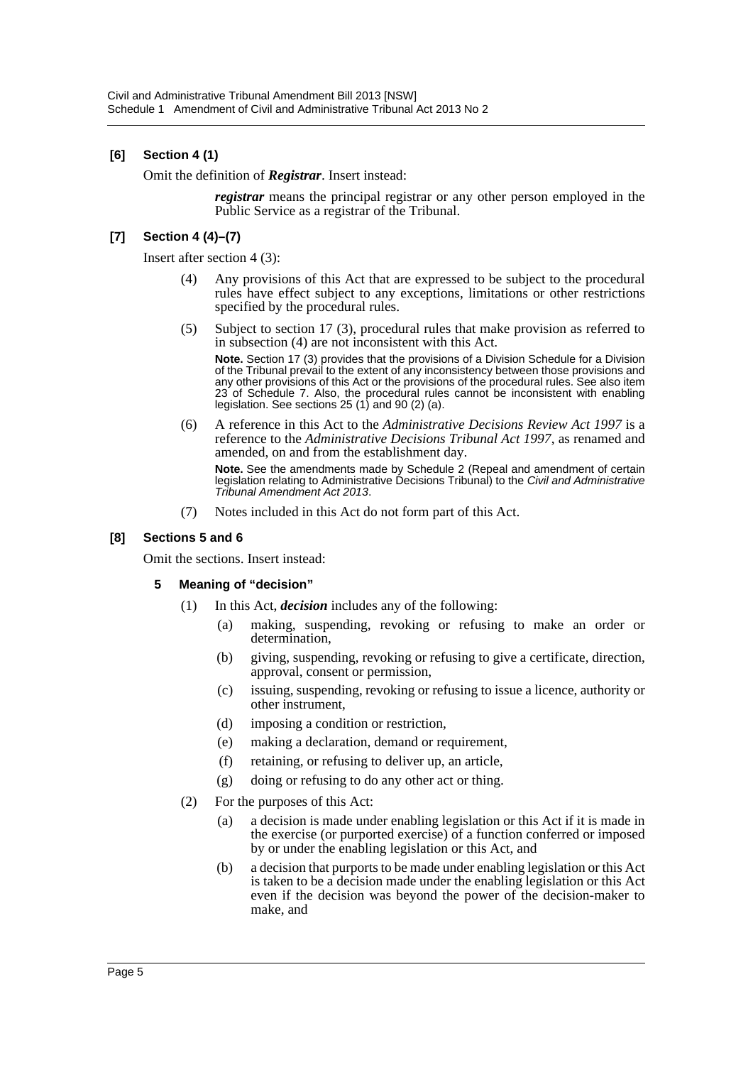**[6] Section 4 (1)**

Omit the definition of ***Registrar***. Insert instead:

> ***registrar*** means the principal registrar or any other person employed in the Public Service as a registrar of the Tribunal.

**[7] Section 4 (4)–(7)**

Insert after section 4 (3):

> (4) Any provisions of this Act that are expressed to be subject to the procedural rules have effect subject to any exceptions, limitations or other restrictions specified by the procedural rules.
>
> (5) Subject to section 17 (3), procedural rules that make provision as referred to in subsection (4) are not inconsistent with this Act.
>
> **Note.** Section 17 (3) provides that the provisions of a Division Schedule for a Division of the Tribunal prevail to the extent of any inconsistency between those provisions and any other provisions of this Act or the provisions of the procedural rules. See also item 23 of Schedule 7. Also, the procedural rules cannot be inconsistent with enabling legislation. See sections 25 (1) and 90 (2) (a).
>
> (6) A reference in this Act to the *Administrative Decisions Review Act 1997* is a reference to the *Administrative Decisions Tribunal Act 1997*, as renamed and amended, on and from the establishment day.
>
> **Note.** See the amendments made by Schedule 2 (Repeal and amendment of certain legislation relating to Administrative Decisions Tribunal) to the *Civil and Administrative Tribunal Amendment Act 2013*.
>
> (7) Notes included in this Act do not form part of this Act.

**[8] Sections 5 and 6**

Omit the sections. Insert instead:

> **5 Meaning of "decision"**
>
> (1) In this Act, ***decision*** includes any of the following:
>
> (a) making, suspending, revoking or refusing to make an order or determination,
>
> (b) giving, suspending, revoking or refusing to give a certificate, direction, approval, consent or permission,
>
> (c) issuing, suspending, revoking or refusing to issue a licence, authority or other instrument,
>
> (d) imposing a condition or restriction,
>
> (e) making a declaration, demand or requirement,
>
> (f) retaining, or refusing to deliver up, an article,
>
> (g) doing or refusing to do any other act or thing.
>
> (2) For the purposes of this Act:
>
> (a) a decision is made under enabling legislation or this Act if it is made in the exercise (or purported exercise) of a function conferred or imposed by or under the enabling legislation or this Act, and
>
> (b) a decision that purports to be made under enabling legislation or this Act is taken to be a decision made under the enabling legislation or this Act even if the decision was beyond the power of the decision-maker to make, and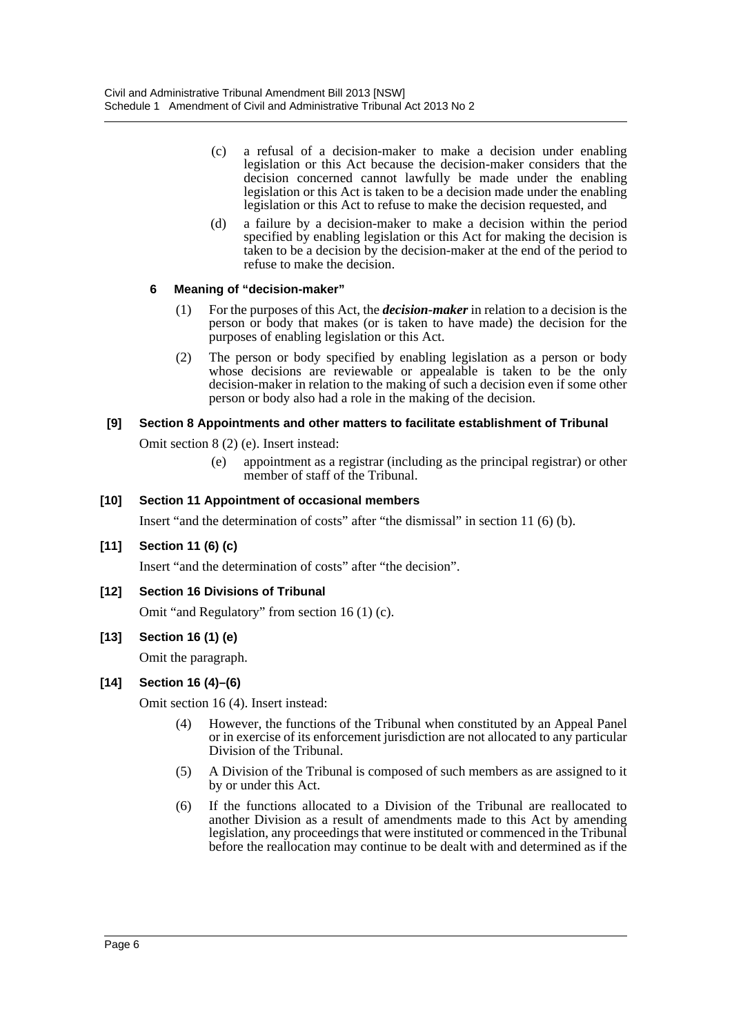(c) a refusal of a decision-maker to make a decision under enabling legislation or this Act because the decision-maker considers that the decision concerned cannot lawfully be made under the enabling legislation or this Act is taken to be a decision made under the enabling legislation or this Act to refuse to make the decision requested, and

(d) a failure by a decision-maker to make a decision within the period specified by enabling legislation or this Act for making the decision is taken to be a decision by the decision-maker at the end of the period to refuse to make the decision.

**6 Meaning of "decision-maker"**

(1) For the purposes of this Act, the ***decision-maker*** in relation to a decision is the person or body that makes (or is taken to have made) the decision for the purposes of enabling legislation or this Act.

(2) The person or body specified by enabling legislation as a person or body whose decisions are reviewable or appealable is taken to be the only decision-maker in relation to the making of such a decision even if some other person or body also had a role in the making of the decision.

**[9] Section 8 Appointments and other matters to facilitate establishment of Tribunal**

Omit section 8 (2) (e). Insert instead:

(e) appointment as a registrar (including as the principal registrar) or other member of staff of the Tribunal.

**[10] Section 11 Appointment of occasional members**

Insert "and the determination of costs" after "the dismissal" in section 11 (6) (b).

**[11] Section 11 (6) (c)**

Insert "and the determination of costs" after "the decision".

**[12] Section 16 Divisions of Tribunal**

Omit "and Regulatory" from section 16 (1) (c).

**[13] Section 16 (1) (e)**

Omit the paragraph.

**[14] Section 16 (4)–(6)**

Omit section 16 (4). Insert instead:

(4) However, the functions of the Tribunal when constituted by an Appeal Panel or in exercise of its enforcement jurisdiction are not allocated to any particular Division of the Tribunal.

(5) A Division of the Tribunal is composed of such members as are assigned to it by or under this Act.

(6) If the functions allocated to a Division of the Tribunal are reallocated to another Division as a result of amendments made to this Act by amending legislation, any proceedings that were instituted or commenced in the Tribunal before the reallocation may continue to be dealt with and determined as if the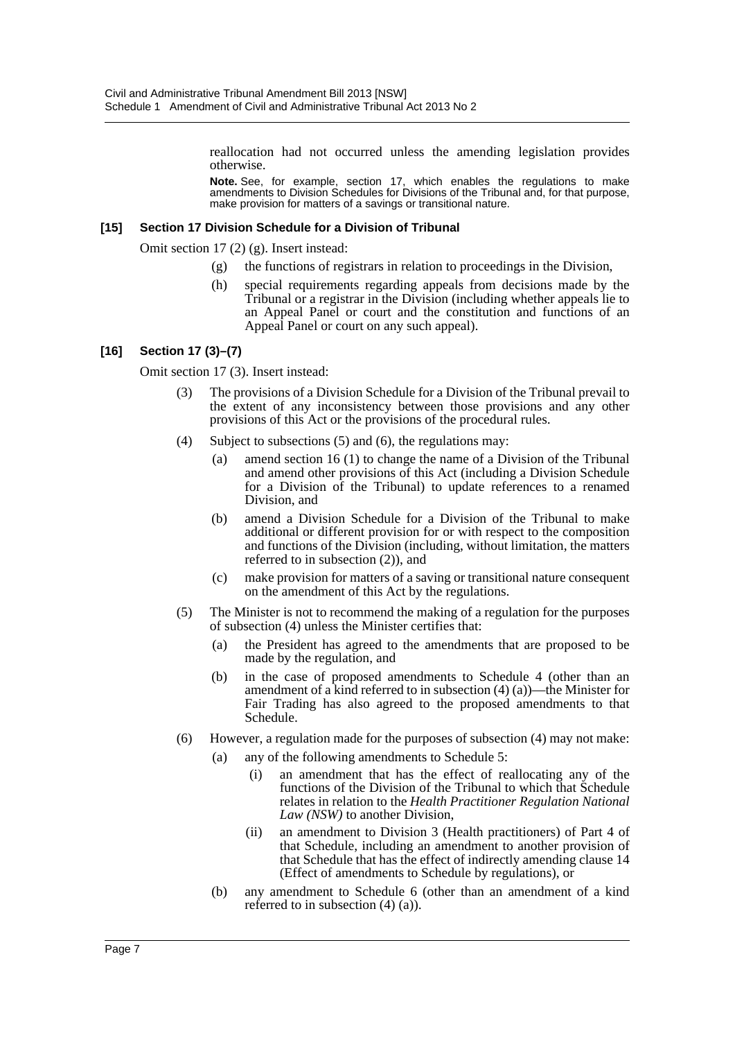reallocation had not occurred unless the amending legislation provides otherwise.

**Note.** See, for example, section 17, which enables the regulations to make amendments to Division Schedules for Divisions of the Tribunal and, for that purpose, make provision for matters of a savings or transitional nature.

**[15] Section 17 Division Schedule for a Division of Tribunal**

Omit section 17 (2) (g). Insert instead:

(g) the functions of registrars in relation to proceedings in the Division,

(h) special requirements regarding appeals from decisions made by the Tribunal or a registrar in the Division (including whether appeals lie to an Appeal Panel or court and the constitution and functions of an Appeal Panel or court on any such appeal).

**[16] Section 17 (3)–(7)**

Omit section 17 (3). Insert instead:

(3) The provisions of a Division Schedule for a Division of the Tribunal prevail to the extent of any inconsistency between those provisions and any other provisions of this Act or the provisions of the procedural rules.

(4) Subject to subsections (5) and (6), the regulations may:

(a) amend section 16 (1) to change the name of a Division of the Tribunal and amend other provisions of this Act (including a Division Schedule for a Division of the Tribunal) to update references to a renamed Division, and

(b) amend a Division Schedule for a Division of the Tribunal to make additional or different provision for or with respect to the composition and functions of the Division (including, without limitation, the matters referred to in subsection (2)), and

(c) make provision for matters of a saving or transitional nature consequent on the amendment of this Act by the regulations.

(5) The Minister is not to recommend the making of a regulation for the purposes of subsection (4) unless the Minister certifies that:

(a) the President has agreed to the amendments that are proposed to be made by the regulation, and

(b) in the case of proposed amendments to Schedule 4 (other than an amendment of a kind referred to in subsection (4) (a))—the Minister for Fair Trading has also agreed to the proposed amendments to that Schedule.

(6) However, a regulation made for the purposes of subsection (4) may not make:

(a) any of the following amendments to Schedule 5:

(i) an amendment that has the effect of reallocating any of the functions of the Division of the Tribunal to which that Schedule relates in relation to the *Health Practitioner Regulation National Law (NSW)* to another Division,

(ii) an amendment to Division 3 (Health practitioners) of Part 4 of that Schedule, including an amendment to another provision of that Schedule that has the effect of indirectly amending clause 14 (Effect of amendments to Schedule by regulations), or

(b) any amendment to Schedule 6 (other than an amendment of a kind referred to in subsection (4) (a)).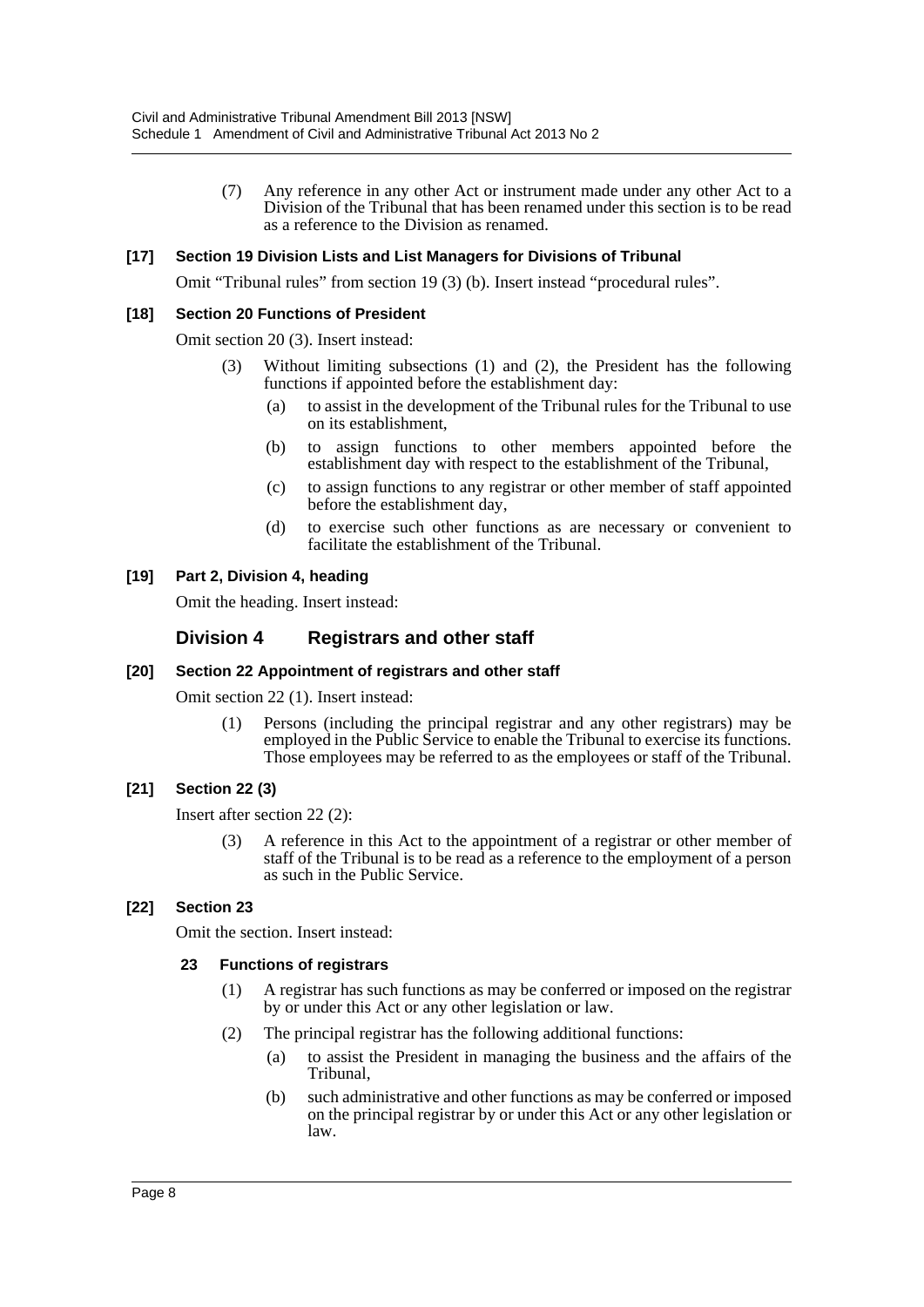(7) Any reference in any other Act or instrument made under any other Act to a Division of the Tribunal that has been renamed under this section is to be read as a reference to the Division as renamed.

**[17] Section 19 Division Lists and List Managers for Divisions of Tribunal**

Omit "Tribunal rules" from section 19 (3) (b). Insert instead "procedural rules".

**[18] Section 20 Functions of President**

Omit section 20 (3). Insert instead:

(3) Without limiting subsections (1) and (2), the President has the following functions if appointed before the establishment day:

(a) to assist in the development of the Tribunal rules for the Tribunal to use on its establishment,

(b) to assign functions to other members appointed before the establishment day with respect to the establishment of the Tribunal,

(c) to assign functions to any registrar or other member of staff appointed before the establishment day,

(d) to exercise such other functions as are necessary or convenient to facilitate the establishment of the Tribunal.

**[19] Part 2, Division 4, heading**

Omit the heading. Insert instead:

## Division 4 Registrars and other staff

**[20] Section 22 Appointment of registrars and other staff**

Omit section 22 (1). Insert instead:

(1) Persons (including the principal registrar and any other registrars) may be employed in the Public Service to enable the Tribunal to exercise its functions. Those employees may be referred to as the employees or staff of the Tribunal.

**[21] Section 22 (3)**

Insert after section 22 (2):

(3) A reference in this Act to the appointment of a registrar or other member of staff of the Tribunal is to be read as a reference to the employment of a person as such in the Public Service.

**[22] Section 23**

Omit the section. Insert instead:

**23 Functions of registrars**

(1) A registrar has such functions as may be conferred or imposed on the registrar by or under this Act or any other legislation or law.

(2) The principal registrar has the following additional functions:

(a) to assist the President in managing the business and the affairs of the Tribunal,

(b) such administrative and other functions as may be conferred or imposed on the principal registrar by or under this Act or any other legislation or law.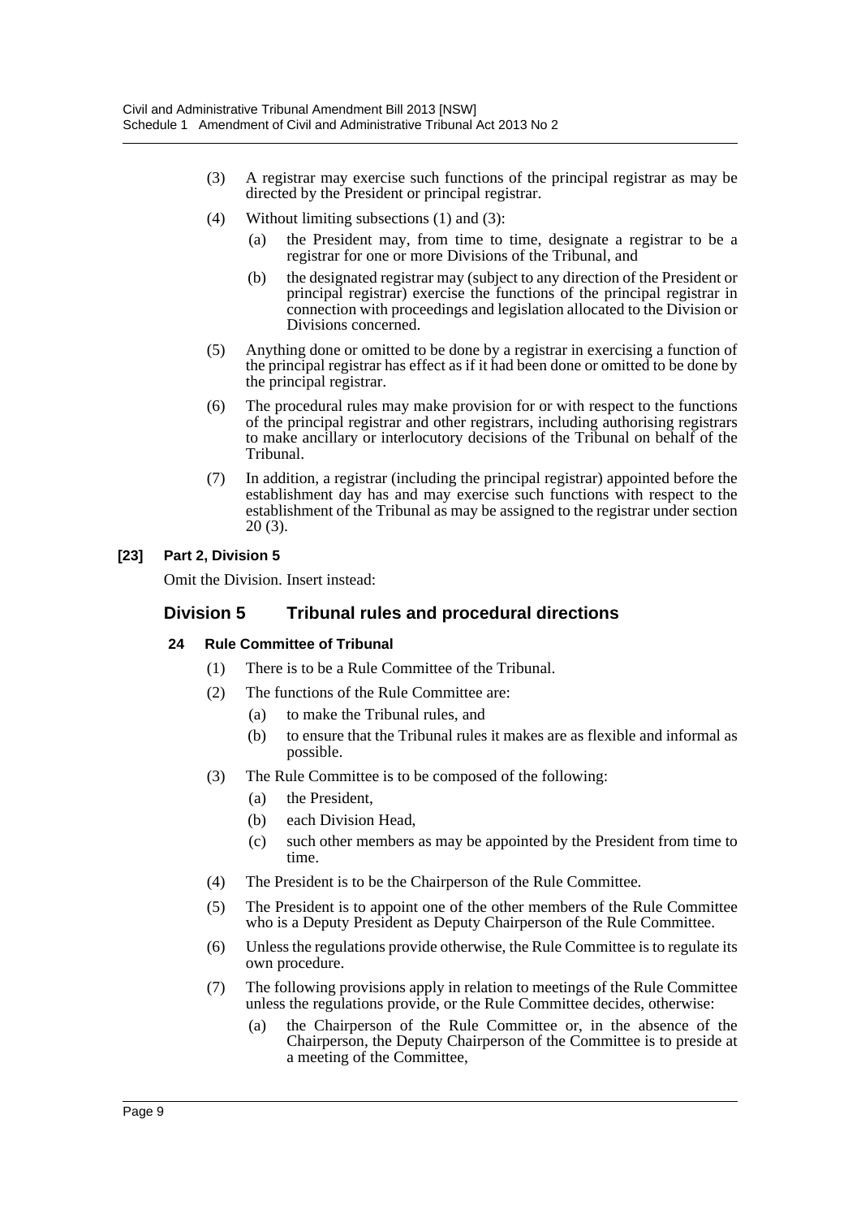(3) A registrar may exercise such functions of the principal registrar as may be directed by the President or principal registrar.

(4) Without limiting subsections (1) and (3):

(a) the President may, from time to time, designate a registrar to be a registrar for one or more Divisions of the Tribunal, and

(b) the designated registrar may (subject to any direction of the President or principal registrar) exercise the functions of the principal registrar in connection with proceedings and legislation allocated to the Division or Divisions concerned.

(5) Anything done or omitted to be done by a registrar in exercising a function of the principal registrar has effect as if it had been done or omitted to be done by the principal registrar.

(6) The procedural rules may make provision for or with respect to the functions of the principal registrar and other registrars, including authorising registrars to make ancillary or interlocutory decisions of the Tribunal on behalf of the Tribunal.

(7) In addition, a registrar (including the principal registrar) appointed before the establishment day has and may exercise such functions with respect to the establishment of the Tribunal as may be assigned to the registrar under section 20 (3).

**[23] Part 2, Division 5**

Omit the Division. Insert instead:

## Division 5 Tribunal rules and procedural directions

### 24 Rule Committee of Tribunal

(1) There is to be a Rule Committee of the Tribunal.

(2) The functions of the Rule Committee are:

(a) to make the Tribunal rules, and

(b) to ensure that the Tribunal rules it makes are as flexible and informal as possible.

(3) The Rule Committee is to be composed of the following:

(a) the President,

(b) each Division Head,

(c) such other members as may be appointed by the President from time to time.

(4) The President is to be the Chairperson of the Rule Committee.

(5) The President is to appoint one of the other members of the Rule Committee who is a Deputy President as Deputy Chairperson of the Rule Committee.

(6) Unless the regulations provide otherwise, the Rule Committee is to regulate its own procedure.

(7) The following provisions apply in relation to meetings of the Rule Committee unless the regulations provide, or the Rule Committee decides, otherwise:

(a) the Chairperson of the Rule Committee or, in the absence of the Chairperson, the Deputy Chairperson of the Committee is to preside at a meeting of the Committee,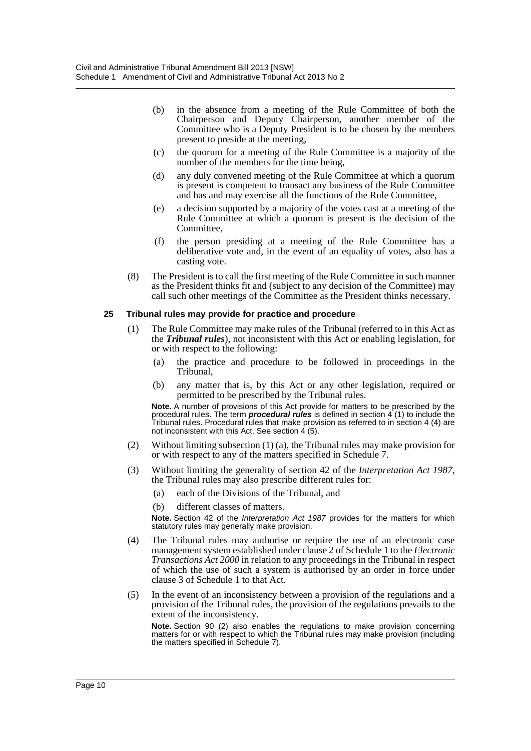(b) in the absence from a meeting of the Rule Committee of both the Chairperson and Deputy Chairperson, another member of the Committee who is a Deputy President is to be chosen by the members present to preside at the meeting,

(c) the quorum for a meeting of the Rule Committee is a majority of the number of the members for the time being,

(d) any duly convened meeting of the Rule Committee at which a quorum is present is competent to transact any business of the Rule Committee and has and may exercise all the functions of the Rule Committee,

(e) a decision supported by a majority of the votes cast at a meeting of the Rule Committee at which a quorum is present is the decision of the Committee,

(f) the person presiding at a meeting of the Rule Committee has a deliberative vote and, in the event of an equality of votes, also has a casting vote.

(8) The President is to call the first meeting of the Rule Committee in such manner as the President thinks fit and (subject to any decision of the Committee) may call such other meetings of the Committee as the President thinks necessary.

**25 Tribunal rules may provide for practice and procedure**

(1) The Rule Committee may make rules of the Tribunal (referred to in this Act as the ***Tribunal rules***), not inconsistent with this Act or enabling legislation, for or with respect to the following:

(a) the practice and procedure to be followed in proceedings in the Tribunal,

(b) any matter that is, by this Act or any other legislation, required or permitted to be prescribed by the Tribunal rules.

**Note.** A number of provisions of this Act provide for matters to be prescribed by the procedural rules. The term ***procedural rules*** is defined in section 4 (1) to include the Tribunal rules. Procedural rules that make provision as referred to in section 4 (4) are not inconsistent with this Act. See section 4 (5).

(2) Without limiting subsection (1) (a), the Tribunal rules may make provision for or with respect to any of the matters specified in Schedule 7.

(3) Without limiting the generality of section 42 of the *Interpretation Act 1987*, the Tribunal rules may also prescribe different rules for:

(a) each of the Divisions of the Tribunal, and

(b) different classes of matters.

**Note.** Section 42 of the *Interpretation Act 1987* provides for the matters for which statutory rules may generally make provision.

(4) The Tribunal rules may authorise or require the use of an electronic case management system established under clause 2 of Schedule 1 to the *Electronic Transactions Act 2000* in relation to any proceedings in the Tribunal in respect of which the use of such a system is authorised by an order in force under clause 3 of Schedule 1 to that Act.

(5) In the event of an inconsistency between a provision of the regulations and a provision of the Tribunal rules, the provision of the regulations prevails to the extent of the inconsistency.

**Note.** Section 90 (2) also enables the regulations to make provision concerning matters for or with respect to which the Tribunal rules may make provision (including the matters specified in Schedule 7).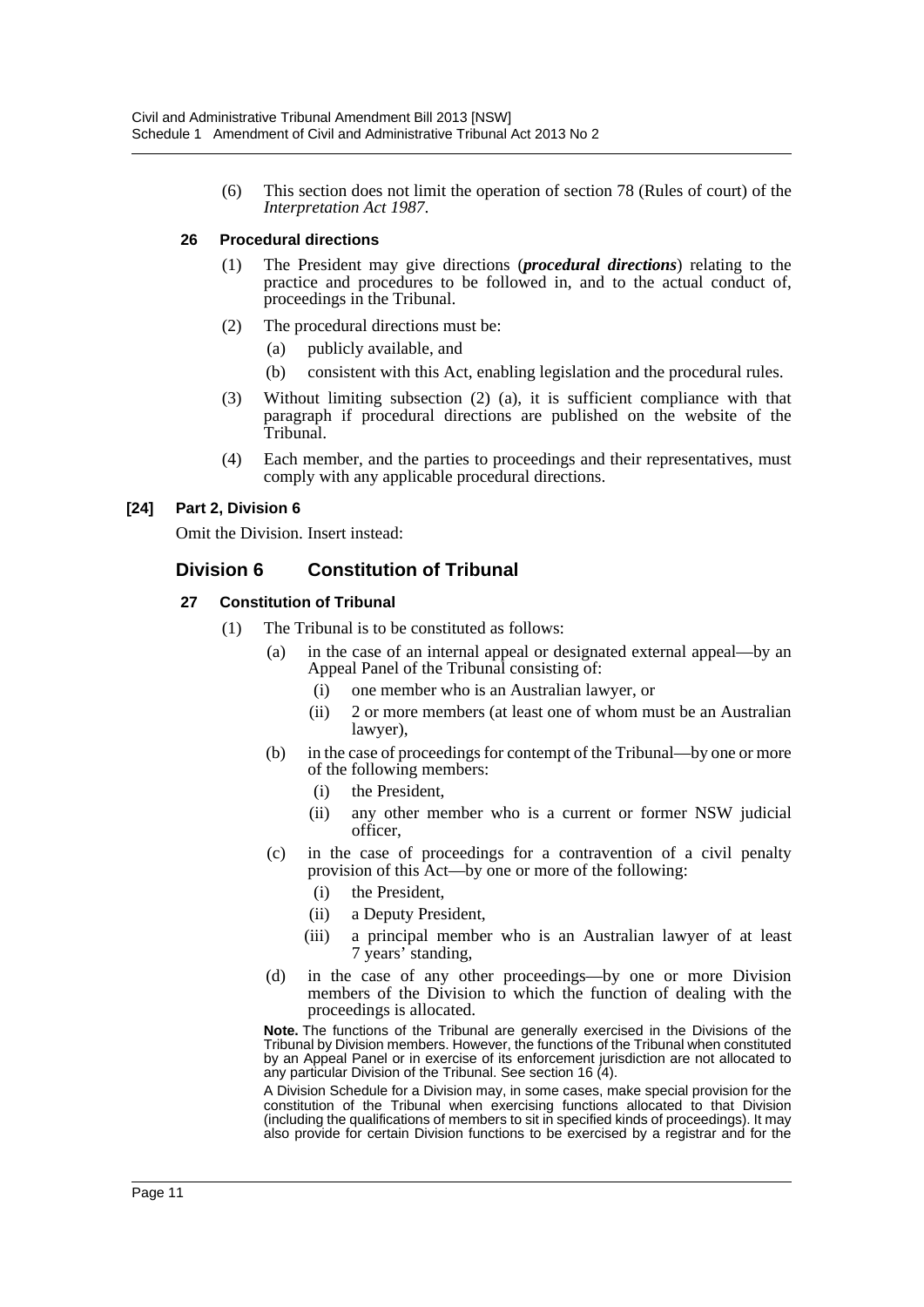(6) This section does not limit the operation of section 78 (Rules of court) of the *Interpretation Act 1987*.

### 26 Procedural directions

(1) The President may give directions (***procedural directions***) relating to the practice and procedures to be followed in, and to the actual conduct of, proceedings in the Tribunal.

(2) The procedural directions must be:

   (a) publicly available, and

   (b) consistent with this Act, enabling legislation and the procedural rules.

(3) Without limiting subsection (2) (a), it is sufficient compliance with that paragraph if procedural directions are published on the website of the Tribunal.

(4) Each member, and the parties to proceedings and their representatives, must comply with any applicable procedural directions.

### [24] Part 2, Division 6

Omit the Division. Insert instead:

## Division 6 Constitution of Tribunal

### 27 Constitution of Tribunal

(1) The Tribunal is to be constituted as follows:

   (a) in the case of an internal appeal or designated external appeal—by an Appeal Panel of the Tribunal consisting of:

      (i) one member who is an Australian lawyer, or

      (ii) 2 or more members (at least one of whom must be an Australian lawyer),

   (b) in the case of proceedings for contempt of the Tribunal—by one or more of the following members:

      (i) the President,

      (ii) any other member who is a current or former NSW judicial officer,

   (c) in the case of proceedings for a contravention of a civil penalty provision of this Act—by one or more of the following:

      (i) the President,

      (ii) a Deputy President,

      (iii) a principal member who is an Australian lawyer of at least 7 years' standing,

   (d) in the case of any other proceedings—by one or more Division members of the Division to which the function of dealing with the proceedings is allocated.

**Note.** The functions of the Tribunal are generally exercised in the Divisions of the Tribunal by Division members. However, the functions of the Tribunal when constituted by an Appeal Panel or in exercise of its enforcement jurisdiction are not allocated to any particular Division of the Tribunal. See section 16 (4).

A Division Schedule for a Division may, in some cases, make special provision for the constitution of the Tribunal when exercising functions allocated to that Division (including the qualifications of members to sit in specified kinds of proceedings). It may also provide for certain Division functions to be exercised by a registrar and for the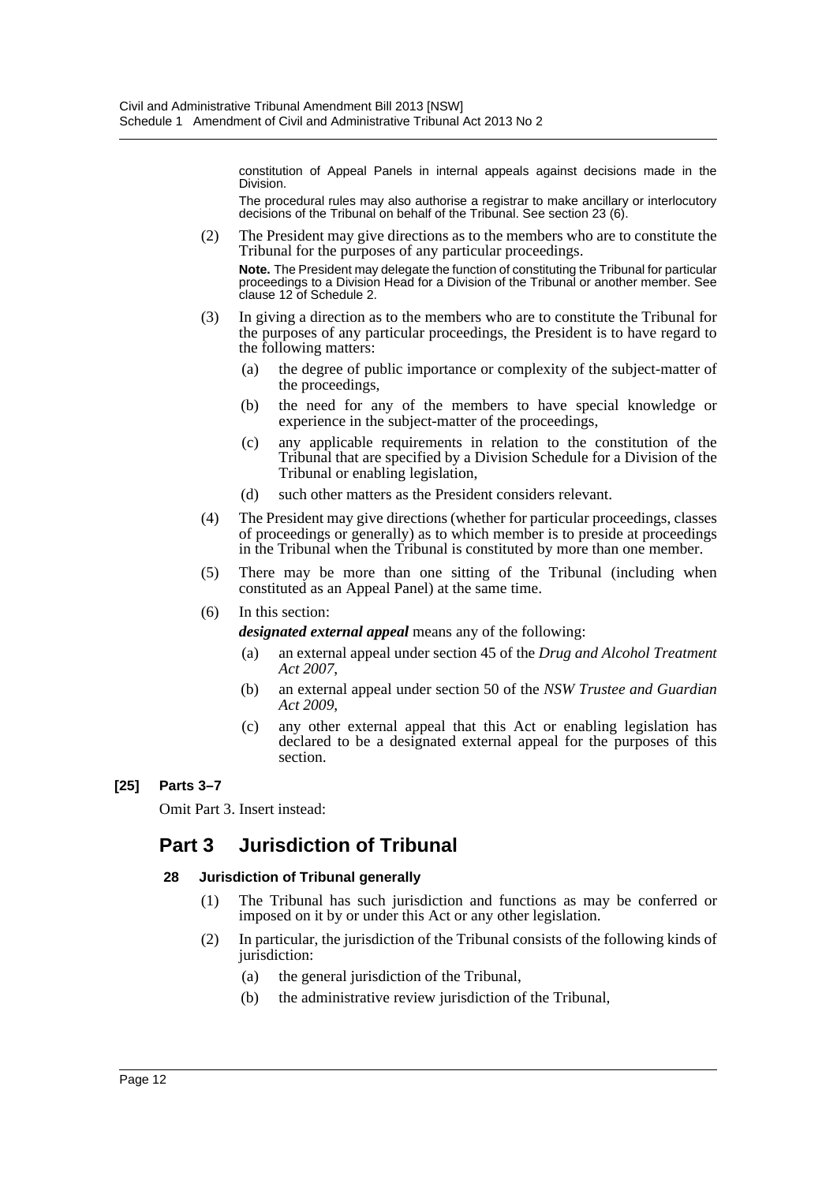constitution of Appeal Panels in internal appeals against decisions made in the Division.

The procedural rules may also authorise a registrar to make ancillary or interlocutory decisions of the Tribunal on behalf of the Tribunal. See section 23 (6).

(2) The President may give directions as to the members who are to constitute the Tribunal for the purposes of any particular proceedings.

**Note.** The President may delegate the function of constituting the Tribunal for particular proceedings to a Division Head for a Division of the Tribunal or another member. See clause 12 of Schedule 2.

(3) In giving a direction as to the members who are to constitute the Tribunal for the purposes of any particular proceedings, the President is to have regard to the following matters:

(a) the degree of public importance or complexity of the subject-matter of the proceedings,

(b) the need for any of the members to have special knowledge or experience in the subject-matter of the proceedings,

(c) any applicable requirements in relation to the constitution of the Tribunal that are specified by a Division Schedule for a Division of the Tribunal or enabling legislation,

(d) such other matters as the President considers relevant.

(4) The President may give directions (whether for particular proceedings, classes of proceedings or generally) as to which member is to preside at proceedings in the Tribunal when the Tribunal is constituted by more than one member.

(5) There may be more than one sitting of the Tribunal (including when constituted as an Appeal Panel) at the same time.

(6) In this section:

***designated external appeal*** means any of the following:

(a) an external appeal under section 45 of the *Drug and Alcohol Treatment Act 2007*,

(b) an external appeal under section 50 of the *NSW Trustee and Guardian Act 2009*,

(c) any other external appeal that this Act or enabling legislation has declared to be a designated external appeal for the purposes of this section.

**[25] Parts 3–7**

Omit Part 3. Insert instead:

# Part 3 Jurisdiction of Tribunal

**28 Jurisdiction of Tribunal generally**

(1) The Tribunal has such jurisdiction and functions as may be conferred or imposed on it by or under this Act or any other legislation.

(2) In particular, the jurisdiction of the Tribunal consists of the following kinds of jurisdiction:

(a) the general jurisdiction of the Tribunal,

(b) the administrative review jurisdiction of the Tribunal,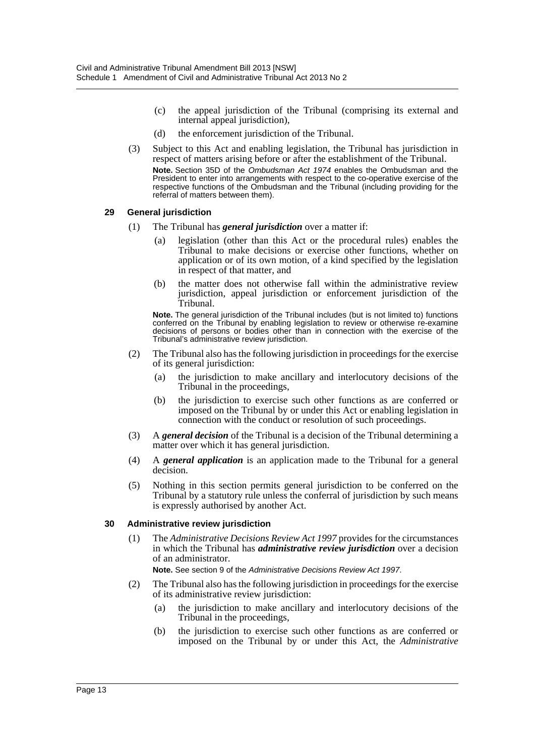(c) the appeal jurisdiction of the Tribunal (comprising its external and internal appeal jurisdiction),

(d) the enforcement jurisdiction of the Tribunal.

(3) Subject to this Act and enabling legislation, the Tribunal has jurisdiction in respect of matters arising before or after the establishment of the Tribunal.

**Note.** Section 35D of the *Ombudsman Act 1974* enables the Ombudsman and the President to enter into arrangements with respect to the co-operative exercise of the respective functions of the Ombudsman and the Tribunal (including providing for the referral of matters between them).

#### 29 General jurisdiction

(1) The Tribunal has ***general jurisdiction*** over a matter if:

(a) legislation (other than this Act or the procedural rules) enables the Tribunal to make decisions or exercise other functions, whether on application or of its own motion, of a kind specified by the legislation in respect of that matter, and

(b) the matter does not otherwise fall within the administrative review jurisdiction, appeal jurisdiction or enforcement jurisdiction of the Tribunal.

**Note.** The general jurisdiction of the Tribunal includes (but is not limited to) functions conferred on the Tribunal by enabling legislation to review or otherwise re-examine decisions of persons or bodies other than in connection with the exercise of the Tribunal's administrative review jurisdiction.

(2) The Tribunal also has the following jurisdiction in proceedings for the exercise of its general jurisdiction:

(a) the jurisdiction to make ancillary and interlocutory decisions of the Tribunal in the proceedings,

(b) the jurisdiction to exercise such other functions as are conferred or imposed on the Tribunal by or under this Act or enabling legislation in connection with the conduct or resolution of such proceedings.

(3) A ***general decision*** of the Tribunal is a decision of the Tribunal determining a matter over which it has general jurisdiction.

(4) A ***general application*** is an application made to the Tribunal for a general decision.

(5) Nothing in this section permits general jurisdiction to be conferred on the Tribunal by a statutory rule unless the conferral of jurisdiction by such means is expressly authorised by another Act.

#### 30 Administrative review jurisdiction

(1) The *Administrative Decisions Review Act 1997* provides for the circumstances in which the Tribunal has ***administrative review jurisdiction*** over a decision of an administrator.

**Note.** See section 9 of the *Administrative Decisions Review Act 1997*.

(2) The Tribunal also has the following jurisdiction in proceedings for the exercise of its administrative review jurisdiction:

(a) the jurisdiction to make ancillary and interlocutory decisions of the Tribunal in the proceedings,

(b) the jurisdiction to exercise such other functions as are conferred or imposed on the Tribunal by or under this Act, the *Administrative*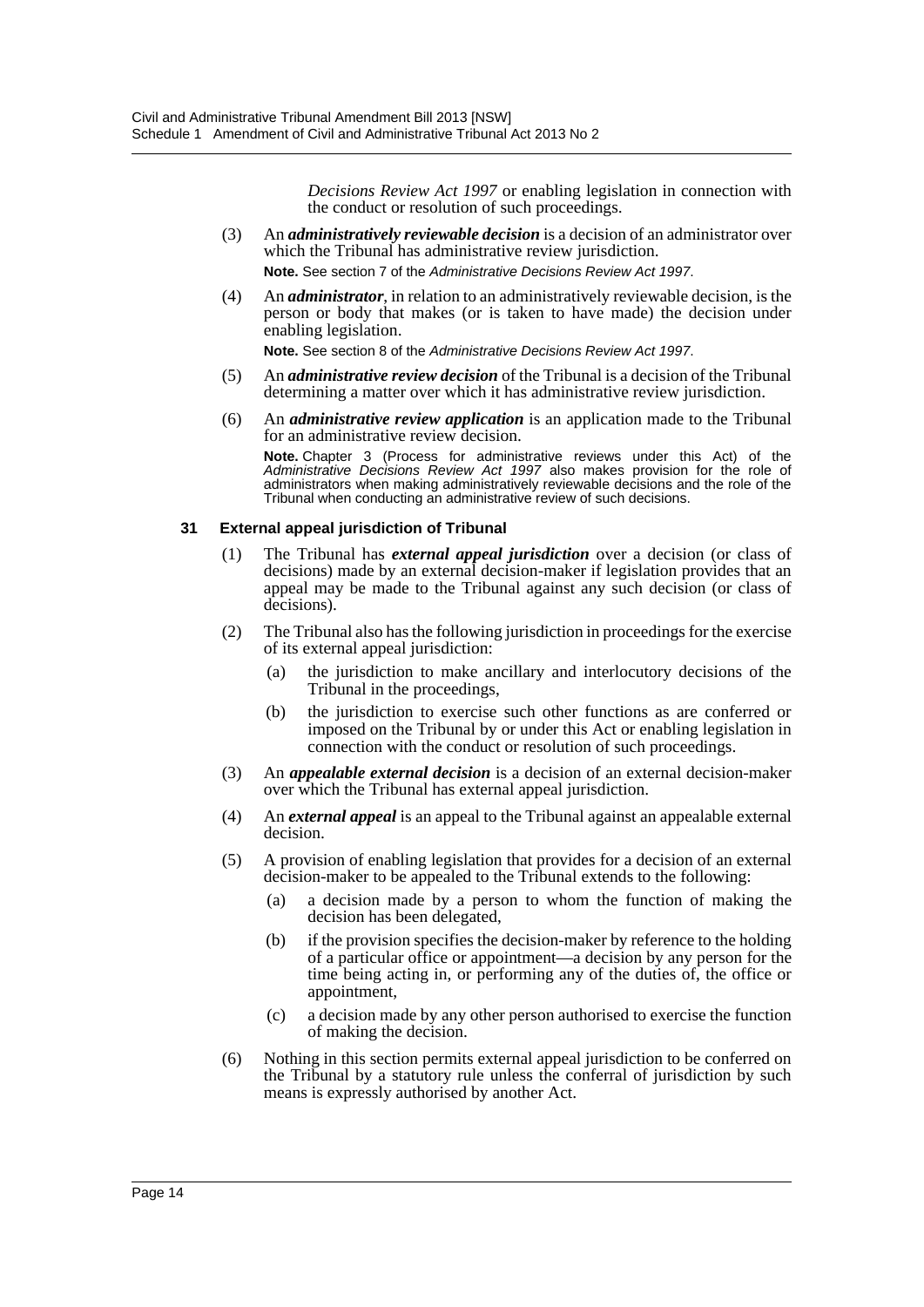*Decisions Review Act 1997* or enabling legislation in connection with the conduct or resolution of such proceedings.

(3) An ***administratively reviewable decision*** is a decision of an administrator over which the Tribunal has administrative review jurisdiction.

**Note.** See section 7 of the *Administrative Decisions Review Act 1997*.

(4) An ***administrator***, in relation to an administratively reviewable decision, is the person or body that makes (or is taken to have made) the decision under enabling legislation.

**Note.** See section 8 of the *Administrative Decisions Review Act 1997*.

(5) An ***administrative review decision*** of the Tribunal is a decision of the Tribunal determining a matter over which it has administrative review jurisdiction.

(6) An ***administrative review application*** is an application made to the Tribunal for an administrative review decision.

**Note.** Chapter 3 (Process for administrative reviews under this Act) of the *Administrative Decisions Review Act 1997* also makes provision for the role of administrators when making administratively reviewable decisions and the role of the Tribunal when conducting an administrative review of such decisions.

#### 31 External appeal jurisdiction of Tribunal

(1) The Tribunal has ***external appeal jurisdiction*** over a decision (or class of decisions) made by an external decision-maker if legislation provides that an appeal may be made to the Tribunal against any such decision (or class of decisions).

(2) The Tribunal also has the following jurisdiction in proceedings for the exercise of its external appeal jurisdiction:

(a) the jurisdiction to make ancillary and interlocutory decisions of the Tribunal in the proceedings,

(b) the jurisdiction to exercise such other functions as are conferred or imposed on the Tribunal by or under this Act or enabling legislation in connection with the conduct or resolution of such proceedings.

(3) An ***appealable external decision*** is a decision of an external decision-maker over which the Tribunal has external appeal jurisdiction.

(4) An ***external appeal*** is an appeal to the Tribunal against an appealable external decision.

(5) A provision of enabling legislation that provides for a decision of an external decision-maker to be appealed to the Tribunal extends to the following:

(a) a decision made by a person to whom the function of making the decision has been delegated,

(b) if the provision specifies the decision-maker by reference to the holding of a particular office or appointment—a decision by any person for the time being acting in, or performing any of the duties of, the office or appointment,

(c) a decision made by any other person authorised to exercise the function of making the decision.

(6) Nothing in this section permits external appeal jurisdiction to be conferred on the Tribunal by a statutory rule unless the conferral of jurisdiction by such means is expressly authorised by another Act.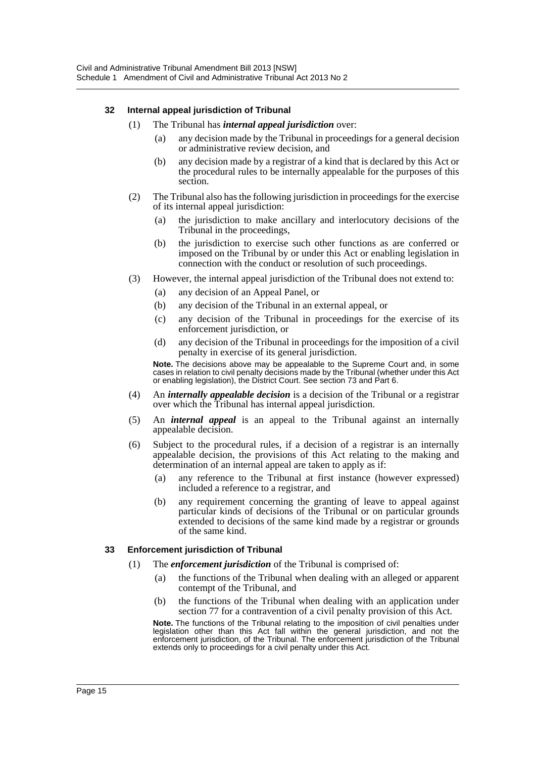#### 32 Internal appeal jurisdiction of Tribunal

(1) The Tribunal has ***internal appeal jurisdiction*** over:

(a) any decision made by the Tribunal in proceedings for a general decision or administrative review decision, and

(b) any decision made by a registrar of a kind that is declared by this Act or the procedural rules to be internally appealable for the purposes of this section.

(2) The Tribunal also has the following jurisdiction in proceedings for the exercise of its internal appeal jurisdiction:

(a) the jurisdiction to make ancillary and interlocutory decisions of the Tribunal in the proceedings,

(b) the jurisdiction to exercise such other functions as are conferred or imposed on the Tribunal by or under this Act or enabling legislation in connection with the conduct or resolution of such proceedings.

(3) However, the internal appeal jurisdiction of the Tribunal does not extend to:

(a) any decision of an Appeal Panel, or

(b) any decision of the Tribunal in an external appeal, or

(c) any decision of the Tribunal in proceedings for the exercise of its enforcement jurisdiction, or

(d) any decision of the Tribunal in proceedings for the imposition of a civil penalty in exercise of its general jurisdiction.

**Note.** The decisions above may be appealable to the Supreme Court and, in some cases in relation to civil penalty decisions made by the Tribunal (whether under this Act or enabling legislation), the District Court. See section 73 and Part 6.

(4) An ***internally appealable decision*** is a decision of the Tribunal or a registrar over which the Tribunal has internal appeal jurisdiction.

(5) An ***internal appeal*** is an appeal to the Tribunal against an internally appealable decision.

(6) Subject to the procedural rules, if a decision of a registrar is an internally appealable decision, the provisions of this Act relating to the making and determination of an internal appeal are taken to apply as if:

(a) any reference to the Tribunal at first instance (however expressed) included a reference to a registrar, and

(b) any requirement concerning the granting of leave to appeal against particular kinds of decisions of the Tribunal or on particular grounds extended to decisions of the same kind made by a registrar or grounds of the same kind.

#### 33 Enforcement jurisdiction of Tribunal

(1) The ***enforcement jurisdiction*** of the Tribunal is comprised of:

(a) the functions of the Tribunal when dealing with an alleged or apparent contempt of the Tribunal, and

(b) the functions of the Tribunal when dealing with an application under section 77 for a contravention of a civil penalty provision of this Act.

**Note.** The functions of the Tribunal relating to the imposition of civil penalties under legislation other than this Act fall within the general jurisdiction, and not the enforcement jurisdiction, of the Tribunal. The enforcement jurisdiction of the Tribunal extends only to proceedings for a civil penalty under this Act.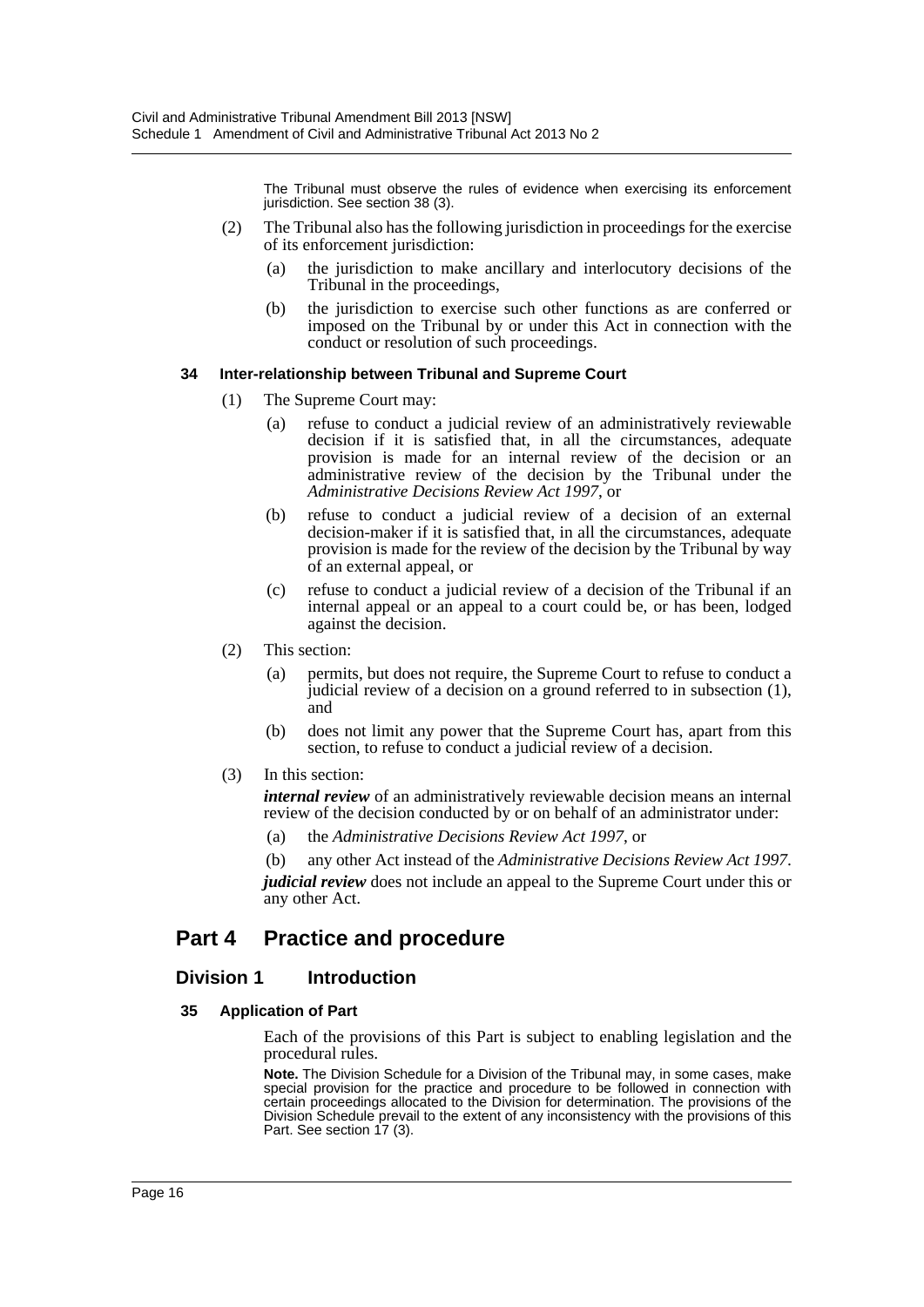The Tribunal must observe the rules of evidence when exercising its enforcement jurisdiction. See section 38 (3).

(2) The Tribunal also has the following jurisdiction in proceedings for the exercise of its enforcement jurisdiction:

(a) the jurisdiction to make ancillary and interlocutory decisions of the Tribunal in the proceedings,

(b) the jurisdiction to exercise such other functions as are conferred or imposed on the Tribunal by or under this Act in connection with the conduct or resolution of such proceedings.

#### 34 Inter-relationship between Tribunal and Supreme Court

(1) The Supreme Court may:

(a) refuse to conduct a judicial review of an administratively reviewable decision if it is satisfied that, in all the circumstances, adequate provision is made for an internal review of the decision or an administrative review of the decision by the Tribunal under the *Administrative Decisions Review Act 1997*, or

(b) refuse to conduct a judicial review of a decision of an external decision-maker if it is satisfied that, in all the circumstances, adequate provision is made for the review of the decision by the Tribunal by way of an external appeal, or

(c) refuse to conduct a judicial review of a decision of the Tribunal if an internal appeal or an appeal to a court could be, or has been, lodged against the decision.

(2) This section:

(a) permits, but does not require, the Supreme Court to refuse to conduct a judicial review of a decision on a ground referred to in subsection (1), and

(b) does not limit any power that the Supreme Court has, apart from this section, to refuse to conduct a judicial review of a decision.

(3) In this section:

***internal review*** of an administratively reviewable decision means an internal review of the decision conducted by or on behalf of an administrator under:

(a) the *Administrative Decisions Review Act 1997*, or

(b) any other Act instead of the *Administrative Decisions Review Act 1997*.

***judicial review*** does not include an appeal to the Supreme Court under this or any other Act.

## Part 4 Practice and procedure

### Division 1 Introduction

#### 35 Application of Part

Each of the provisions of this Part is subject to enabling legislation and the procedural rules.

**Note.** The Division Schedule for a Division of the Tribunal may, in some cases, make special provision for the practice and procedure to be followed in connection with certain proceedings allocated to the Division for determination. The provisions of the Division Schedule prevail to the extent of any inconsistency with the provisions of this Part. See section 17 (3).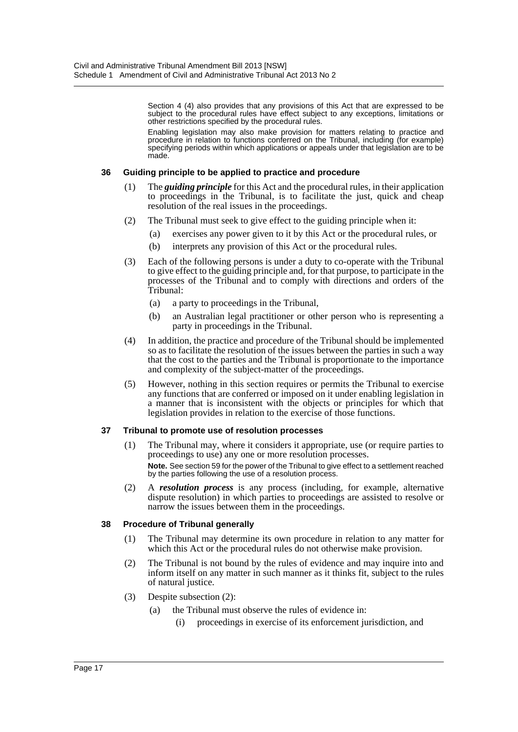Section 4 (4) also provides that any provisions of this Act that are expressed to be subject to the procedural rules have effect subject to any exceptions, limitations or other restrictions specified by the procedural rules.

Enabling legislation may also make provision for matters relating to practice and procedure in relation to functions conferred on the Tribunal, including (for example) specifying periods within which applications or appeals under that legislation are to be made.

### 36 Guiding principle to be applied to practice and procedure

(1) The ***guiding principle*** for this Act and the procedural rules, in their application to proceedings in the Tribunal, is to facilitate the just, quick and cheap resolution of the real issues in the proceedings.

(2) The Tribunal must seek to give effect to the guiding principle when it:

- (a) exercises any power given to it by this Act or the procedural rules, or
- (b) interprets any provision of this Act or the procedural rules.

(3) Each of the following persons is under a duty to co-operate with the Tribunal to give effect to the guiding principle and, for that purpose, to participate in the processes of the Tribunal and to comply with directions and orders of the Tribunal:

- (a) a party to proceedings in the Tribunal,
- (b) an Australian legal practitioner or other person who is representing a party in proceedings in the Tribunal.

(4) In addition, the practice and procedure of the Tribunal should be implemented so as to facilitate the resolution of the issues between the parties in such a way that the cost to the parties and the Tribunal is proportionate to the importance and complexity of the subject-matter of the proceedings.

(5) However, nothing in this section requires or permits the Tribunal to exercise any functions that are conferred or imposed on it under enabling legislation in a manner that is inconsistent with the objects or principles for which that legislation provides in relation to the exercise of those functions.

### 37 Tribunal to promote use of resolution processes

(1) The Tribunal may, where it considers it appropriate, use (or require parties to proceedings to use) any one or more resolution processes.

**Note.** See section 59 for the power of the Tribunal to give effect to a settlement reached by the parties following the use of a resolution process.

(2) A ***resolution process*** is any process (including, for example, alternative dispute resolution) in which parties to proceedings are assisted to resolve or narrow the issues between them in the proceedings.

### 38 Procedure of Tribunal generally

(1) The Tribunal may determine its own procedure in relation to any matter for which this Act or the procedural rules do not otherwise make provision.

(2) The Tribunal is not bound by the rules of evidence and may inquire into and inform itself on any matter in such manner as it thinks fit, subject to the rules of natural justice.

(3) Despite subsection (2):

- (a) the Tribunal must observe the rules of evidence in:
  - (i) proceedings in exercise of its enforcement jurisdiction, and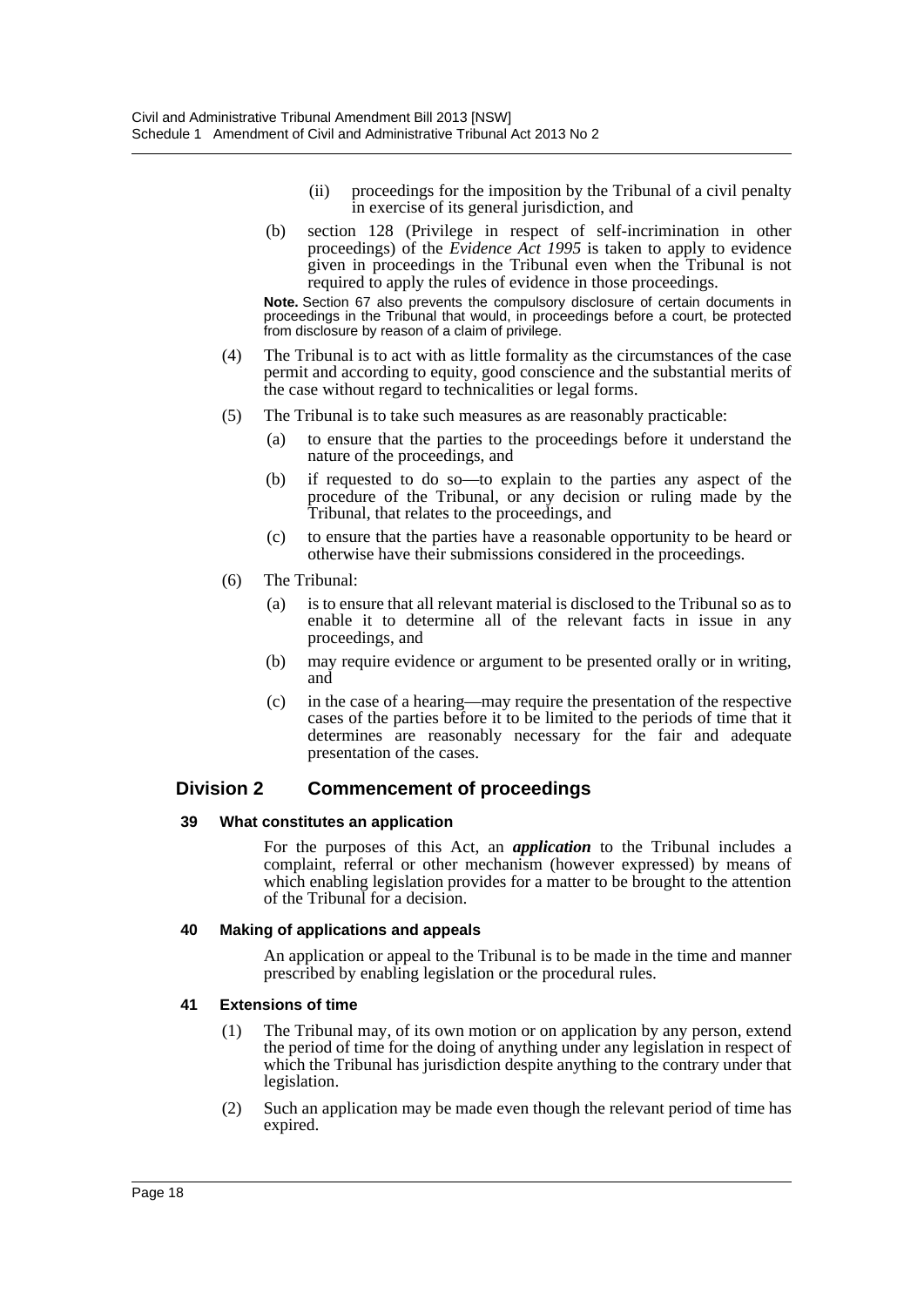(ii) proceedings for the imposition by the Tribunal of a civil penalty in exercise of its general jurisdiction, and

(b) section 128 (Privilege in respect of self-incrimination in other proceedings) of the *Evidence Act 1995* is taken to apply to evidence given in proceedings in the Tribunal even when the Tribunal is not required to apply the rules of evidence in those proceedings.

**Note.** Section 67 also prevents the compulsory disclosure of certain documents in proceedings in the Tribunal that would, in proceedings before a court, be protected from disclosure by reason of a claim of privilege.

(4) The Tribunal is to act with as little formality as the circumstances of the case permit and according to equity, good conscience and the substantial merits of the case without regard to technicalities or legal forms.

(5) The Tribunal is to take such measures as are reasonably practicable:

(a) to ensure that the parties to the proceedings before it understand the nature of the proceedings, and

(b) if requested to do so—to explain to the parties any aspect of the procedure of the Tribunal, or any decision or ruling made by the Tribunal, that relates to the proceedings, and

(c) to ensure that the parties have a reasonable opportunity to be heard or otherwise have their submissions considered in the proceedings.

(6) The Tribunal:

(a) is to ensure that all relevant material is disclosed to the Tribunal so as to enable it to determine all of the relevant facts in issue in any proceedings, and

(b) may require evidence or argument to be presented orally or in writing, and

(c) in the case of a hearing—may require the presentation of the respective cases of the parties before it to be limited to the periods of time that it determines are reasonably necessary for the fair and adequate presentation of the cases.

## Division 2 Commencement of proceedings

#### 39 What constitutes an application

For the purposes of this Act, an ***application*** to the Tribunal includes a complaint, referral or other mechanism (however expressed) by means of which enabling legislation provides for a matter to be brought to the attention of the Tribunal for a decision.

#### 40 Making of applications and appeals

An application or appeal to the Tribunal is to be made in the time and manner prescribed by enabling legislation or the procedural rules.

#### 41 Extensions of time

(1) The Tribunal may, of its own motion or on application by any person, extend the period of time for the doing of anything under any legislation in respect of which the Tribunal has jurisdiction despite anything to the contrary under that legislation.

(2) Such an application may be made even though the relevant period of time has expired.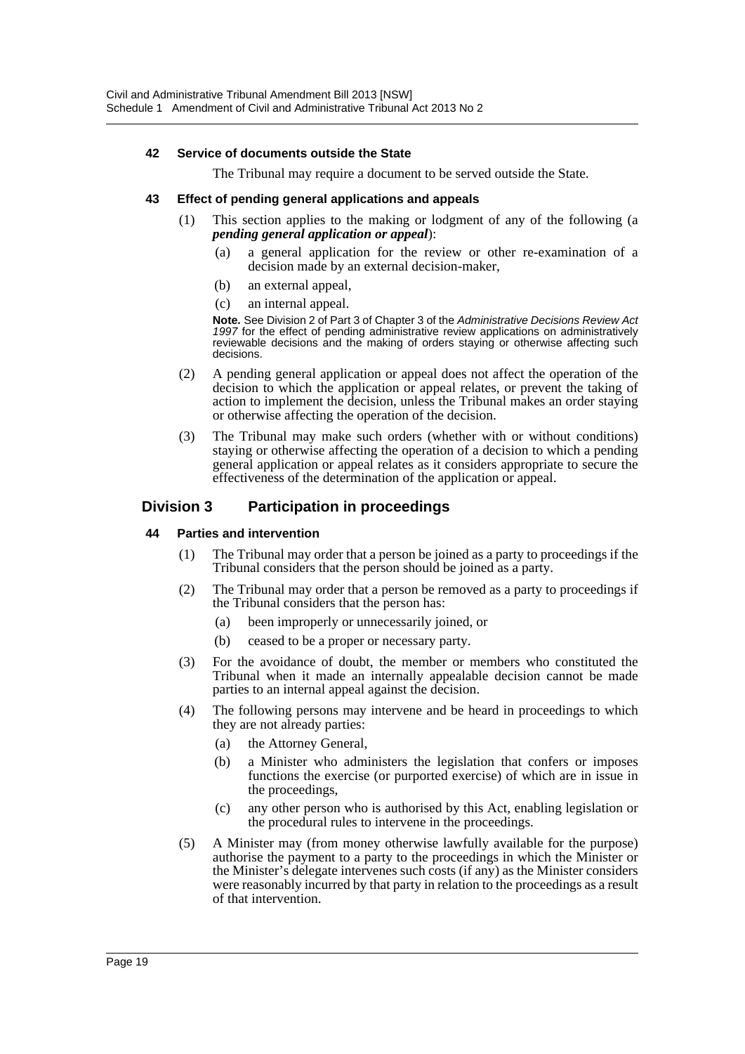#### 42 Service of documents outside the State

The Tribunal may require a document to be served outside the State.

#### 43 Effect of pending general applications and appeals

(1) This section applies to the making or lodgment of any of the following (a ***pending general application or appeal***):

- (a) a general application for the review or other re-examination of a decision made by an external decision-maker,
- (b) an external appeal,
- (c) an internal appeal.

**Note.** See Division 2 of Part 3 of Chapter 3 of the *Administrative Decisions Review Act 1997* for the effect of pending administrative review applications on administratively reviewable decisions and the making of orders staying or otherwise affecting such decisions.

(2) A pending general application or appeal does not affect the operation of the decision to which the application or appeal relates, or prevent the taking of action to implement the decision, unless the Tribunal makes an order staying or otherwise affecting the operation of the decision.

(3) The Tribunal may make such orders (whether with or without conditions) staying or otherwise affecting the operation of a decision to which a pending general application or appeal relates as it considers appropriate to secure the effectiveness of the determination of the application or appeal.

### Division 3 Participation in proceedings

#### 44 Parties and intervention

(1) The Tribunal may order that a person be joined as a party to proceedings if the Tribunal considers that the person should be joined as a party.

(2) The Tribunal may order that a person be removed as a party to proceedings if the Tribunal considers that the person has:

- (a) been improperly or unnecessarily joined, or
- (b) ceased to be a proper or necessary party.

(3) For the avoidance of doubt, the member or members who constituted the Tribunal when it made an internally appealable decision cannot be made parties to an internal appeal against the decision.

(4) The following persons may intervene and be heard in proceedings to which they are not already parties:

- (a) the Attorney General,
- (b) a Minister who administers the legislation that confers or imposes functions the exercise (or purported exercise) of which are in issue in the proceedings,
- (c) any other person who is authorised by this Act, enabling legislation or the procedural rules to intervene in the proceedings.

(5) A Minister may (from money otherwise lawfully available for the purpose) authorise the payment to a party to the proceedings in which the Minister or the Minister's delegate intervenes such costs (if any) as the Minister considers were reasonably incurred by that party in relation to the proceedings as a result of that intervention.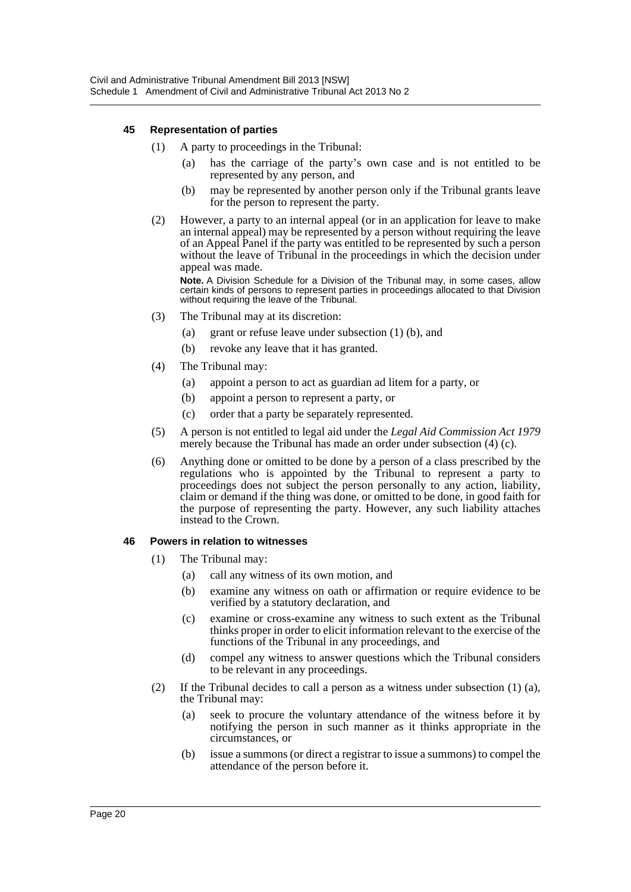#### 45 Representation of parties

(1) A party to proceedings in the Tribunal:

(a) has the carriage of the party's own case and is not entitled to be represented by any person, and

(b) may be represented by another person only if the Tribunal grants leave for the person to represent the party.

(2) However, a party to an internal appeal (or in an application for leave to make an internal appeal) may be represented by a person without requiring the leave of an Appeal Panel if the party was entitled to be represented by such a person without the leave of Tribunal in the proceedings in which the decision under appeal was made.

**Note.** A Division Schedule for a Division of the Tribunal may, in some cases, allow certain kinds of persons to represent parties in proceedings allocated to that Division without requiring the leave of the Tribunal.

(3) The Tribunal may at its discretion:

(a) grant or refuse leave under subsection (1) (b), and

(b) revoke any leave that it has granted.

(4) The Tribunal may:

(a) appoint a person to act as guardian ad litem for a party, or

(b) appoint a person to represent a party, or

(c) order that a party be separately represented.

(5) A person is not entitled to legal aid under the *Legal Aid Commission Act 1979* merely because the Tribunal has made an order under subsection (4) (c).

(6) Anything done or omitted to be done by a person of a class prescribed by the regulations who is appointed by the Tribunal to represent a party to proceedings does not subject the person personally to any action, liability, claim or demand if the thing was done, or omitted to be done, in good faith for the purpose of representing the party. However, any such liability attaches instead to the Crown.

#### 46 Powers in relation to witnesses

(1) The Tribunal may:

(a) call any witness of its own motion, and

(b) examine any witness on oath or affirmation or require evidence to be verified by a statutory declaration, and

(c) examine or cross-examine any witness to such extent as the Tribunal thinks proper in order to elicit information relevant to the exercise of the functions of the Tribunal in any proceedings, and

(d) compel any witness to answer questions which the Tribunal considers to be relevant in any proceedings.

(2) If the Tribunal decides to call a person as a witness under subsection (1) (a), the Tribunal may:

(a) seek to procure the voluntary attendance of the witness before it by notifying the person in such manner as it thinks appropriate in the circumstances, or

(b) issue a summons (or direct a registrar to issue a summons) to compel the attendance of the person before it.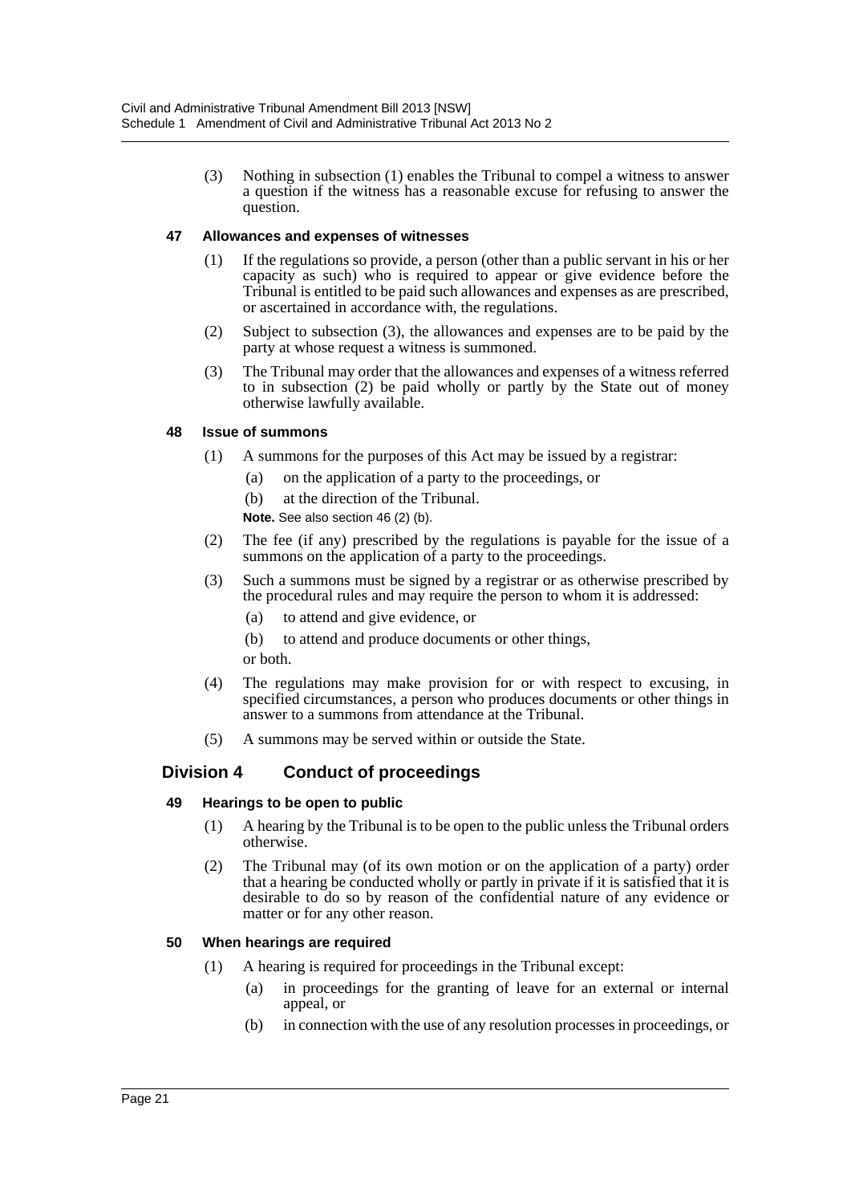(3) Nothing in subsection (1) enables the Tribunal to compel a witness to answer a question if the witness has a reasonable excuse for refusing to answer the question.

#### 47 Allowances and expenses of witnesses

(1) If the regulations so provide, a person (other than a public servant in his or her capacity as such) who is required to appear or give evidence before the Tribunal is entitled to be paid such allowances and expenses as are prescribed, or ascertained in accordance with, the regulations.

(2) Subject to subsection (3), the allowances and expenses are to be paid by the party at whose request a witness is summoned.

(3) The Tribunal may order that the allowances and expenses of a witness referred to in subsection (2) be paid wholly or partly by the State out of money otherwise lawfully available.

#### 48 Issue of summons

(1) A summons for the purposes of this Act may be issued by a registrar:

(a) on the application of a party to the proceedings, or

(b) at the direction of the Tribunal.

**Note.** See also section 46 (2) (b).

(2) The fee (if any) prescribed by the regulations is payable for the issue of a summons on the application of a party to the proceedings.

(3) Such a summons must be signed by a registrar or as otherwise prescribed by the procedural rules and may require the person to whom it is addressed:

(a) to attend and give evidence, or

(b) to attend and produce documents or other things,

or both.

(4) The regulations may make provision for or with respect to excusing, in specified circumstances, a person who produces documents or other things in answer to a summons from attendance at the Tribunal.

(5) A summons may be served within or outside the State.

### Division 4 Conduct of proceedings

#### 49 Hearings to be open to public

(1) A hearing by the Tribunal is to be open to the public unless the Tribunal orders otherwise.

(2) The Tribunal may (of its own motion or on the application of a party) order that a hearing be conducted wholly or partly in private if it is satisfied that it is desirable to do so by reason of the confidential nature of any evidence or matter or for any other reason.

#### 50 When hearings are required

(1) A hearing is required for proceedings in the Tribunal except:

(a) in proceedings for the granting of leave for an external or internal appeal, or

(b) in connection with the use of any resolution processes in proceedings, or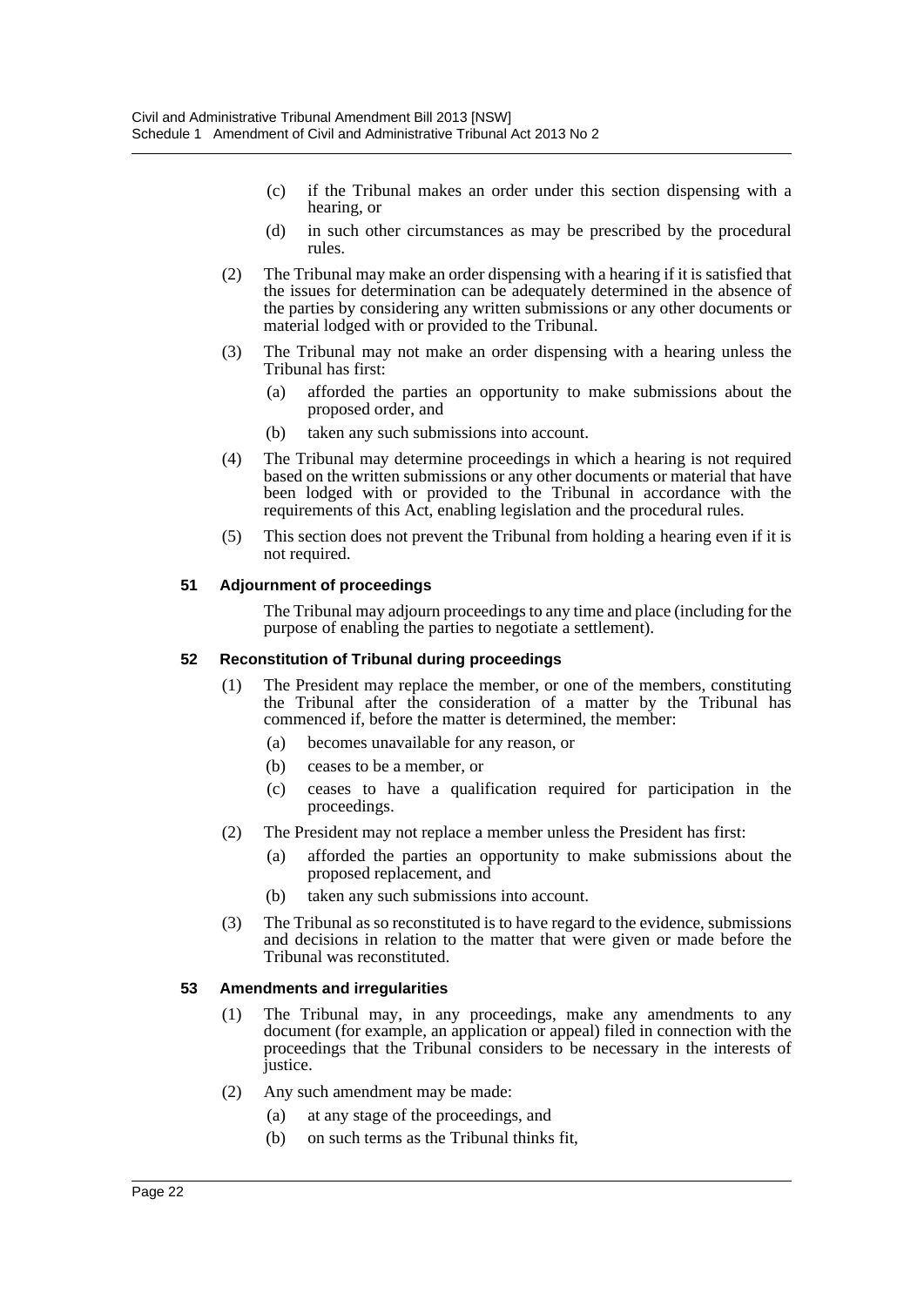(c) if the Tribunal makes an order under this section dispensing with a hearing, or

(d) in such other circumstances as may be prescribed by the procedural rules.

(2) The Tribunal may make an order dispensing with a hearing if it is satisfied that the issues for determination can be adequately determined in the absence of the parties by considering any written submissions or any other documents or material lodged with or provided to the Tribunal.

(3) The Tribunal may not make an order dispensing with a hearing unless the Tribunal has first:

(a) afforded the parties an opportunity to make submissions about the proposed order, and

(b) taken any such submissions into account.

(4) The Tribunal may determine proceedings in which a hearing is not required based on the written submissions or any other documents or material that have been lodged with or provided to the Tribunal in accordance with the requirements of this Act, enabling legislation and the procedural rules.

(5) This section does not prevent the Tribunal from holding a hearing even if it is not required.

#### 51 Adjournment of proceedings

The Tribunal may adjourn proceedings to any time and place (including for the purpose of enabling the parties to negotiate a settlement).

#### 52 Reconstitution of Tribunal during proceedings

(1) The President may replace the member, or one of the members, constituting the Tribunal after the consideration of a matter by the Tribunal has commenced if, before the matter is determined, the member:

(a) becomes unavailable for any reason, or

(b) ceases to be a member, or

(c) ceases to have a qualification required for participation in the proceedings.

(2) The President may not replace a member unless the President has first:

(a) afforded the parties an opportunity to make submissions about the proposed replacement, and

(b) taken any such submissions into account.

(3) The Tribunal as so reconstituted is to have regard to the evidence, submissions and decisions in relation to the matter that were given or made before the Tribunal was reconstituted.

#### 53 Amendments and irregularities

(1) The Tribunal may, in any proceedings, make any amendments to any document (for example, an application or appeal) filed in connection with the proceedings that the Tribunal considers to be necessary in the interests of justice.

(2) Any such amendment may be made:

(a) at any stage of the proceedings, and

(b) on such terms as the Tribunal thinks fit,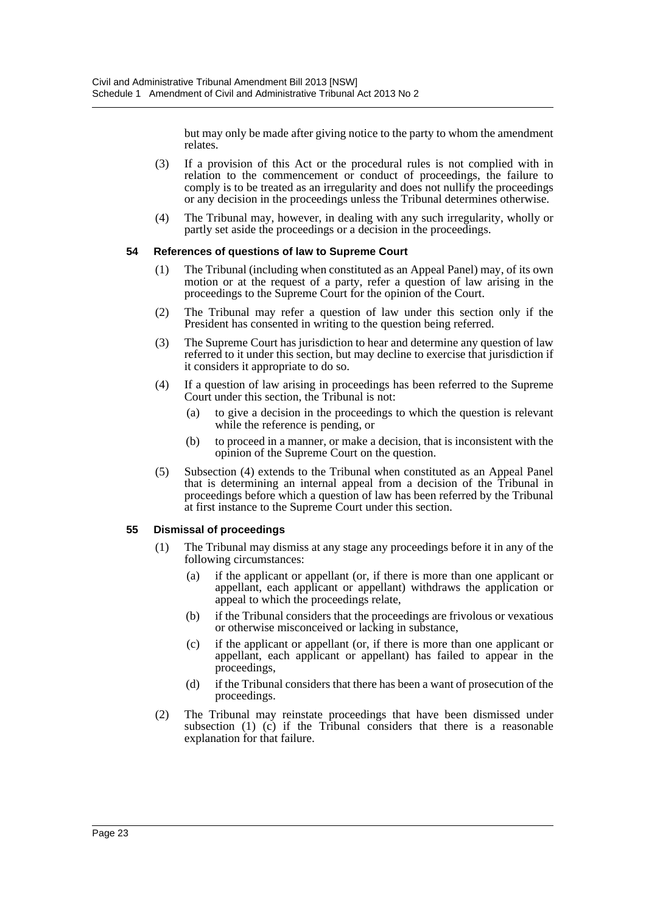but may only be made after giving notice to the party to whom the amendment relates.

(3) If a provision of this Act or the procedural rules is not complied with in relation to the commencement or conduct of proceedings, the failure to comply is to be treated as an irregularity and does not nullify the proceedings or any decision in the proceedings unless the Tribunal determines otherwise.

(4) The Tribunal may, however, in dealing with any such irregularity, wholly or partly set aside the proceedings or a decision in the proceedings.

### 54 References of questions of law to Supreme Court

(1) The Tribunal (including when constituted as an Appeal Panel) may, of its own motion or at the request of a party, refer a question of law arising in the proceedings to the Supreme Court for the opinion of the Court.

(2) The Tribunal may refer a question of law under this section only if the President has consented in writing to the question being referred.

(3) The Supreme Court has jurisdiction to hear and determine any question of law referred to it under this section, but may decline to exercise that jurisdiction if it considers it appropriate to do so.

(4) If a question of law arising in proceedings has been referred to the Supreme Court under this section, the Tribunal is not:

- (a) to give a decision in the proceedings to which the question is relevant while the reference is pending, or
- (b) to proceed in a manner, or make a decision, that is inconsistent with the opinion of the Supreme Court on the question.

(5) Subsection (4) extends to the Tribunal when constituted as an Appeal Panel that is determining an internal appeal from a decision of the Tribunal in proceedings before which a question of law has been referred by the Tribunal at first instance to the Supreme Court under this section.

### 55 Dismissal of proceedings

(1) The Tribunal may dismiss at any stage any proceedings before it in any of the following circumstances:

- (a) if the applicant or appellant (or, if there is more than one applicant or appellant, each applicant or appellant) withdraws the application or appeal to which the proceedings relate,
- (b) if the Tribunal considers that the proceedings are frivolous or vexatious or otherwise misconceived or lacking in substance,
- (c) if the applicant or appellant (or, if there is more than one applicant or appellant, each applicant or appellant) has failed to appear in the proceedings,
- (d) if the Tribunal considers that there has been a want of prosecution of the proceedings.

(2) The Tribunal may reinstate proceedings that have been dismissed under subsection (1) (c) if the Tribunal considers that there is a reasonable explanation for that failure.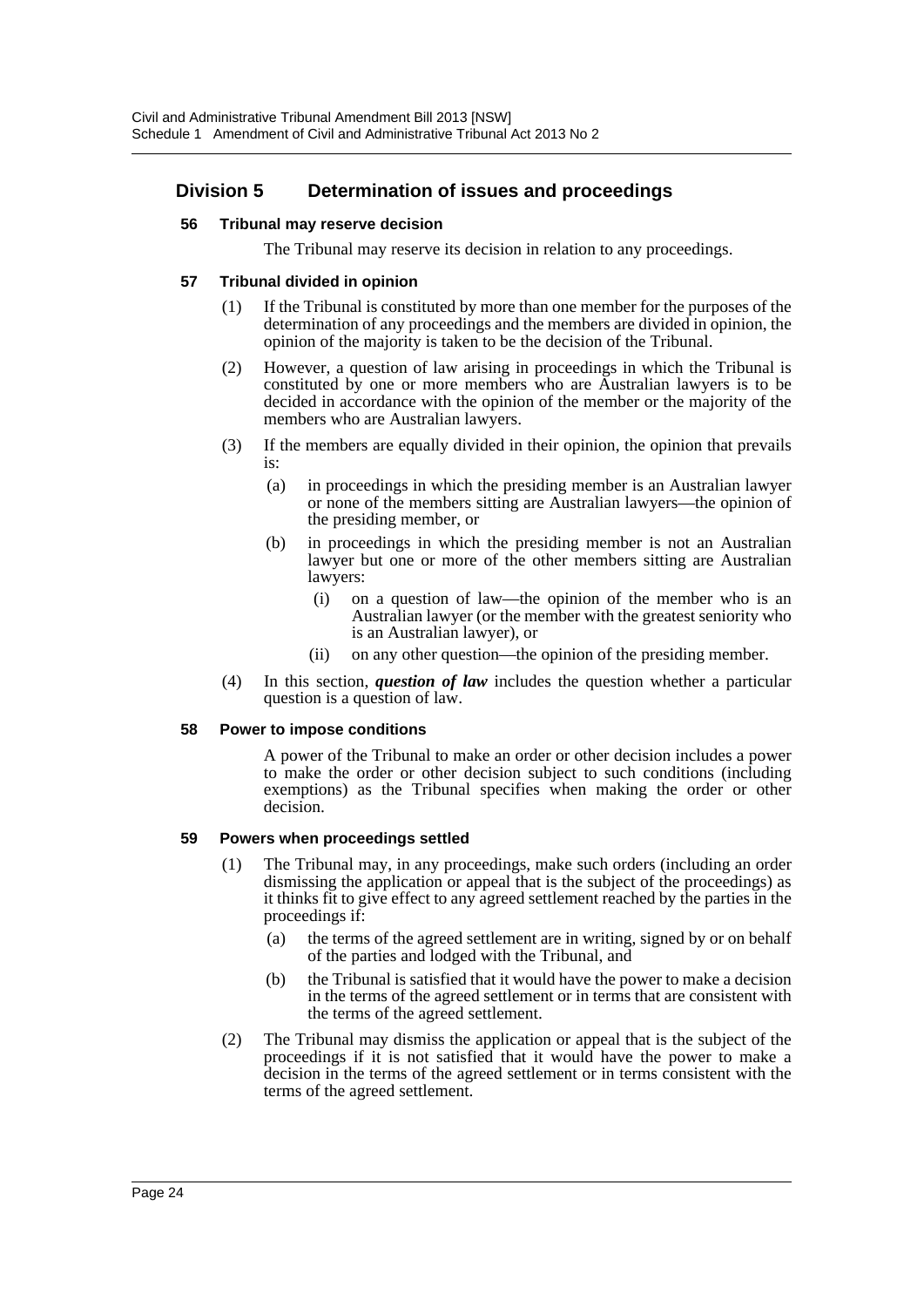## Division 5 Determination of issues and proceedings

### 56 Tribunal may reserve decision

The Tribunal may reserve its decision in relation to any proceedings.

### 57 Tribunal divided in opinion

(1) If the Tribunal is constituted by more than one member for the purposes of the determination of any proceedings and the members are divided in opinion, the opinion of the majority is taken to be the decision of the Tribunal.

(2) However, a question of law arising in proceedings in which the Tribunal is constituted by one or more members who are Australian lawyers is to be decided in accordance with the opinion of the member or the majority of the members who are Australian lawyers.

(3) If the members are equally divided in their opinion, the opinion that prevails is:

(a) in proceedings in which the presiding member is an Australian lawyer or none of the members sitting are Australian lawyers—the opinion of the presiding member, or

(b) in proceedings in which the presiding member is not an Australian lawyer but one or more of the other members sitting are Australian lawyers:

(i) on a question of law—the opinion of the member who is an Australian lawyer (or the member with the greatest seniority who is an Australian lawyer), or

(ii) on any other question—the opinion of the presiding member.

(4) In this section, ***question of law*** includes the question whether a particular question is a question of law.

### 58 Power to impose conditions

A power of the Tribunal to make an order or other decision includes a power to make the order or other decision subject to such conditions (including exemptions) as the Tribunal specifies when making the order or other decision.

### 59 Powers when proceedings settled

(1) The Tribunal may, in any proceedings, make such orders (including an order dismissing the application or appeal that is the subject of the proceedings) as it thinks fit to give effect to any agreed settlement reached by the parties in the proceedings if:

(a) the terms of the agreed settlement are in writing, signed by or on behalf of the parties and lodged with the Tribunal, and

(b) the Tribunal is satisfied that it would have the power to make a decision in the terms of the agreed settlement or in terms that are consistent with the terms of the agreed settlement.

(2) The Tribunal may dismiss the application or appeal that is the subject of the proceedings if it is not satisfied that it would have the power to make a decision in the terms of the agreed settlement or in terms consistent with the terms of the agreed settlement.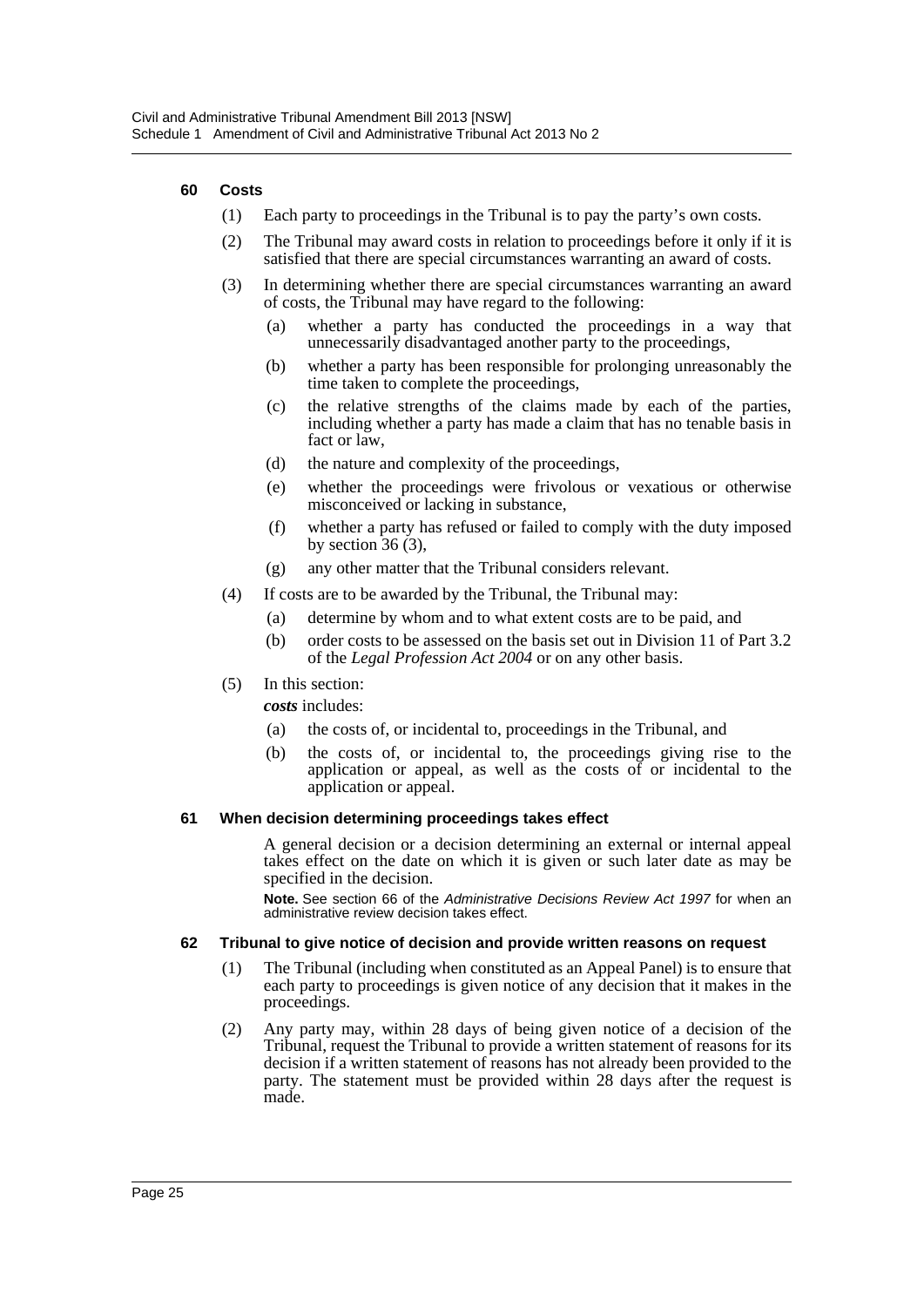#### 60 Costs

(1) Each party to proceedings in the Tribunal is to pay the party's own costs.

(2) The Tribunal may award costs in relation to proceedings before it only if it is satisfied that there are special circumstances warranting an award of costs.

(3) In determining whether there are special circumstances warranting an award of costs, the Tribunal may have regard to the following:

- (a) whether a party has conducted the proceedings in a way that unnecessarily disadvantaged another party to the proceedings,
- (b) whether a party has been responsible for prolonging unreasonably the time taken to complete the proceedings,
- (c) the relative strengths of the claims made by each of the parties, including whether a party has made a claim that has no tenable basis in fact or law,
- (d) the nature and complexity of the proceedings,
- (e) whether the proceedings were frivolous or vexatious or otherwise misconceived or lacking in substance,
- (f) whether a party has refused or failed to comply with the duty imposed by section 36 (3),
- (g) any other matter that the Tribunal considers relevant.

(4) If costs are to be awarded by the Tribunal, the Tribunal may:

- (a) determine by whom and to what extent costs are to be paid, and
- (b) order costs to be assessed on the basis set out in Division 11 of Part 3.2 of the *Legal Profession Act 2004* or on any other basis.

(5) In this section:

***costs*** includes:

- (a) the costs of, or incidental to, proceedings in the Tribunal, and
- (b) the costs of, or incidental to, the proceedings giving rise to the application or appeal, as well as the costs of or incidental to the application or appeal.

#### 61 When decision determining proceedings takes effect

A general decision or a decision determining an external or internal appeal takes effect on the date on which it is given or such later date as may be specified in the decision.

**Note.** See section 66 of the *Administrative Decisions Review Act 1997* for when an administrative review decision takes effect.

#### 62 Tribunal to give notice of decision and provide written reasons on request

(1) The Tribunal (including when constituted as an Appeal Panel) is to ensure that each party to proceedings is given notice of any decision that it makes in the proceedings.

(2) Any party may, within 28 days of being given notice of a decision of the Tribunal, request the Tribunal to provide a written statement of reasons for its decision if a written statement of reasons has not already been provided to the party. The statement must be provided within 28 days after the request is made.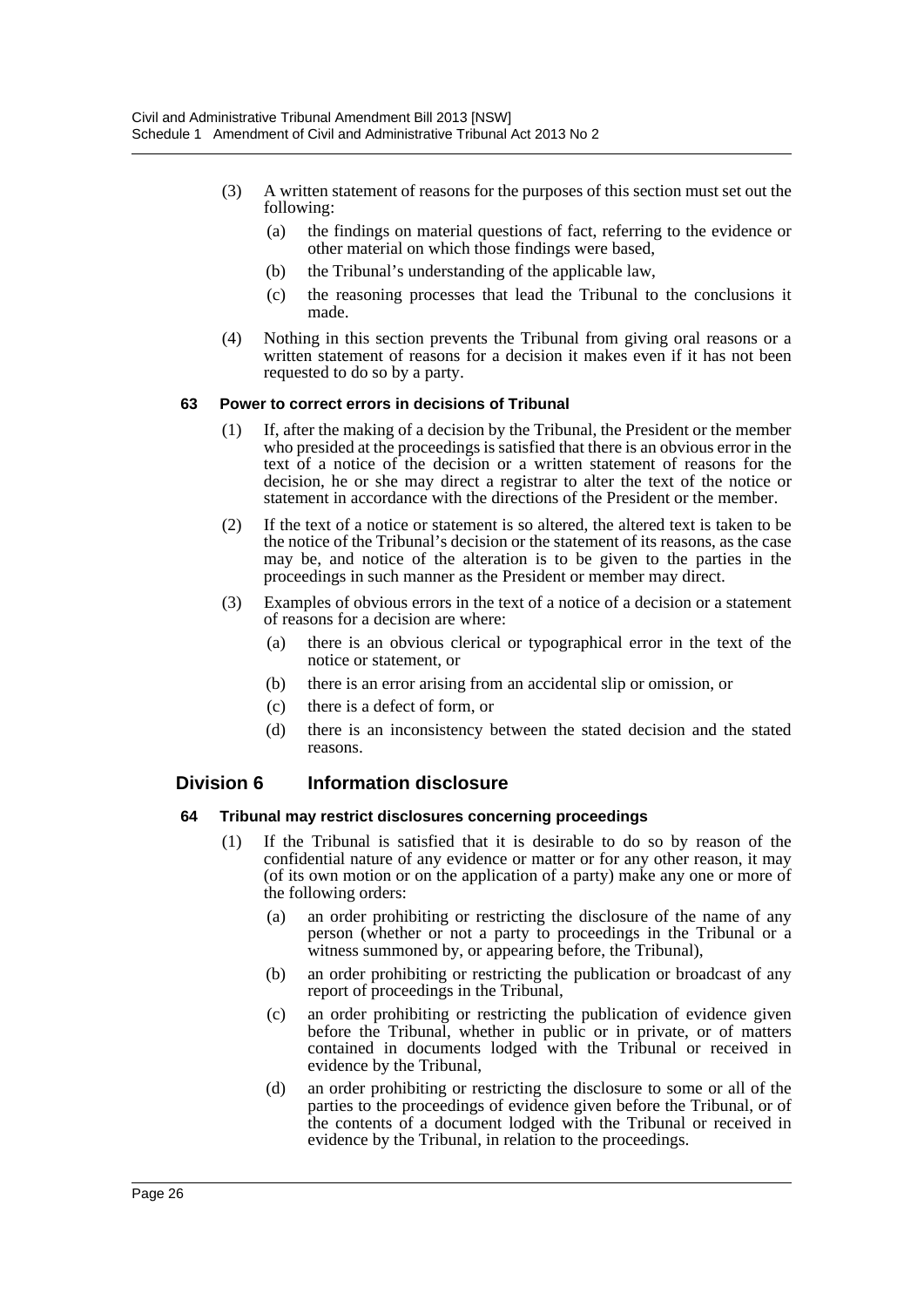(3) A written statement of reasons for the purposes of this section must set out the following:

(a) the findings on material questions of fact, referring to the evidence or other material on which those findings were based,

(b) the Tribunal's understanding of the applicable law,

(c) the reasoning processes that lead the Tribunal to the conclusions it made.

(4) Nothing in this section prevents the Tribunal from giving oral reasons or a written statement of reasons for a decision it makes even if it has not been requested to do so by a party.

#### 63 Power to correct errors in decisions of Tribunal

(1) If, after the making of a decision by the Tribunal, the President or the member who presided at the proceedings is satisfied that there is an obvious error in the text of a notice of the decision or a written statement of reasons for the decision, he or she may direct a registrar to alter the text of the notice or statement in accordance with the directions of the President or the member.

(2) If the text of a notice or statement is so altered, the altered text is taken to be the notice of the Tribunal's decision or the statement of its reasons, as the case may be, and notice of the alteration is to be given to the parties in the proceedings in such manner as the President or member may direct.

(3) Examples of obvious errors in the text of a notice of a decision or a statement of reasons for a decision are where:

(a) there is an obvious clerical or typographical error in the text of the notice or statement, or

(b) there is an error arising from an accidental slip or omission, or

(c) there is a defect of form, or

(d) there is an inconsistency between the stated decision and the stated reasons.

### Division 6 Information disclosure

#### 64 Tribunal may restrict disclosures concerning proceedings

(1) If the Tribunal is satisfied that it is desirable to do so by reason of the confidential nature of any evidence or matter or for any other reason, it may (of its own motion or on the application of a party) make any one or more of the following orders:

(a) an order prohibiting or restricting the disclosure of the name of any person (whether or not a party to proceedings in the Tribunal or a witness summoned by, or appearing before, the Tribunal),

(b) an order prohibiting or restricting the publication or broadcast of any report of proceedings in the Tribunal,

(c) an order prohibiting or restricting the publication of evidence given before the Tribunal, whether in public or in private, or of matters contained in documents lodged with the Tribunal or received in evidence by the Tribunal,

(d) an order prohibiting or restricting the disclosure to some or all of the parties to the proceedings of evidence given before the Tribunal, or of the contents of a document lodged with the Tribunal or received in evidence by the Tribunal, in relation to the proceedings.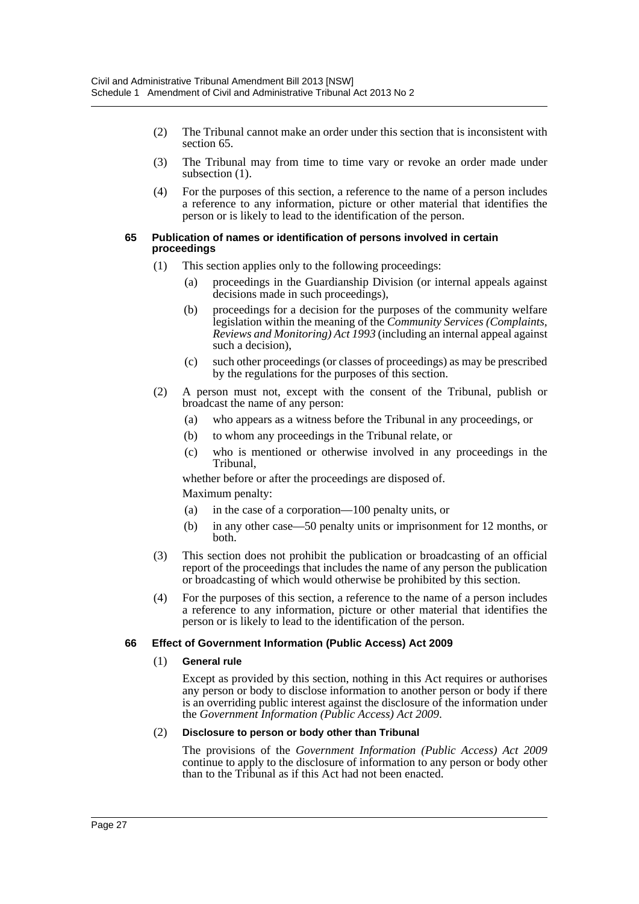(2) The Tribunal cannot make an order under this section that is inconsistent with section 65.

(3) The Tribunal may from time to time vary or revoke an order made under subsection (1).

(4) For the purposes of this section, a reference to the name of a person includes a reference to any information, picture or other material that identifies the person or is likely to lead to the identification of the person.

#### 65 Publication of names or identification of persons involved in certain proceedings

(1) This section applies only to the following proceedings:

- (a) proceedings in the Guardianship Division (or internal appeals against decisions made in such proceedings),
- (b) proceedings for a decision for the purposes of the community welfare legislation within the meaning of the *Community Services (Complaints, Reviews and Monitoring) Act 1993* (including an internal appeal against such a decision),
- (c) such other proceedings (or classes of proceedings) as may be prescribed by the regulations for the purposes of this section.

(2) A person must not, except with the consent of the Tribunal, publish or broadcast the name of any person:

- (a) who appears as a witness before the Tribunal in any proceedings, or
- (b) to whom any proceedings in the Tribunal relate, or
- (c) who is mentioned or otherwise involved in any proceedings in the Tribunal,

whether before or after the proceedings are disposed of.

Maximum penalty:

- (a) in the case of a corporation—100 penalty units, or
- (b) in any other case—50 penalty units or imprisonment for 12 months, or both.

(3) This section does not prohibit the publication or broadcasting of an official report of the proceedings that includes the name of any person the publication or broadcasting of which would otherwise be prohibited by this section.

(4) For the purposes of this section, a reference to the name of a person includes a reference to any information, picture or other material that identifies the person or is likely to lead to the identification of the person.

#### 66 Effect of Government Information (Public Access) Act 2009

(1) **General rule**

Except as provided by this section, nothing in this Act requires or authorises any person or body to disclose information to another person or body if there is an overriding public interest against the disclosure of the information under the *Government Information (Public Access) Act 2009*.

(2) **Disclosure to person or body other than Tribunal**

The provisions of the *Government Information (Public Access) Act 2009* continue to apply to the disclosure of information to any person or body other than to the Tribunal as if this Act had not been enacted.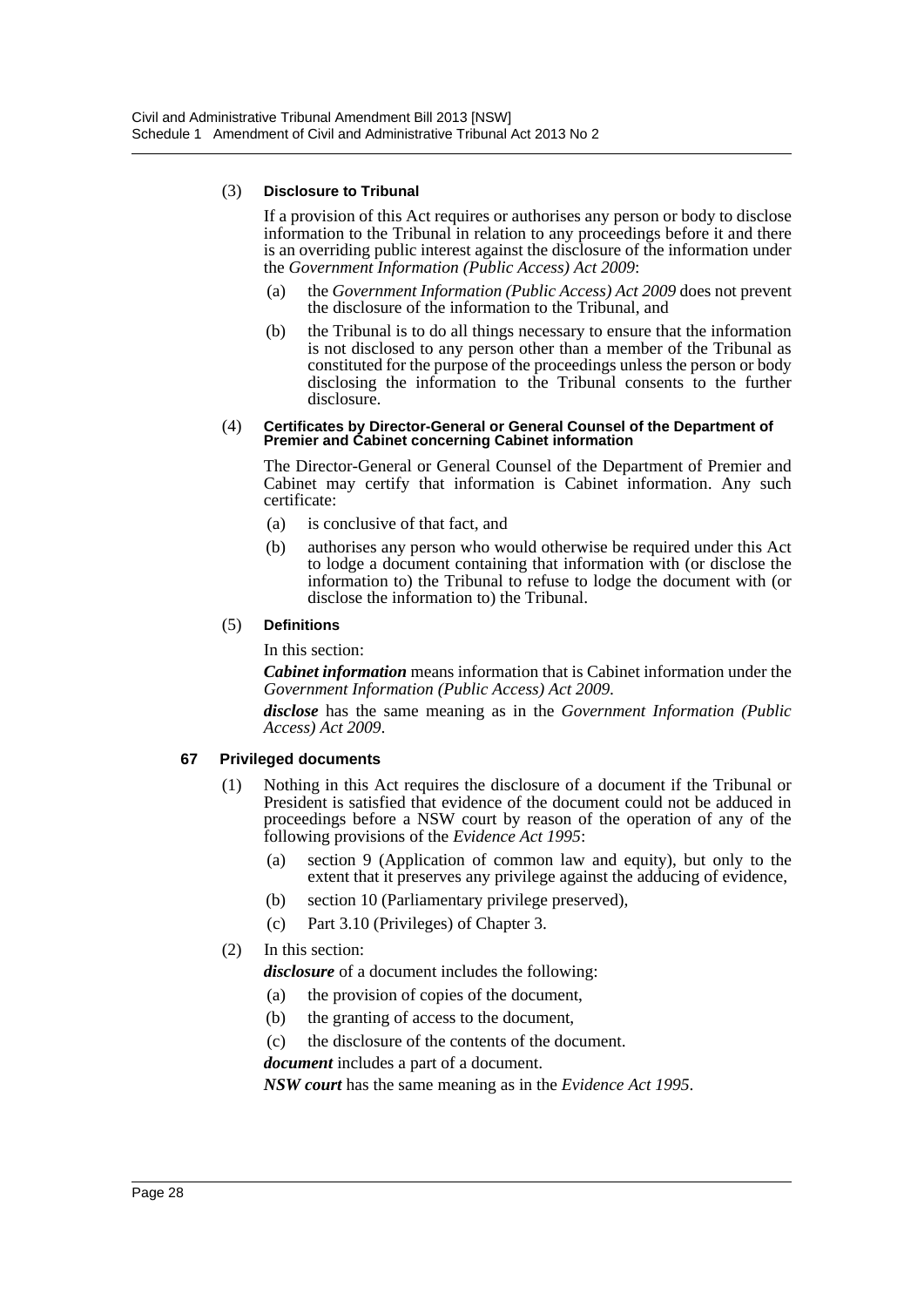(3) **Disclosure to Tribunal**

If a provision of this Act requires or authorises any person or body to disclose information to the Tribunal in relation to any proceedings before it and there is an overriding public interest against the disclosure of the information under the *Government Information (Public Access) Act 2009*:

- (a) the *Government Information (Public Access) Act 2009* does not prevent the disclosure of the information to the Tribunal, and
- (b) the Tribunal is to do all things necessary to ensure that the information is not disclosed to any person other than a member of the Tribunal as constituted for the purpose of the proceedings unless the person or body disclosing the information to the Tribunal consents to the further disclosure.

(4) **Certificates by Director-General or General Counsel of the Department of Premier and Cabinet concerning Cabinet information**

The Director-General or General Counsel of the Department of Premier and Cabinet may certify that information is Cabinet information. Any such certificate:

- (a) is conclusive of that fact, and
- (b) authorises any person who would otherwise be required under this Act to lodge a document containing that information with (or disclose the information to) the Tribunal to refuse to lodge the document with (or disclose the information to) the Tribunal.

(5) **Definitions**

In this section:

***Cabinet information*** means information that is Cabinet information under the *Government Information (Public Access) Act 2009*.

***disclose*** has the same meaning as in the *Government Information (Public Access) Act 2009*.

### 67 Privileged documents

(1) Nothing in this Act requires the disclosure of a document if the Tribunal or President is satisfied that evidence of the document could not be adduced in proceedings before a NSW court by reason of the operation of any of the following provisions of the *Evidence Act 1995*:

- (a) section 9 (Application of common law and equity), but only to the extent that it preserves any privilege against the adducing of evidence,
- (b) section 10 (Parliamentary privilege preserved),
- (c) Part 3.10 (Privileges) of Chapter 3.

(2) In this section:

***disclosure*** of a document includes the following:

- (a) the provision of copies of the document,
- (b) the granting of access to the document,
- (c) the disclosure of the contents of the document.

***document*** includes a part of a document.

***NSW court*** has the same meaning as in the *Evidence Act 1995*.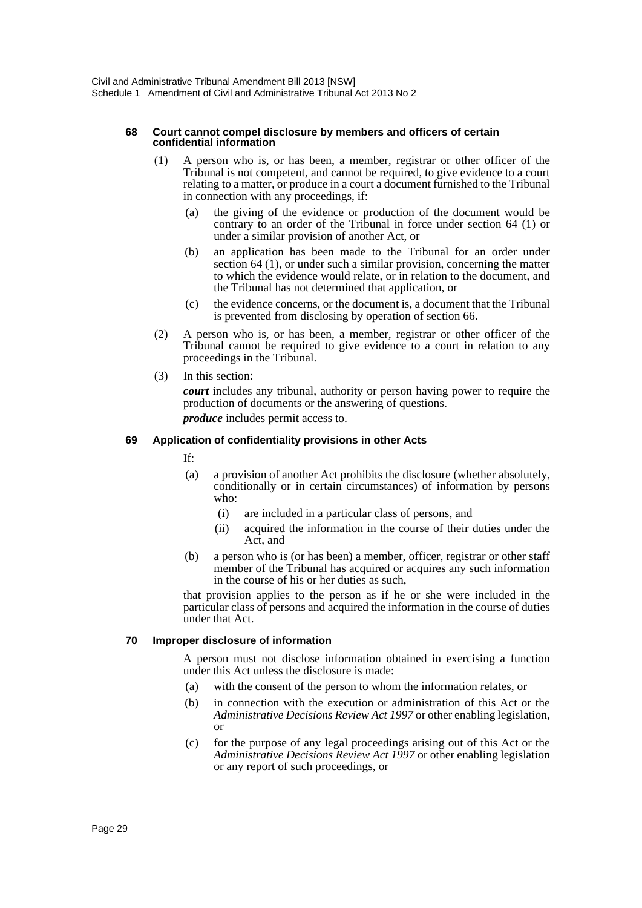#### 68 Court cannot compel disclosure by members and officers of certain confidential information

(1) A person who is, or has been, a member, registrar or other officer of the Tribunal is not competent, and cannot be required, to give evidence to a court relating to a matter, or produce in a court a document furnished to the Tribunal in connection with any proceedings, if:

(a) the giving of the evidence or production of the document would be contrary to an order of the Tribunal in force under section 64 (1) or under a similar provision of another Act, or

(b) an application has been made to the Tribunal for an order under section 64 (1), or under such a similar provision, concerning the matter to which the evidence would relate, or in relation to the document, and the Tribunal has not determined that application, or

(c) the evidence concerns, or the document is, a document that the Tribunal is prevented from disclosing by operation of section 66.

(2) A person who is, or has been, a member, registrar or other officer of the Tribunal cannot be required to give evidence to a court in relation to any proceedings in the Tribunal.

(3) In this section:

***court*** includes any tribunal, authority or person having power to require the production of documents or the answering of questions.

***produce*** includes permit access to.

#### 69 Application of confidentiality provisions in other Acts

If:

(a) a provision of another Act prohibits the disclosure (whether absolutely, conditionally or in certain circumstances) of information by persons who:

(i) are included in a particular class of persons, and

(ii) acquired the information in the course of their duties under the Act, and

(b) a person who is (or has been) a member, officer, registrar or other staff member of the Tribunal has acquired or acquires any such information in the course of his or her duties as such,

that provision applies to the person as if he or she were included in the particular class of persons and acquired the information in the course of duties under that Act.

#### 70 Improper disclosure of information

A person must not disclose information obtained in exercising a function under this Act unless the disclosure is made:

(a) with the consent of the person to whom the information relates, or

(b) in connection with the execution or administration of this Act or the *Administrative Decisions Review Act 1997* or other enabling legislation, or

(c) for the purpose of any legal proceedings arising out of this Act or the *Administrative Decisions Review Act 1997* or other enabling legislation or any report of such proceedings, or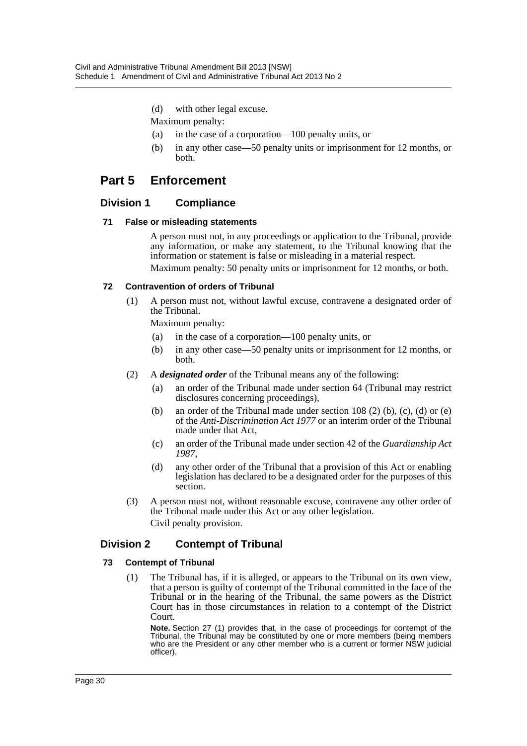(d) with other legal excuse.

Maximum penalty:

(a) in the case of a corporation—100 penalty units, or

(b) in any other case—50 penalty units or imprisonment for 12 months, or both.

# Part 5 Enforcement

## Division 1 Compliance

### 71 False or misleading statements

A person must not, in any proceedings or application to the Tribunal, provide any information, or make any statement, to the Tribunal knowing that the information or statement is false or misleading in a material respect.

Maximum penalty: 50 penalty units or imprisonment for 12 months, or both.

### 72 Contravention of orders of Tribunal

(1) A person must not, without lawful excuse, contravene a designated order of the Tribunal.

Maximum penalty:

(a) in the case of a corporation—100 penalty units, or

(b) in any other case—50 penalty units or imprisonment for 12 months, or both.

(2) A ***designated order*** of the Tribunal means any of the following:

(a) an order of the Tribunal made under section 64 (Tribunal may restrict disclosures concerning proceedings),

(b) an order of the Tribunal made under section 108 (2) (b), (c), (d) or (e) of the *Anti-Discrimination Act 1977* or an interim order of the Tribunal made under that Act,

(c) an order of the Tribunal made under section 42 of the *Guardianship Act 1987*,

(d) any other order of the Tribunal that a provision of this Act or enabling legislation has declared to be a designated order for the purposes of this section.

(3) A person must not, without reasonable excuse, contravene any other order of the Tribunal made under this Act or any other legislation.

Civil penalty provision.

## Division 2 Contempt of Tribunal

### 73 Contempt of Tribunal

(1) The Tribunal has, if it is alleged, or appears to the Tribunal on its own view, that a person is guilty of contempt of the Tribunal committed in the face of the Tribunal or in the hearing of the Tribunal, the same powers as the District Court has in those circumstances in relation to a contempt of the District Court.

**Note.** Section 27 (1) provides that, in the case of proceedings for contempt of the Tribunal, the Tribunal may be constituted by one or more members (being members who are the President or any other member who is a current or former NSW judicial officer).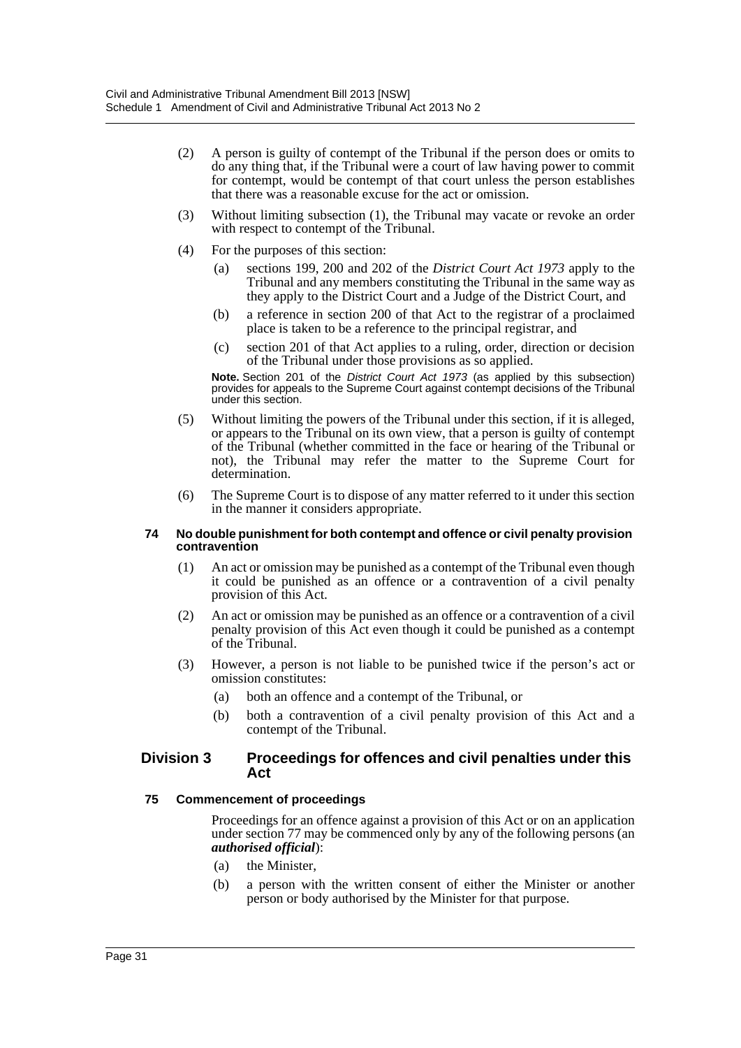(2) A person is guilty of contempt of the Tribunal if the person does or omits to do any thing that, if the Tribunal were a court of law having power to commit for contempt, would be contempt of that court unless the person establishes that there was a reasonable excuse for the act or omission.

(3) Without limiting subsection (1), the Tribunal may vacate or revoke an order with respect to contempt of the Tribunal.

(4) For the purposes of this section:

(a) sections 199, 200 and 202 of the *District Court Act 1973* apply to the Tribunal and any members constituting the Tribunal in the same way as they apply to the District Court and a Judge of the District Court, and

(b) a reference in section 200 of that Act to the registrar of a proclaimed place is taken to be a reference to the principal registrar, and

(c) section 201 of that Act applies to a ruling, order, direction or decision of the Tribunal under those provisions as so applied.

**Note.** Section 201 of the *District Court Act 1973* (as applied by this subsection) provides for appeals to the Supreme Court against contempt decisions of the Tribunal under this section.

(5) Without limiting the powers of the Tribunal under this section, if it is alleged, or appears to the Tribunal on its own view, that a person is guilty of contempt of the Tribunal (whether committed in the face or hearing of the Tribunal or not), the Tribunal may refer the matter to the Supreme Court for determination.

(6) The Supreme Court is to dispose of any matter referred to it under this section in the manner it considers appropriate.

#### 74 No double punishment for both contempt and offence or civil penalty provision contravention

(1) An act or omission may be punished as a contempt of the Tribunal even though it could be punished as an offence or a contravention of a civil penalty provision of this Act.

(2) An act or omission may be punished as an offence or a contravention of a civil penalty provision of this Act even though it could be punished as a contempt of the Tribunal.

(3) However, a person is not liable to be punished twice if the person's act or omission constitutes:

(a) both an offence and a contempt of the Tribunal, or

(b) both a contravention of a civil penalty provision of this Act and a contempt of the Tribunal.

## Division 3 Proceedings for offences and civil penalties under this Act

#### 75 Commencement of proceedings

Proceedings for an offence against a provision of this Act or on an application under section 77 may be commenced only by any of the following persons (an ***authorised official***):

(a) the Minister,

(b) a person with the written consent of either the Minister or another person or body authorised by the Minister for that purpose.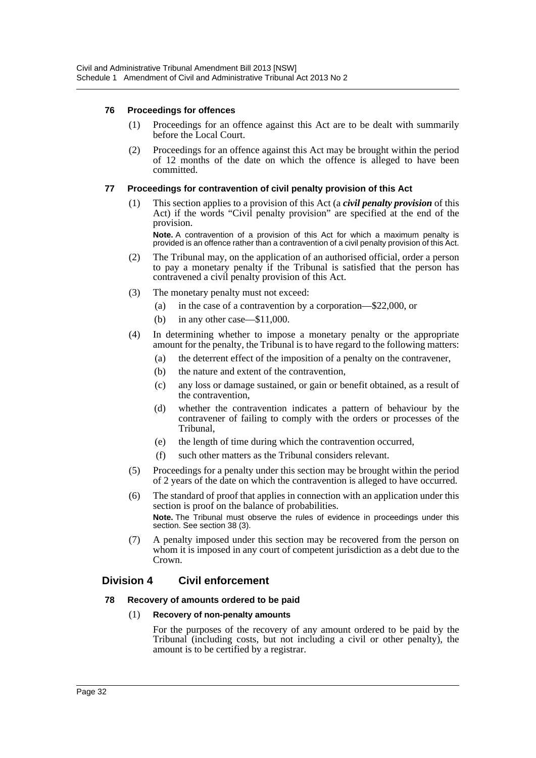#### 76 Proceedings for offences

(1) Proceedings for an offence against this Act are to be dealt with summarily before the Local Court.

(2) Proceedings for an offence against this Act may be brought within the period of 12 months of the date on which the offence is alleged to have been committed.

#### 77 Proceedings for contravention of civil penalty provision of this Act

(1) This section applies to a provision of this Act (a ***civil penalty provision*** of this Act) if the words "Civil penalty provision" are specified at the end of the provision.

**Note.** A contravention of a provision of this Act for which a maximum penalty is provided is an offence rather than a contravention of a civil penalty provision of this Act.

(2) The Tribunal may, on the application of an authorised official, order a person to pay a monetary penalty if the Tribunal is satisfied that the person has contravened a civil penalty provision of this Act.

(3) The monetary penalty must not exceed:

- (a) in the case of a contravention by a corporation—$22,000, or
- (b) in any other case—$11,000.

(4) In determining whether to impose a monetary penalty or the appropriate amount for the penalty, the Tribunal is to have regard to the following matters:

- (a) the deterrent effect of the imposition of a penalty on the contravener,
- (b) the nature and extent of the contravention,
- (c) any loss or damage sustained, or gain or benefit obtained, as a result of the contravention,
- (d) whether the contravention indicates a pattern of behaviour by the contravener of failing to comply with the orders or processes of the Tribunal,
- (e) the length of time during which the contravention occurred,
- (f) such other matters as the Tribunal considers relevant.

(5) Proceedings for a penalty under this section may be brought within the period of 2 years of the date on which the contravention is alleged to have occurred.

(6) The standard of proof that applies in connection with an application under this section is proof on the balance of probabilities.

**Note.** The Tribunal must observe the rules of evidence in proceedings under this section. See section 38 (3).

(7) A penalty imposed under this section may be recovered from the person on whom it is imposed in any court of competent jurisdiction as a debt due to the Crown.

### Division 4 Civil enforcement

#### 78 Recovery of amounts ordered to be paid

(1) **Recovery of non-penalty amounts**

For the purposes of the recovery of any amount ordered to be paid by the Tribunal (including costs, but not including a civil or other penalty), the amount is to be certified by a registrar.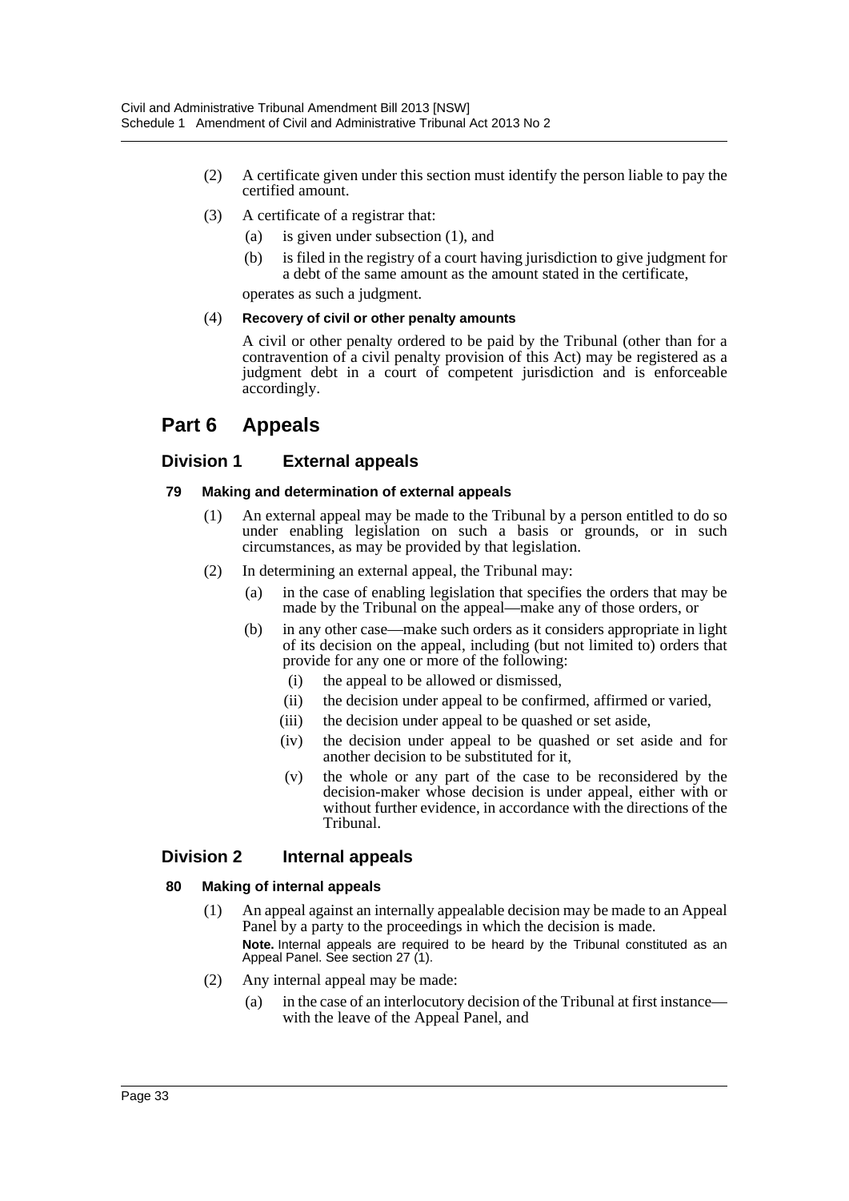(2) A certificate given under this section must identify the person liable to pay the certified amount.

(3) A certificate of a registrar that:

   (a) is given under subsection (1), and

   (b) is filed in the registry of a court having jurisdiction to give judgment for a debt of the same amount as the amount stated in the certificate,

   operates as such a judgment.

(4) **Recovery of civil or other penalty amounts**

   A civil or other penalty ordered to be paid by the Tribunal (other than for a contravention of a civil penalty provision of this Act) may be registered as a judgment debt in a court of competent jurisdiction and is enforceable accordingly.

# Part 6 Appeals

## Division 1 External appeals

### 79 Making and determination of external appeals

(1) An external appeal may be made to the Tribunal by a person entitled to do so under enabling legislation on such a basis or grounds, or in such circumstances, as may be provided by that legislation.

(2) In determining an external appeal, the Tribunal may:

   (a) in the case of enabling legislation that specifies the orders that may be made by the Tribunal on the appeal—make any of those orders, or

   (b) in any other case—make such orders as it considers appropriate in light of its decision on the appeal, including (but not limited to) orders that provide for any one or more of the following:

      (i) the appeal to be allowed or dismissed,

      (ii) the decision under appeal to be confirmed, affirmed or varied,

      (iii) the decision under appeal to be quashed or set aside,

      (iv) the decision under appeal to be quashed or set aside and for another decision to be substituted for it,

      (v) the whole or any part of the case to be reconsidered by the decision-maker whose decision is under appeal, either with or without further evidence, in accordance with the directions of the Tribunal.

## Division 2 Internal appeals

### 80 Making of internal appeals

(1) An appeal against an internally appealable decision may be made to an Appeal Panel by a party to the proceedings in which the decision is made.

   **Note.** Internal appeals are required to be heard by the Tribunal constituted as an Appeal Panel. See section 27 (1).

(2) Any internal appeal may be made:

   (a) in the case of an interlocutory decision of the Tribunal at first instance—with the leave of the Appeal Panel, and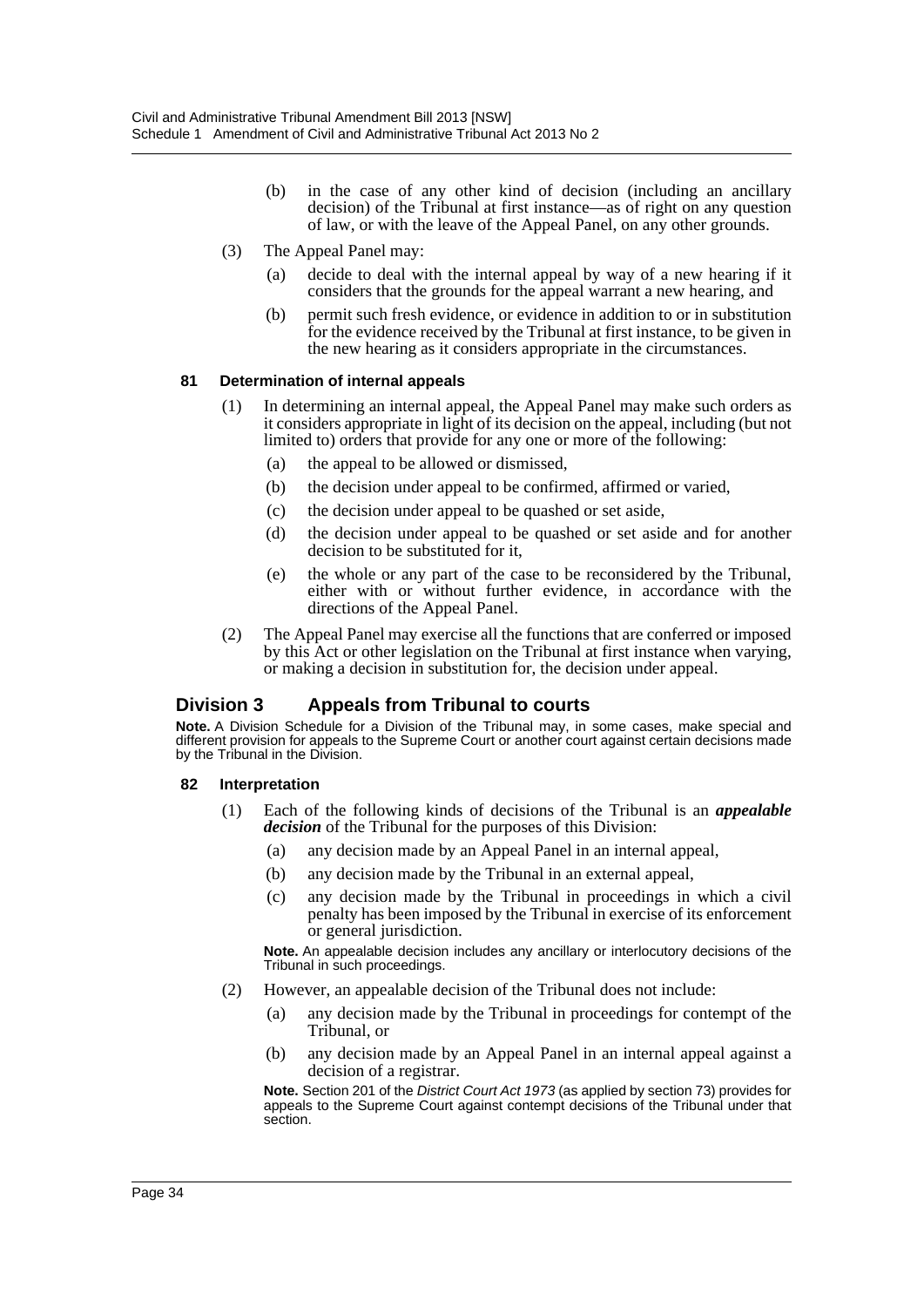(b) in the case of any other kind of decision (including an ancillary decision) of the Tribunal at first instance—as of right on any question of law, or with the leave of the Appeal Panel, on any other grounds.

(3) The Appeal Panel may:

(a) decide to deal with the internal appeal by way of a new hearing if it considers that the grounds for the appeal warrant a new hearing, and

(b) permit such fresh evidence, or evidence in addition to or in substitution for the evidence received by the Tribunal at first instance, to be given in the new hearing as it considers appropriate in the circumstances.

#### 81 Determination of internal appeals

(1) In determining an internal appeal, the Appeal Panel may make such orders as it considers appropriate in light of its decision on the appeal, including (but not limited to) orders that provide for any one or more of the following:

(a) the appeal to be allowed or dismissed,

(b) the decision under appeal to be confirmed, affirmed or varied,

(c) the decision under appeal to be quashed or set aside,

(d) the decision under appeal to be quashed or set aside and for another decision to be substituted for it,

(e) the whole or any part of the case to be reconsidered by the Tribunal, either with or without further evidence, in accordance with the directions of the Appeal Panel.

(2) The Appeal Panel may exercise all the functions that are conferred or imposed by this Act or other legislation on the Tribunal at first instance when varying, or making a decision in substitution for, the decision under appeal.

## Division 3 Appeals from Tribunal to courts

**Note.** A Division Schedule for a Division of the Tribunal may, in some cases, make special and different provision for appeals to the Supreme Court or another court against certain decisions made by the Tribunal in the Division.

#### 82 Interpretation

(1) Each of the following kinds of decisions of the Tribunal is an ***appealable decision*** of the Tribunal for the purposes of this Division:

(a) any decision made by an Appeal Panel in an internal appeal,

(b) any decision made by the Tribunal in an external appeal,

(c) any decision made by the Tribunal in proceedings in which a civil penalty has been imposed by the Tribunal in exercise of its enforcement or general jurisdiction.

**Note.** An appealable decision includes any ancillary or interlocutory decisions of the Tribunal in such proceedings.

(2) However, an appealable decision of the Tribunal does not include:

(a) any decision made by the Tribunal in proceedings for contempt of the Tribunal, or

(b) any decision made by an Appeal Panel in an internal appeal against a decision of a registrar.

**Note.** Section 201 of the *District Court Act 1973* (as applied by section 73) provides for appeals to the Supreme Court against contempt decisions of the Tribunal under that section.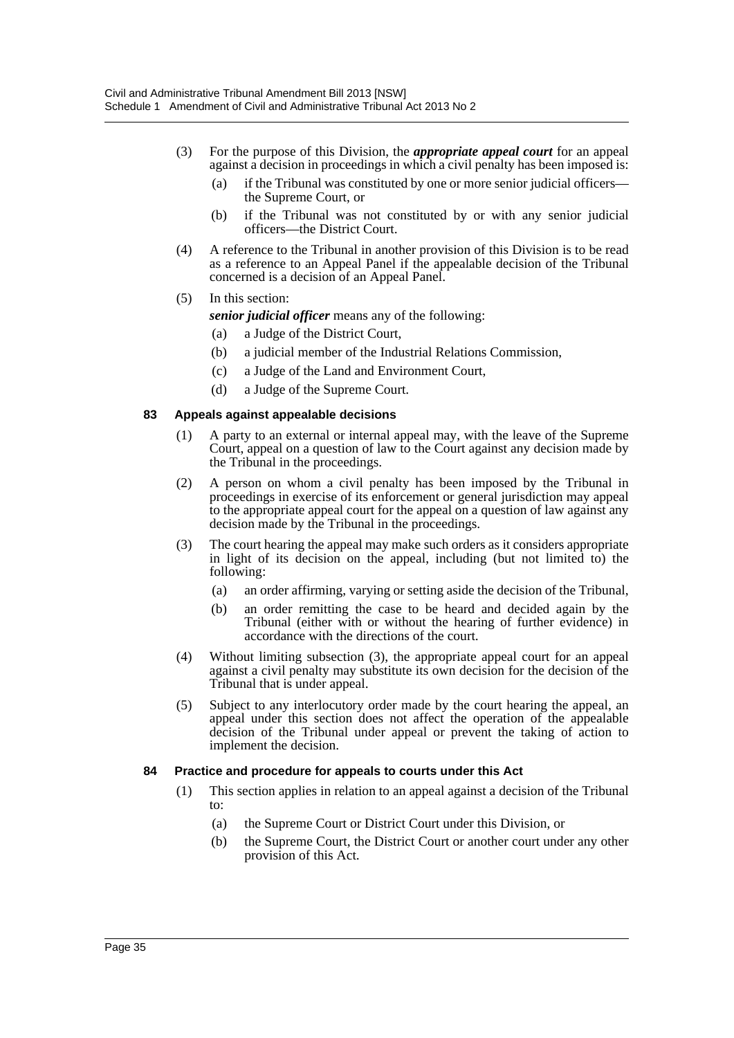(3) For the purpose of this Division, the ***appropriate appeal court*** for an appeal against a decision in proceedings in which a civil penalty has been imposed is:

(a) if the Tribunal was constituted by one or more senior judicial officers—the Supreme Court, or

(b) if the Tribunal was not constituted by or with any senior judicial officers—the District Court.

(4) A reference to the Tribunal in another provision of this Division is to be read as a reference to an Appeal Panel if the appealable decision of the Tribunal concerned is a decision of an Appeal Panel.

(5) In this section:

***senior judicial officer*** means any of the following:

(a) a Judge of the District Court,

(b) a judicial member of the Industrial Relations Commission,

(c) a Judge of the Land and Environment Court,

(d) a Judge of the Supreme Court.

### 83 Appeals against appealable decisions

(1) A party to an external or internal appeal may, with the leave of the Supreme Court, appeal on a question of law to the Court against any decision made by the Tribunal in the proceedings.

(2) A person on whom a civil penalty has been imposed by the Tribunal in proceedings in exercise of its enforcement or general jurisdiction may appeal to the appropriate appeal court for the appeal on a question of law against any decision made by the Tribunal in the proceedings.

(3) The court hearing the appeal may make such orders as it considers appropriate in light of its decision on the appeal, including (but not limited to) the following:

(a) an order affirming, varying or setting aside the decision of the Tribunal,

(b) an order remitting the case to be heard and decided again by the Tribunal (either with or without the hearing of further evidence) in accordance with the directions of the court.

(4) Without limiting subsection (3), the appropriate appeal court for an appeal against a civil penalty may substitute its own decision for the decision of the Tribunal that is under appeal.

(5) Subject to any interlocutory order made by the court hearing the appeal, an appeal under this section does not affect the operation of the appealable decision of the Tribunal under appeal or prevent the taking of action to implement the decision.

### 84 Practice and procedure for appeals to courts under this Act

(1) This section applies in relation to an appeal against a decision of the Tribunal to:

(a) the Supreme Court or District Court under this Division, or

(b) the Supreme Court, the District Court or another court under any other provision of this Act.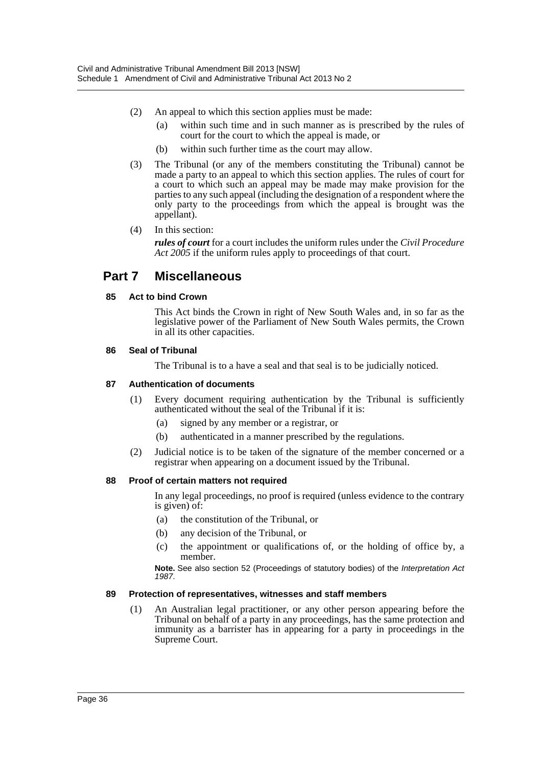(2) An appeal to which this section applies must be made:

- (a) within such time and in such manner as is prescribed by the rules of court for the court to which the appeal is made, or
- (b) within such further time as the court may allow.

(3) The Tribunal (or any of the members constituting the Tribunal) cannot be made a party to an appeal to which this section applies. The rules of court for a court to which such an appeal may be made may make provision for the parties to any such appeal (including the designation of a respondent where the only party to the proceedings from which the appeal is brought was the appellant).

(4) In this section:

***rules of court*** for a court includes the uniform rules under the *Civil Procedure Act 2005* if the uniform rules apply to proceedings of that court.

## Part 7 Miscellaneous

### 85 Act to bind Crown

This Act binds the Crown in right of New South Wales and, in so far as the legislative power of the Parliament of New South Wales permits, the Crown in all its other capacities.

### 86 Seal of Tribunal

The Tribunal is to a have a seal and that seal is to be judicially noticed.

### 87 Authentication of documents

(1) Every document requiring authentication by the Tribunal is sufficiently authenticated without the seal of the Tribunal if it is:

- (a) signed by any member or a registrar, or
- (b) authenticated in a manner prescribed by the regulations.

(2) Judicial notice is to be taken of the signature of the member concerned or a registrar when appearing on a document issued by the Tribunal.

### 88 Proof of certain matters not required

In any legal proceedings, no proof is required (unless evidence to the contrary is given) of:

- (a) the constitution of the Tribunal, or
- (b) any decision of the Tribunal, or
- (c) the appointment or qualifications of, or the holding of office by, a member.

**Note.** See also section 52 (Proceedings of statutory bodies) of the *Interpretation Act 1987*.

### 89 Protection of representatives, witnesses and staff members

(1) An Australian legal practitioner, or any other person appearing before the Tribunal on behalf of a party in any proceedings, has the same protection and immunity as a barrister has in appearing for a party in proceedings in the Supreme Court.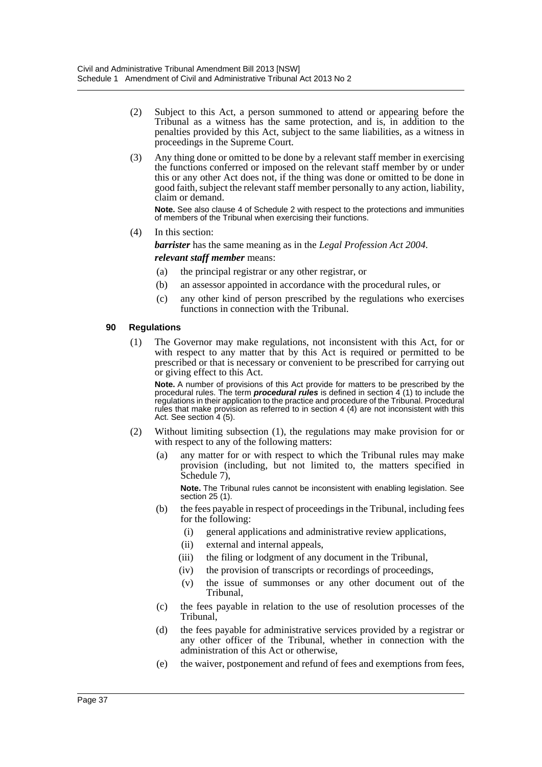(2) Subject to this Act, a person summoned to attend or appearing before the Tribunal as a witness has the same protection, and is, in addition to the penalties provided by this Act, subject to the same liabilities, as a witness in proceedings in the Supreme Court.

(3) Any thing done or omitted to be done by a relevant staff member in exercising the functions conferred or imposed on the relevant staff member by or under this or any other Act does not, if the thing was done or omitted to be done in good faith, subject the relevant staff member personally to any action, liability, claim or demand.

**Note.** See also clause 4 of Schedule 2 with respect to the protections and immunities of members of the Tribunal when exercising their functions.

(4) In this section:

***barrister*** has the same meaning as in the *Legal Profession Act 2004*.

***relevant staff member*** means:

(a) the principal registrar or any other registrar, or

(b) an assessor appointed in accordance with the procedural rules, or

(c) any other kind of person prescribed by the regulations who exercises functions in connection with the Tribunal.

#### 90 Regulations

(1) The Governor may make regulations, not inconsistent with this Act, for or with respect to any matter that by this Act is required or permitted to be prescribed or that is necessary or convenient to be prescribed for carrying out or giving effect to this Act.

**Note.** A number of provisions of this Act provide for matters to be prescribed by the procedural rules. The term ***procedural rules*** is defined in section 4 (1) to include the regulations in their application to the practice and procedure of the Tribunal. Procedural rules that make provision as referred to in section 4 (4) are not inconsistent with this Act. See section 4 (5).

(2) Without limiting subsection (1), the regulations may make provision for or with respect to any of the following matters:

(a) any matter for or with respect to which the Tribunal rules may make provision (including, but not limited to, the matters specified in Schedule 7),

**Note.** The Tribunal rules cannot be inconsistent with enabling legislation. See section 25 (1).

(b) the fees payable in respect of proceedings in the Tribunal, including fees for the following:

(i) general applications and administrative review applications,

(ii) external and internal appeals,

(iii) the filing or lodgment of any document in the Tribunal,

(iv) the provision of transcripts or recordings of proceedings,

(v) the issue of summonses or any other document out of the Tribunal,

(c) the fees payable in relation to the use of resolution processes of the Tribunal,

(d) the fees payable for administrative services provided by a registrar or any other officer of the Tribunal, whether in connection with the administration of this Act or otherwise,

(e) the waiver, postponement and refund of fees and exemptions from fees,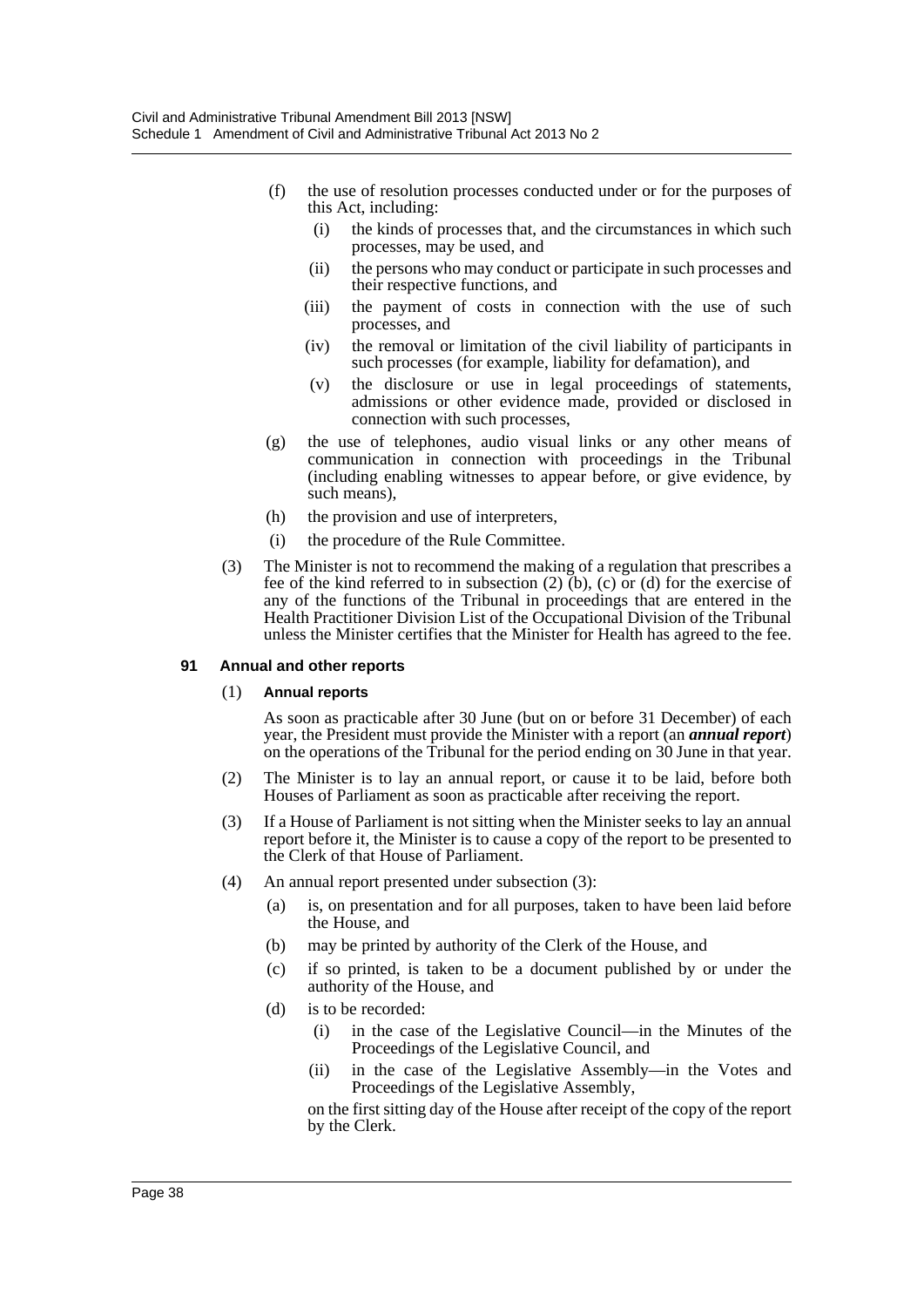(f) the use of resolution processes conducted under or for the purposes of this Act, including:

(i) the kinds of processes that, and the circumstances in which such processes, may be used, and

(ii) the persons who may conduct or participate in such processes and their respective functions, and

(iii) the payment of costs in connection with the use of such processes, and

(iv) the removal or limitation of the civil liability of participants in such processes (for example, liability for defamation), and

(v) the disclosure or use in legal proceedings of statements, admissions or other evidence made, provided or disclosed in connection with such processes,

(g) the use of telephones, audio visual links or any other means of communication in connection with proceedings in the Tribunal (including enabling witnesses to appear before, or give evidence, by such means),

(h) the provision and use of interpreters,

(i) the procedure of the Rule Committee.

(3) The Minister is not to recommend the making of a regulation that prescribes a fee of the kind referred to in subsection (2) (b), (c) or (d) for the exercise of any of the functions of the Tribunal in proceedings that are entered in the Health Practitioner Division List of the Occupational Division of the Tribunal unless the Minister certifies that the Minister for Health has agreed to the fee.

#### 91 Annual and other reports

(1) **Annual reports**

As soon as practicable after 30 June (but on or before 31 December) of each year, the President must provide the Minister with a report (an ***annual report***) on the operations of the Tribunal for the period ending on 30 June in that year.

(2) The Minister is to lay an annual report, or cause it to be laid, before both Houses of Parliament as soon as practicable after receiving the report.

(3) If a House of Parliament is not sitting when the Minister seeks to lay an annual report before it, the Minister is to cause a copy of the report to be presented to the Clerk of that House of Parliament.

(4) An annual report presented under subsection (3):

(a) is, on presentation and for all purposes, taken to have been laid before the House, and

(b) may be printed by authority of the Clerk of the House, and

(c) if so printed, is taken to be a document published by or under the authority of the House, and

(d) is to be recorded:

(i) in the case of the Legislative Council—in the Minutes of the Proceedings of the Legislative Council, and

(ii) in the case of the Legislative Assembly—in the Votes and Proceedings of the Legislative Assembly,

on the first sitting day of the House after receipt of the copy of the report by the Clerk.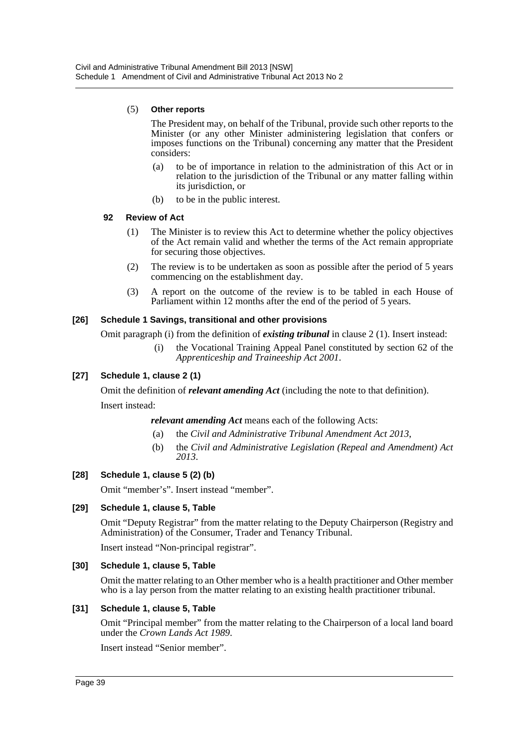(5) **Other reports**

The President may, on behalf of the Tribunal, provide such other reports to the Minister (or any other Minister administering legislation that confers or imposes functions on the Tribunal) concerning any matter that the President considers:

- (a) to be of importance in relation to the administration of this Act or in relation to the jurisdiction of the Tribunal or any matter falling within its jurisdiction, or
- (b) to be in the public interest.

#### 92 Review of Act

(1) The Minister is to review this Act to determine whether the policy objectives of the Act remain valid and whether the terms of the Act remain appropriate for securing those objectives.

(2) The review is to be undertaken as soon as possible after the period of 5 years commencing on the establishment day.

(3) A report on the outcome of the review is to be tabled in each House of Parliament within 12 months after the end of the period of 5 years.

### [26] Schedule 1 Savings, transitional and other provisions

Omit paragraph (i) from the definition of ***existing tribunal*** in clause 2 (1). Insert instead:

(i) the Vocational Training Appeal Panel constituted by section 62 of the *Apprenticeship and Traineeship Act 2001*.

### [27] Schedule 1, clause 2 (1)

Omit the definition of ***relevant amending Act*** (including the note to that definition).

Insert instead:

***relevant amending Act*** means each of the following Acts:

- (a) the *Civil and Administrative Tribunal Amendment Act 2013*,
- (b) the *Civil and Administrative Legislation (Repeal and Amendment) Act 2013*.

### [28] Schedule 1, clause 5 (2) (b)

Omit "member's". Insert instead "member".

### [29] Schedule 1, clause 5, Table

Omit "Deputy Registrar" from the matter relating to the Deputy Chairperson (Registry and Administration) of the Consumer, Trader and Tenancy Tribunal.

Insert instead "Non-principal registrar".

### [30] Schedule 1, clause 5, Table

Omit the matter relating to an Other member who is a health practitioner and Other member who is a lay person from the matter relating to an existing health practitioner tribunal.

### [31] Schedule 1, clause 5, Table

Omit "Principal member" from the matter relating to the Chairperson of a local land board under the *Crown Lands Act 1989*.

Insert instead "Senior member".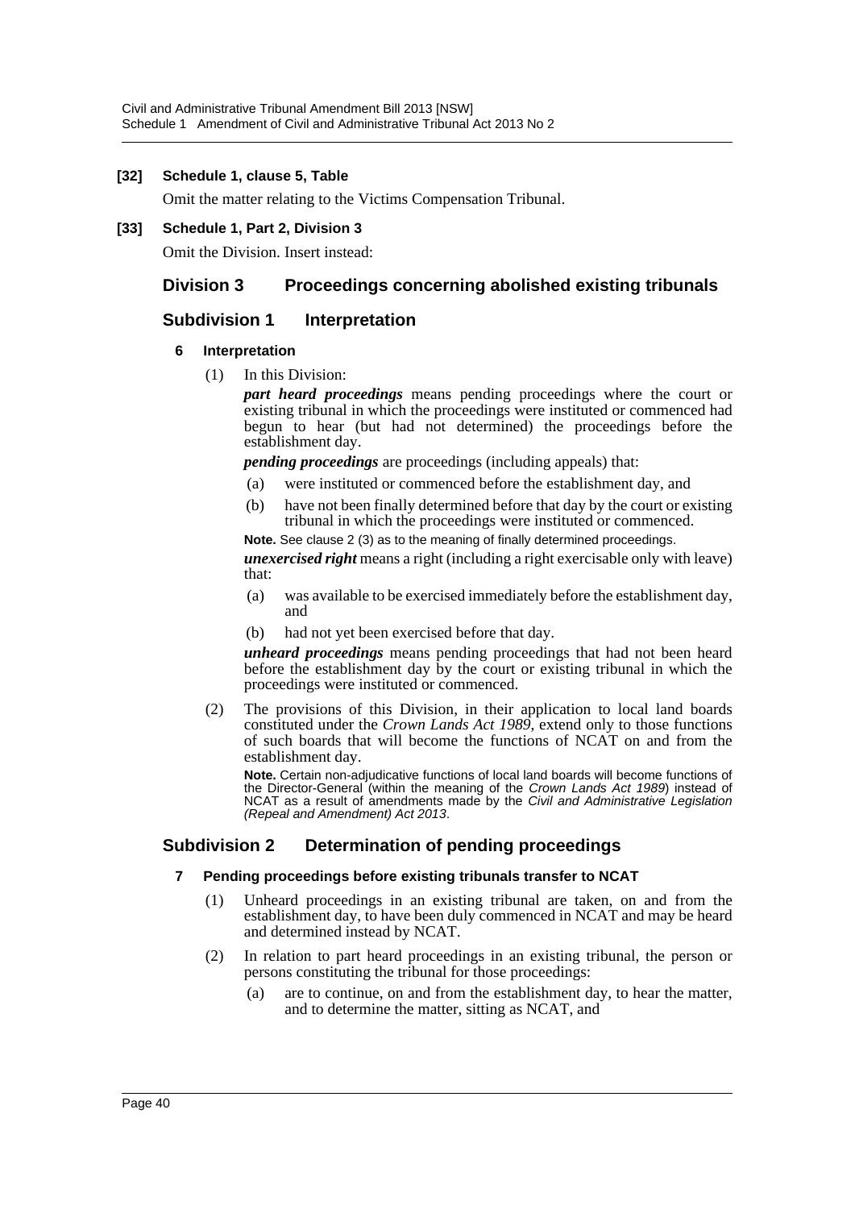**[32] Schedule 1, clause 5, Table**

Omit the matter relating to the Victims Compensation Tribunal.

**[33] Schedule 1, Part 2, Division 3**

Omit the Division. Insert instead:

## Division 3 Proceedings concerning abolished existing tribunals

### Subdivision 1 Interpretation

#### 6 Interpretation

(1) In this Division:

***part heard proceedings*** means pending proceedings where the court or existing tribunal in which the proceedings were instituted or commenced had begun to hear (but had not determined) the proceedings before the establishment day.

***pending proceedings*** are proceedings (including appeals) that:

(a) were instituted or commenced before the establishment day, and

(b) have not been finally determined before that day by the court or existing tribunal in which the proceedings were instituted or commenced.

**Note.** See clause 2 (3) as to the meaning of finally determined proceedings.

***unexercised right*** means a right (including a right exercisable only with leave) that:

(a) was available to be exercised immediately before the establishment day, and

(b) had not yet been exercised before that day.

***unheard proceedings*** means pending proceedings that had not been heard before the establishment day by the court or existing tribunal in which the proceedings were instituted or commenced.

(2) The provisions of this Division, in their application to local land boards constituted under the *Crown Lands Act 1989*, extend only to those functions of such boards that will become the functions of NCAT on and from the establishment day.

**Note.** Certain non-adjudicative functions of local land boards will become functions of the Director-General (within the meaning of the *Crown Lands Act 1989*) instead of NCAT as a result of amendments made by the *Civil and Administrative Legislation (Repeal and Amendment) Act 2013*.

### Subdivision 2 Determination of pending proceedings

#### 7 Pending proceedings before existing tribunals transfer to NCAT

(1) Unheard proceedings in an existing tribunal are taken, on and from the establishment day, to have been duly commenced in NCAT and may be heard and determined instead by NCAT.

(2) In relation to part heard proceedings in an existing tribunal, the person or persons constituting the tribunal for those proceedings:

(a) are to continue, on and from the establishment day, to hear the matter, and to determine the matter, sitting as NCAT, and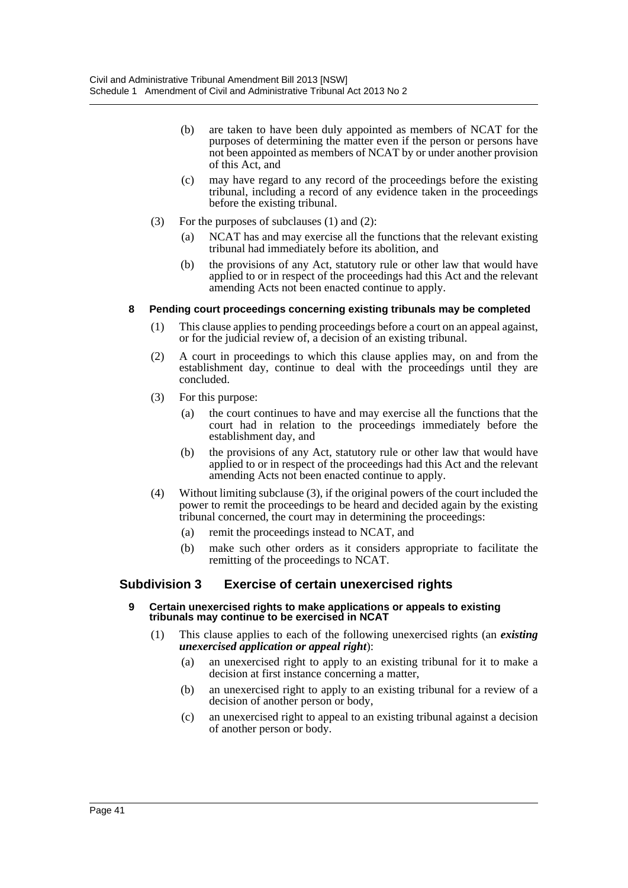(b) are taken to have been duly appointed as members of NCAT for the purposes of determining the matter even if the person or persons have not been appointed as members of NCAT by or under another provision of this Act, and

(c) may have regard to any record of the proceedings before the existing tribunal, including a record of any evidence taken in the proceedings before the existing tribunal.

(3) For the purposes of subclauses (1) and (2):

(a) NCAT has and may exercise all the functions that the relevant existing tribunal had immediately before its abolition, and

(b) the provisions of any Act, statutory rule or other law that would have applied to or in respect of the proceedings had this Act and the relevant amending Acts not been enacted continue to apply.

#### 8 Pending court proceedings concerning existing tribunals may be completed

(1) This clause applies to pending proceedings before a court on an appeal against, or for the judicial review of, a decision of an existing tribunal.

(2) A court in proceedings to which this clause applies may, on and from the establishment day, continue to deal with the proceedings until they are concluded.

(3) For this purpose:

(a) the court continues to have and may exercise all the functions that the court had in relation to the proceedings immediately before the establishment day, and

(b) the provisions of any Act, statutory rule or other law that would have applied to or in respect of the proceedings had this Act and the relevant amending Acts not been enacted continue to apply.

(4) Without limiting subclause (3), if the original powers of the court included the power to remit the proceedings to be heard and decided again by the existing tribunal concerned, the court may in determining the proceedings:

(a) remit the proceedings instead to NCAT, and

(b) make such other orders as it considers appropriate to facilitate the remitting of the proceedings to NCAT.

### Subdivision 3 Exercise of certain unexercised rights

#### 9 Certain unexercised rights to make applications or appeals to existing tribunals may continue to be exercised in NCAT

(1) This clause applies to each of the following unexercised rights (an ***existing unexercised application or appeal right***):

(a) an unexercised right to apply to an existing tribunal for it to make a decision at first instance concerning a matter,

(b) an unexercised right to apply to an existing tribunal for a review of a decision of another person or body,

(c) an unexercised right to appeal to an existing tribunal against a decision of another person or body.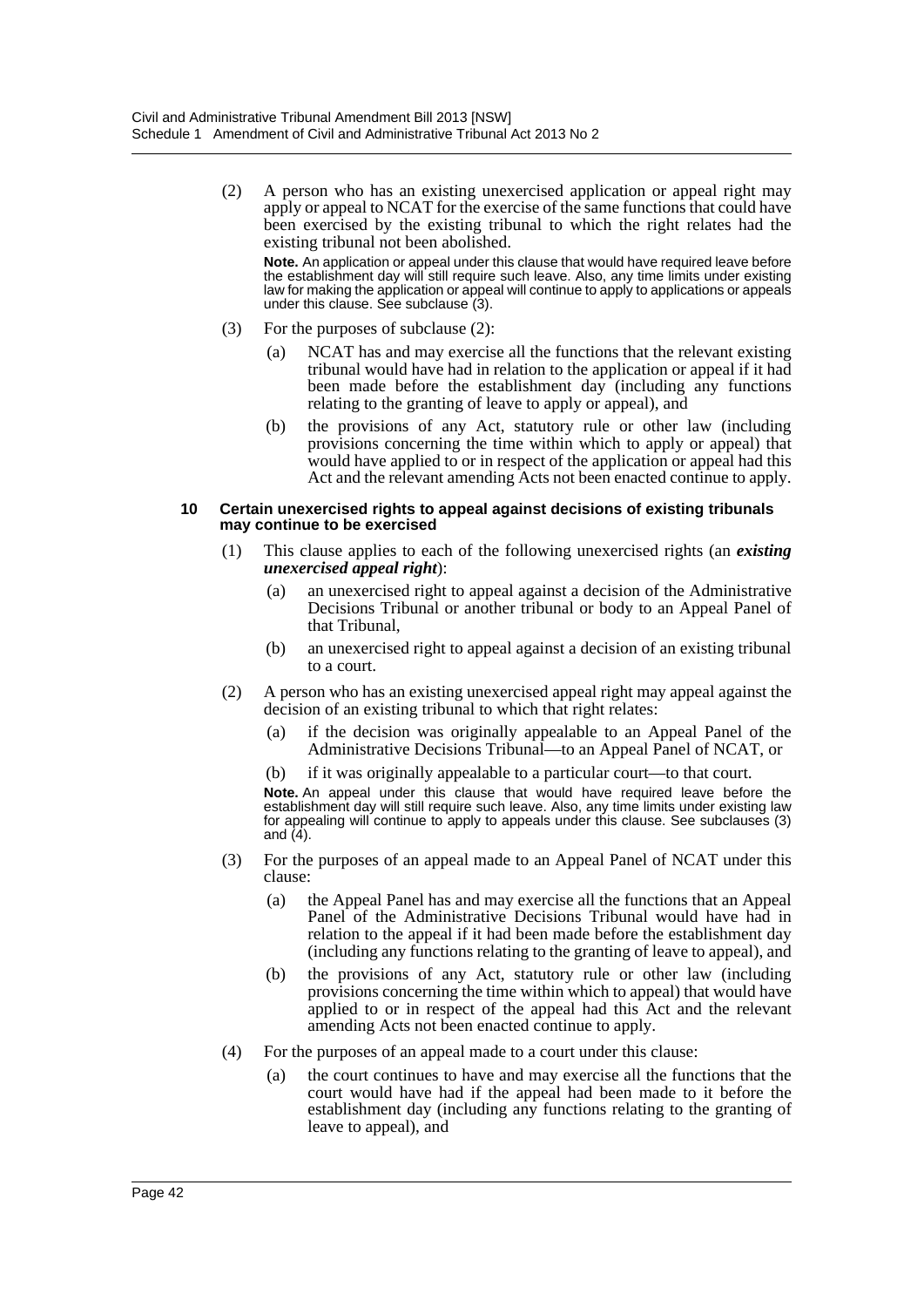(2) A person who has an existing unexercised application or appeal right may apply or appeal to NCAT for the exercise of the same functions that could have been exercised by the existing tribunal to which the right relates had the existing tribunal not been abolished.

**Note.** An application or appeal under this clause that would have required leave before the establishment day will still require such leave. Also, any time limits under existing law for making the application or appeal will continue to apply to applications or appeals under this clause. See subclause (3).

(3) For the purposes of subclause (2):

(a) NCAT has and may exercise all the functions that the relevant existing tribunal would have had in relation to the application or appeal if it had been made before the establishment day (including any functions relating to the granting of leave to apply or appeal), and

(b) the provisions of any Act, statutory rule or other law (including provisions concerning the time within which to apply or appeal) that would have applied to or in respect of the application or appeal had this Act and the relevant amending Acts not been enacted continue to apply.

#### 10 Certain unexercised rights to appeal against decisions of existing tribunals may continue to be exercised

(1) This clause applies to each of the following unexercised rights (an ***existing unexercised appeal right***):

(a) an unexercised right to appeal against a decision of the Administrative Decisions Tribunal or another tribunal or body to an Appeal Panel of that Tribunal,

(b) an unexercised right to appeal against a decision of an existing tribunal to a court.

(2) A person who has an existing unexercised appeal right may appeal against the decision of an existing tribunal to which that right relates:

(a) if the decision was originally appealable to an Appeal Panel of the Administrative Decisions Tribunal—to an Appeal Panel of NCAT, or

(b) if it was originally appealable to a particular court—to that court.

**Note.** An appeal under this clause that would have required leave before the establishment day will still require such leave. Also, any time limits under existing law for appealing will continue to apply to appeals under this clause. See subclauses (3) and (4).

(3) For the purposes of an appeal made to an Appeal Panel of NCAT under this clause:

(a) the Appeal Panel has and may exercise all the functions that an Appeal Panel of the Administrative Decisions Tribunal would have had in relation to the appeal if it had been made before the establishment day (including any functions relating to the granting of leave to appeal), and

(b) the provisions of any Act, statutory rule or other law (including provisions concerning the time within which to appeal) that would have applied to or in respect of the appeal had this Act and the relevant amending Acts not been enacted continue to apply.

(4) For the purposes of an appeal made to a court under this clause:

(a) the court continues to have and may exercise all the functions that the court would have had if the appeal had been made to it before the establishment day (including any functions relating to the granting of leave to appeal), and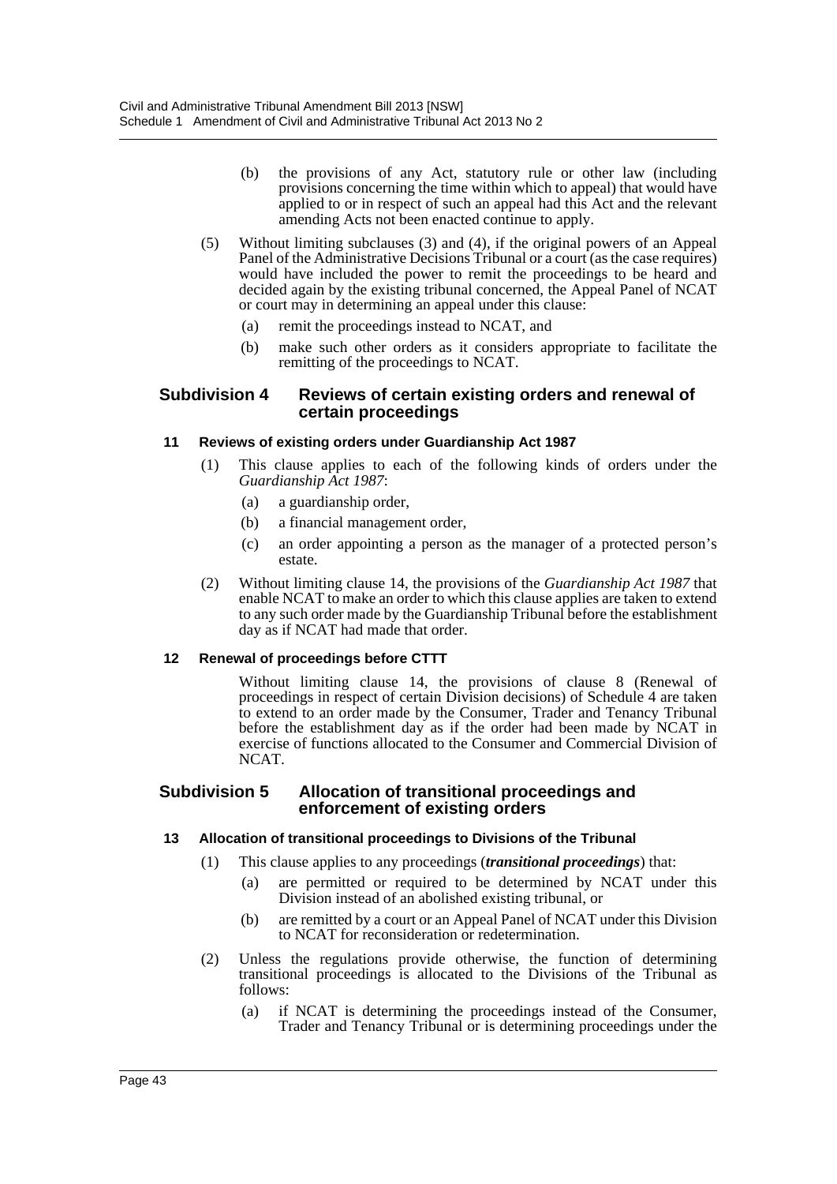(b) the provisions of any Act, statutory rule or other law (including provisions concerning the time within which to appeal) that would have applied to or in respect of such an appeal had this Act and the relevant amending Acts not been enacted continue to apply.

(5) Without limiting subclauses (3) and (4), if the original powers of an Appeal Panel of the Administrative Decisions Tribunal or a court (as the case requires) would have included the power to remit the proceedings to be heard and decided again by the existing tribunal concerned, the Appeal Panel of NCAT or court may in determining an appeal under this clause:

(a) remit the proceedings instead to NCAT, and

(b) make such other orders as it considers appropriate to facilitate the remitting of the proceedings to NCAT.

## Subdivision 4 Reviews of certain existing orders and renewal of certain proceedings

### 11 Reviews of existing orders under Guardianship Act 1987

(1) This clause applies to each of the following kinds of orders under the *Guardianship Act 1987*:

(a) a guardianship order,

(b) a financial management order,

(c) an order appointing a person as the manager of a protected person's estate.

(2) Without limiting clause 14, the provisions of the *Guardianship Act 1987* that enable NCAT to make an order to which this clause applies are taken to extend to any such order made by the Guardianship Tribunal before the establishment day as if NCAT had made that order.

### 12 Renewal of proceedings before CTTT

Without limiting clause 14, the provisions of clause 8 (Renewal of proceedings in respect of certain Division decisions) of Schedule 4 are taken to extend to an order made by the Consumer, Trader and Tenancy Tribunal before the establishment day as if the order had been made by NCAT in exercise of functions allocated to the Consumer and Commercial Division of NCAT.

## Subdivision 5 Allocation of transitional proceedings and enforcement of existing orders

### 13 Allocation of transitional proceedings to Divisions of the Tribunal

(1) This clause applies to any proceedings (***transitional proceedings***) that:

(a) are permitted or required to be determined by NCAT under this Division instead of an abolished existing tribunal, or

(b) are remitted by a court or an Appeal Panel of NCAT under this Division to NCAT for reconsideration or redetermination.

(2) Unless the regulations provide otherwise, the function of determining transitional proceedings is allocated to the Divisions of the Tribunal as follows:

(a) if NCAT is determining the proceedings instead of the Consumer, Trader and Tenancy Tribunal or is determining proceedings under the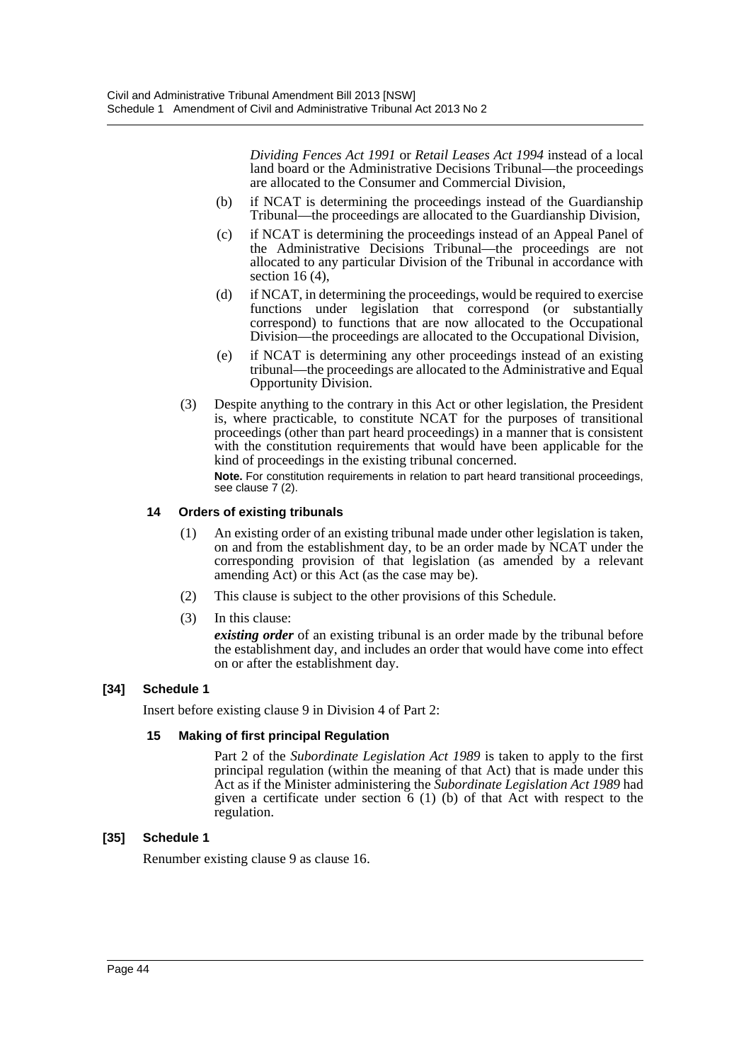*Dividing Fences Act 1991* or *Retail Leases Act 1994* instead of a local land board or the Administrative Decisions Tribunal—the proceedings are allocated to the Consumer and Commercial Division,

(b) if NCAT is determining the proceedings instead of the Guardianship Tribunal—the proceedings are allocated to the Guardianship Division,

(c) if NCAT is determining the proceedings instead of an Appeal Panel of the Administrative Decisions Tribunal—the proceedings are not allocated to any particular Division of the Tribunal in accordance with section 16 (4),

(d) if NCAT, in determining the proceedings, would be required to exercise functions under legislation that correspond (or substantially correspond) to functions that are now allocated to the Occupational Division—the proceedings are allocated to the Occupational Division,

(e) if NCAT is determining any other proceedings instead of an existing tribunal—the proceedings are allocated to the Administrative and Equal Opportunity Division.

(3) Despite anything to the contrary in this Act or other legislation, the President is, where practicable, to constitute NCAT for the purposes of transitional proceedings (other than part heard proceedings) in a manner that is consistent with the constitution requirements that would have been applicable for the kind of proceedings in the existing tribunal concerned.

**Note.** For constitution requirements in relation to part heard transitional proceedings, see clause 7 (2).

#### 14 Orders of existing tribunals

(1) An existing order of an existing tribunal made under other legislation is taken, on and from the establishment day, to be an order made by NCAT under the corresponding provision of that legislation (as amended by a relevant amending Act) or this Act (as the case may be).

(2) This clause is subject to the other provisions of this Schedule.

(3) In this clause:

***existing order*** of an existing tribunal is an order made by the tribunal before the establishment day, and includes an order that would have come into effect on or after the establishment day.

### [34] Schedule 1

Insert before existing clause 9 in Division 4 of Part 2:

#### 15 Making of first principal Regulation

Part 2 of the *Subordinate Legislation Act 1989* is taken to apply to the first principal regulation (within the meaning of that Act) that is made under this Act as if the Minister administering the *Subordinate Legislation Act 1989* had given a certificate under section 6 (1) (b) of that Act with respect to the regulation.

### [35] Schedule 1

Renumber existing clause 9 as clause 16.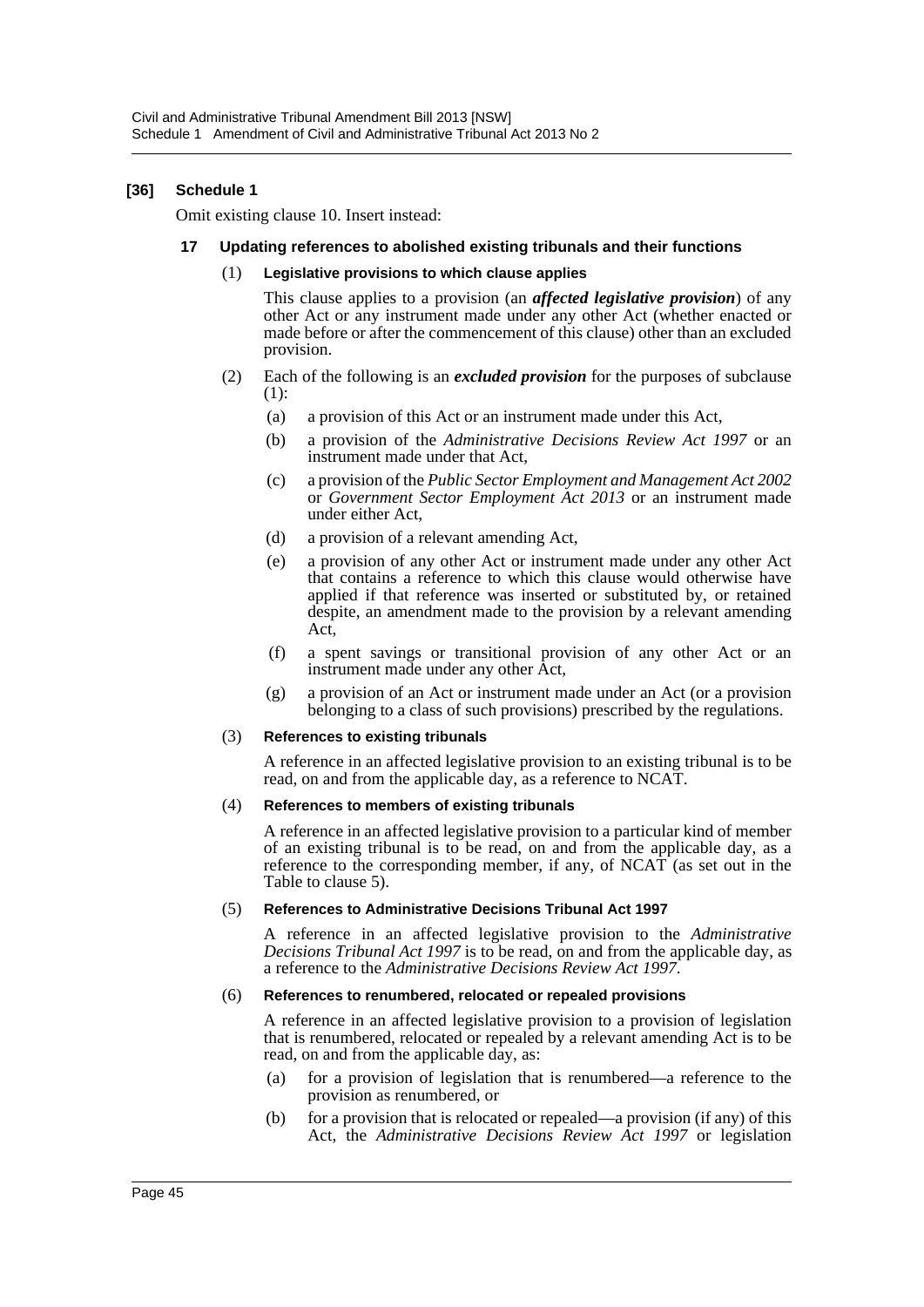**[36] Schedule 1**

Omit existing clause 10. Insert instead:

**17 Updating references to abolished existing tribunals and their functions**

(1) **Legislative provisions to which clause applies**

This clause applies to a provision (an ***affected legislative provision***) of any other Act or any instrument made under any other Act (whether enacted or made before or after the commencement of this clause) other than an excluded provision.

(2) Each of the following is an ***excluded provision*** for the purposes of subclause (1):

(a) a provision of this Act or an instrument made under this Act,

(b) a provision of the *Administrative Decisions Review Act 1997* or an instrument made under that Act,

(c) a provision of the *Public Sector Employment and Management Act 2002* or *Government Sector Employment Act 2013* or an instrument made under either Act,

(d) a provision of a relevant amending Act,

(e) a provision of any other Act or instrument made under any other Act that contains a reference to which this clause would otherwise have applied if that reference was inserted or substituted by, or retained despite, an amendment made to the provision by a relevant amending Act,

(f) a spent savings or transitional provision of any other Act or an instrument made under any other Act,

(g) a provision of an Act or instrument made under an Act (or a provision belonging to a class of such provisions) prescribed by the regulations.

(3) **References to existing tribunals**

A reference in an affected legislative provision to an existing tribunal is to be read, on and from the applicable day, as a reference to NCAT.

(4) **References to members of existing tribunals**

A reference in an affected legislative provision to a particular kind of member of an existing tribunal is to be read, on and from the applicable day, as a reference to the corresponding member, if any, of NCAT (as set out in the Table to clause 5).

(5) **References to Administrative Decisions Tribunal Act 1997**

A reference in an affected legislative provision to the *Administrative Decisions Tribunal Act 1997* is to be read, on and from the applicable day, as a reference to the *Administrative Decisions Review Act 1997*.

(6) **References to renumbered, relocated or repealed provisions**

A reference in an affected legislative provision to a provision of legislation that is renumbered, relocated or repealed by a relevant amending Act is to be read, on and from the applicable day, as:

(a) for a provision of legislation that is renumbered—a reference to the provision as renumbered, or

(b) for a provision that is relocated or repealed—a provision (if any) of this Act, the *Administrative Decisions Review Act 1997* or legislation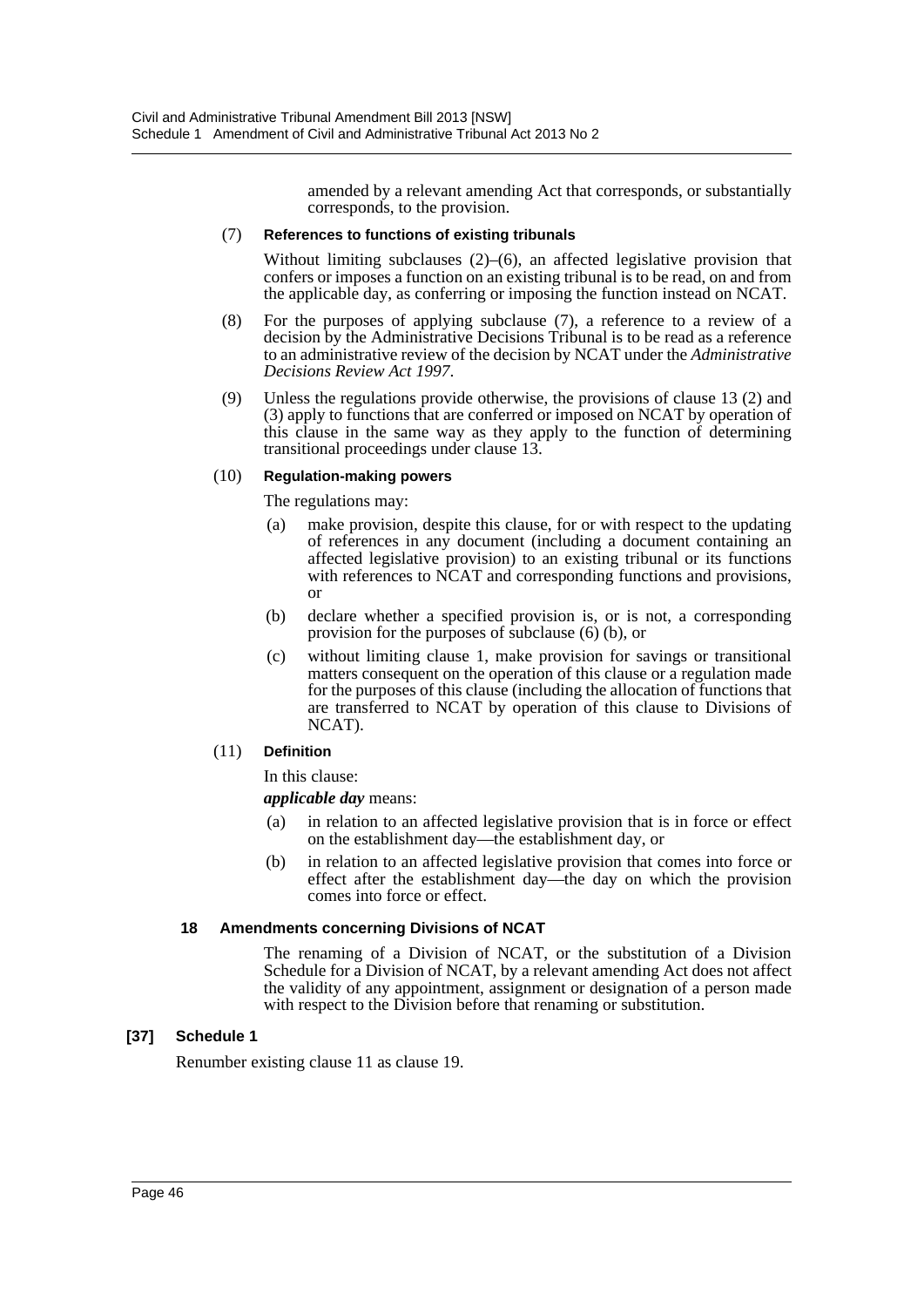amended by a relevant amending Act that corresponds, or substantially corresponds, to the provision.

(7) **References to functions of existing tribunals**

Without limiting subclauses (2)–(6), an affected legislative provision that confers or imposes a function on an existing tribunal is to be read, on and from the applicable day, as conferring or imposing the function instead on NCAT.

(8) For the purposes of applying subclause (7), a reference to a review of a decision by the Administrative Decisions Tribunal is to be read as a reference to an administrative review of the decision by NCAT under the *Administrative Decisions Review Act 1997*.

(9) Unless the regulations provide otherwise, the provisions of clause 13 (2) and (3) apply to functions that are conferred or imposed on NCAT by operation of this clause in the same way as they apply to the function of determining transitional proceedings under clause 13.

(10) **Regulation-making powers**

The regulations may:

(a) make provision, despite this clause, for or with respect to the updating of references in any document (including a document containing an affected legislative provision) to an existing tribunal or its functions with references to NCAT and corresponding functions and provisions, or

(b) declare whether a specified provision is, or is not, a corresponding provision for the purposes of subclause (6) (b), or

(c) without limiting clause 1, make provision for savings or transitional matters consequent on the operation of this clause or a regulation made for the purposes of this clause (including the allocation of functions that are transferred to NCAT by operation of this clause to Divisions of NCAT).

(11) **Definition**

In this clause:

***applicable day*** means:

(a) in relation to an affected legislative provision that is in force or effect on the establishment day—the establishment day, or

(b) in relation to an affected legislative provision that comes into force or effect after the establishment day—the day on which the provision comes into force or effect.

**18 Amendments concerning Divisions of NCAT**

The renaming of a Division of NCAT, or the substitution of a Division Schedule for a Division of NCAT, by a relevant amending Act does not affect the validity of any appointment, assignment or designation of a person made with respect to the Division before that renaming or substitution.

**[37] Schedule 1**

Renumber existing clause 11 as clause 19.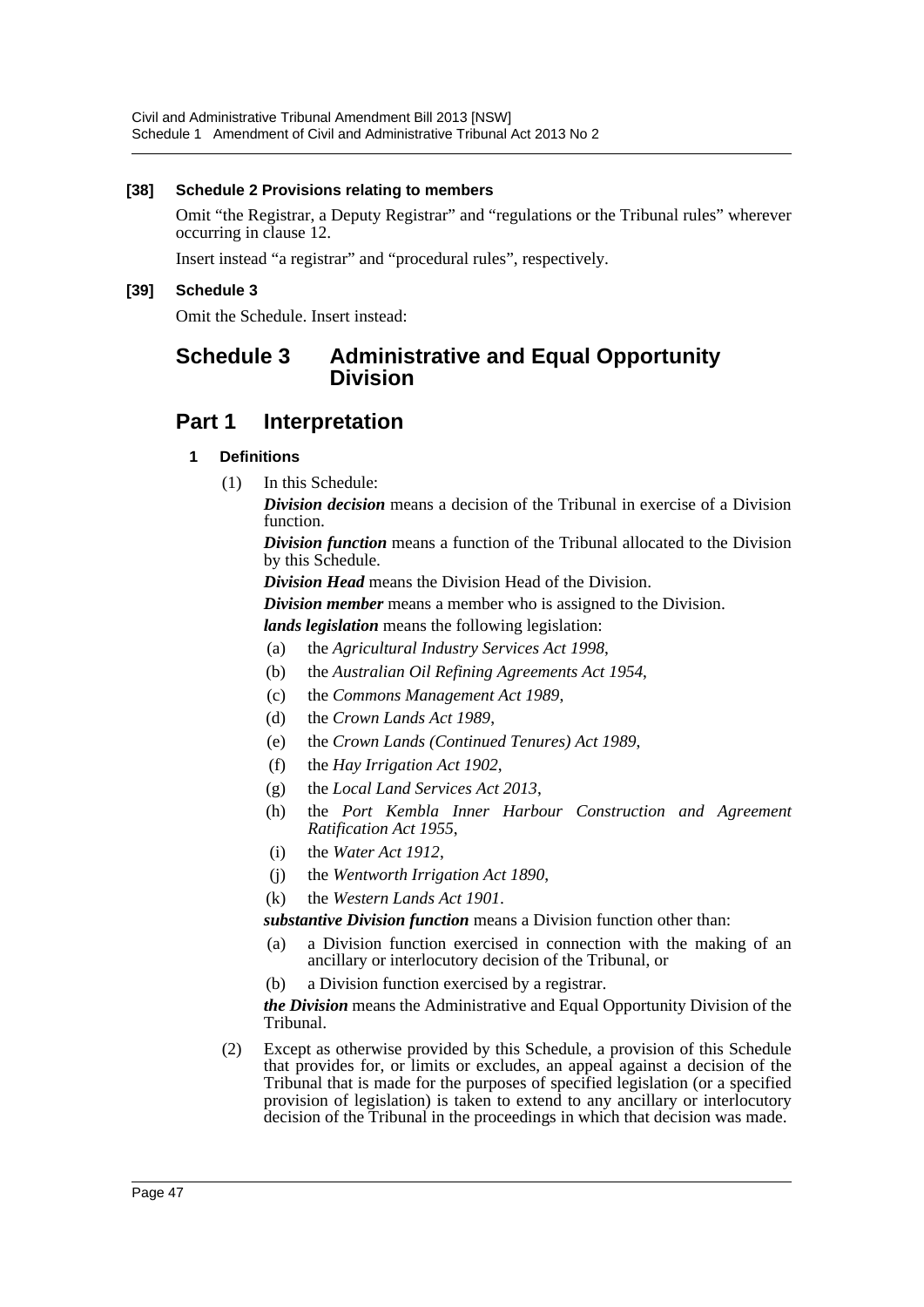**[38] Schedule 2 Provisions relating to members**

Omit "the Registrar, a Deputy Registrar" and "regulations or the Tribunal rules" wherever occurring in clause 12.

Insert instead "a registrar" and "procedural rules", respectively.

**[39] Schedule 3**

Omit the Schedule. Insert instead:

# Schedule 3 Administrative and Equal Opportunity Division

## Part 1 Interpretation

### 1 Definitions

(1) In this Schedule:

***Division decision*** means a decision of the Tribunal in exercise of a Division function.

***Division function*** means a function of the Tribunal allocated to the Division by this Schedule.

***Division Head*** means the Division Head of the Division.

***Division member*** means a member who is assigned to the Division.

***lands legislation*** means the following legislation:

(a) the *Agricultural Industry Services Act 1998*,

(b) the *Australian Oil Refining Agreements Act 1954*,

(c) the *Commons Management Act 1989*,

(d) the *Crown Lands Act 1989*,

(e) the *Crown Lands (Continued Tenures) Act 1989*,

(f) the *Hay Irrigation Act 1902*,

(g) the *Local Land Services Act 2013*,

(h) the *Port Kembla Inner Harbour Construction and Agreement Ratification Act 1955*,

(i) the *Water Act 1912*,

(j) the *Wentworth Irrigation Act 1890*,

(k) the *Western Lands Act 1901*.

***substantive Division function*** means a Division function other than:

(a) a Division function exercised in connection with the making of an ancillary or interlocutory decision of the Tribunal, or

(b) a Division function exercised by a registrar.

***the Division*** means the Administrative and Equal Opportunity Division of the Tribunal.

(2) Except as otherwise provided by this Schedule, a provision of this Schedule that provides for, or limits or excludes, an appeal against a decision of the Tribunal that is made for the purposes of specified legislation (or a specified provision of legislation) is taken to extend to any ancillary or interlocutory decision of the Tribunal in the proceedings in which that decision was made.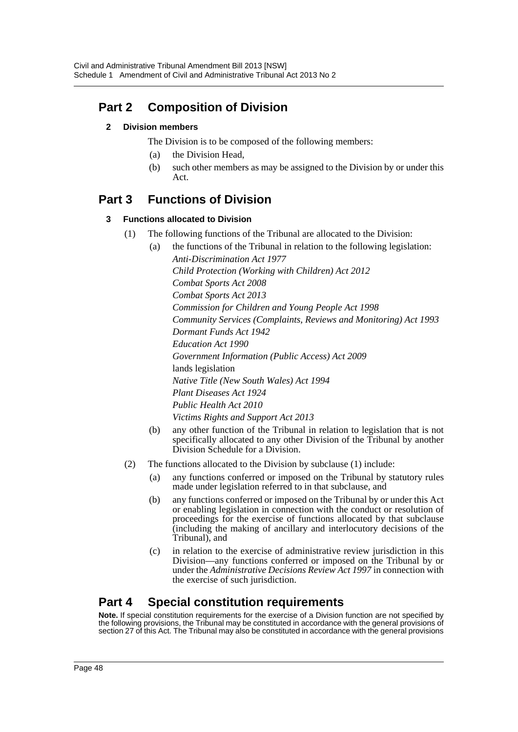## Part 2 Composition of Division

### 2 Division members

The Division is to be composed of the following members:

(a) the Division Head,

(b) such other members as may be assigned to the Division by or under this Act.

## Part 3 Functions of Division

### 3 Functions allocated to Division

(1) The following functions of the Tribunal are allocated to the Division:

(a) the functions of the Tribunal in relation to the following legislation:

*Anti-Discrimination Act 1977*
*Child Protection (Working with Children) Act 2012*
*Combat Sports Act 2008*
*Combat Sports Act 2013*
*Commission for Children and Young People Act 1998*
*Community Services (Complaints, Reviews and Monitoring) Act 1993*
*Dormant Funds Act 1942*
*Education Act 1990*
*Government Information (Public Access) Act 2009*
lands legislation
*Native Title (New South Wales) Act 1994*
*Plant Diseases Act 1924*
*Public Health Act 2010*
*Victims Rights and Support Act 2013*

(b) any other function of the Tribunal in relation to legislation that is not specifically allocated to any other Division of the Tribunal by another Division Schedule for a Division.

(2) The functions allocated to the Division by subclause (1) include:

(a) any functions conferred or imposed on the Tribunal by statutory rules made under legislation referred to in that subclause, and

(b) any functions conferred or imposed on the Tribunal by or under this Act or enabling legislation in connection with the conduct or resolution of proceedings for the exercise of functions allocated by that subclause (including the making of ancillary and interlocutory decisions of the Tribunal), and

(c) in relation to the exercise of administrative review jurisdiction in this Division—any functions conferred or imposed on the Tribunal by or under the *Administrative Decisions Review Act 1997* in connection with the exercise of such jurisdiction.

## Part 4 Special constitution requirements

**Note.** If special constitution requirements for the exercise of a Division function are not specified by the following provisions, the Tribunal may be constituted in accordance with the general provisions of section 27 of this Act. The Tribunal may also be constituted in accordance with the general provisions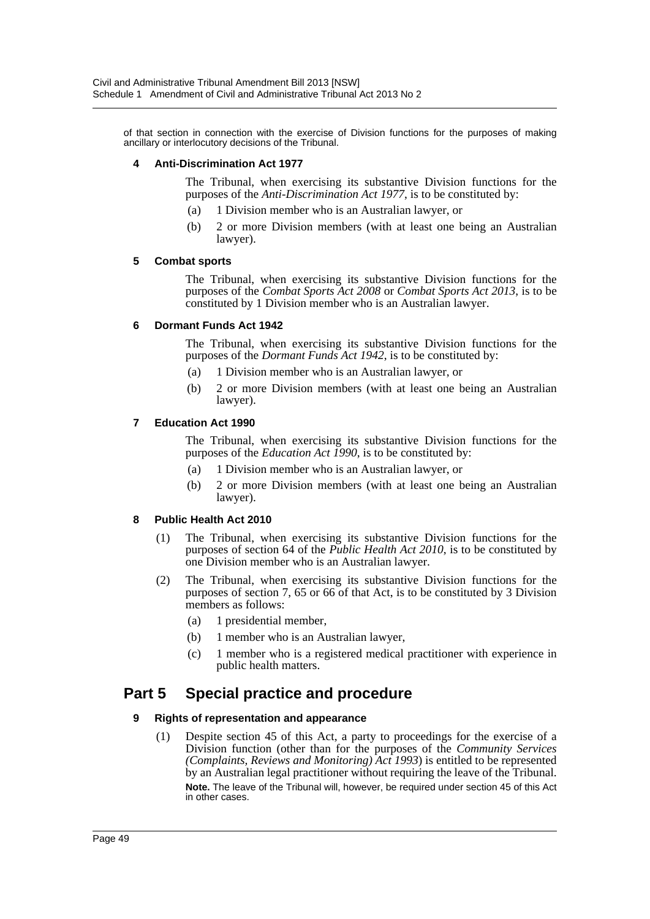of that section in connection with the exercise of Division functions for the purposes of making ancillary or interlocutory decisions of the Tribunal.

#### 4 Anti-Discrimination Act 1977

The Tribunal, when exercising its substantive Division functions for the purposes of the *Anti-Discrimination Act 1977*, is to be constituted by:

(a) 1 Division member who is an Australian lawyer, or

(b) 2 or more Division members (with at least one being an Australian lawyer).

#### 5 Combat sports

The Tribunal, when exercising its substantive Division functions for the purposes of the *Combat Sports Act 2008* or *Combat Sports Act 2013*, is to be constituted by 1 Division member who is an Australian lawyer.

#### 6 Dormant Funds Act 1942

The Tribunal, when exercising its substantive Division functions for the purposes of the *Dormant Funds Act 1942*, is to be constituted by:

(a) 1 Division member who is an Australian lawyer, or

(b) 2 or more Division members (with at least one being an Australian lawyer).

#### 7 Education Act 1990

The Tribunal, when exercising its substantive Division functions for the purposes of the *Education Act 1990*, is to be constituted by:

(a) 1 Division member who is an Australian lawyer, or

(b) 2 or more Division members (with at least one being an Australian lawyer).

#### 8 Public Health Act 2010

(1) The Tribunal, when exercising its substantive Division functions for the purposes of section 64 of the *Public Health Act 2010*, is to be constituted by one Division member who is an Australian lawyer.

(2) The Tribunal, when exercising its substantive Division functions for the purposes of section 7, 65 or 66 of that Act, is to be constituted by 3 Division members as follows:

(a) 1 presidential member,

(b) 1 member who is an Australian lawyer,

(c) 1 member who is a registered medical practitioner with experience in public health matters.

## Part 5 Special practice and procedure

#### 9 Rights of representation and appearance

(1) Despite section 45 of this Act, a party to proceedings for the exercise of a Division function (other than for the purposes of the *Community Services (Complaints, Reviews and Monitoring) Act 1993*) is entitled to be represented by an Australian legal practitioner without requiring the leave of the Tribunal.

**Note.** The leave of the Tribunal will, however, be required under section 45 of this Act in other cases.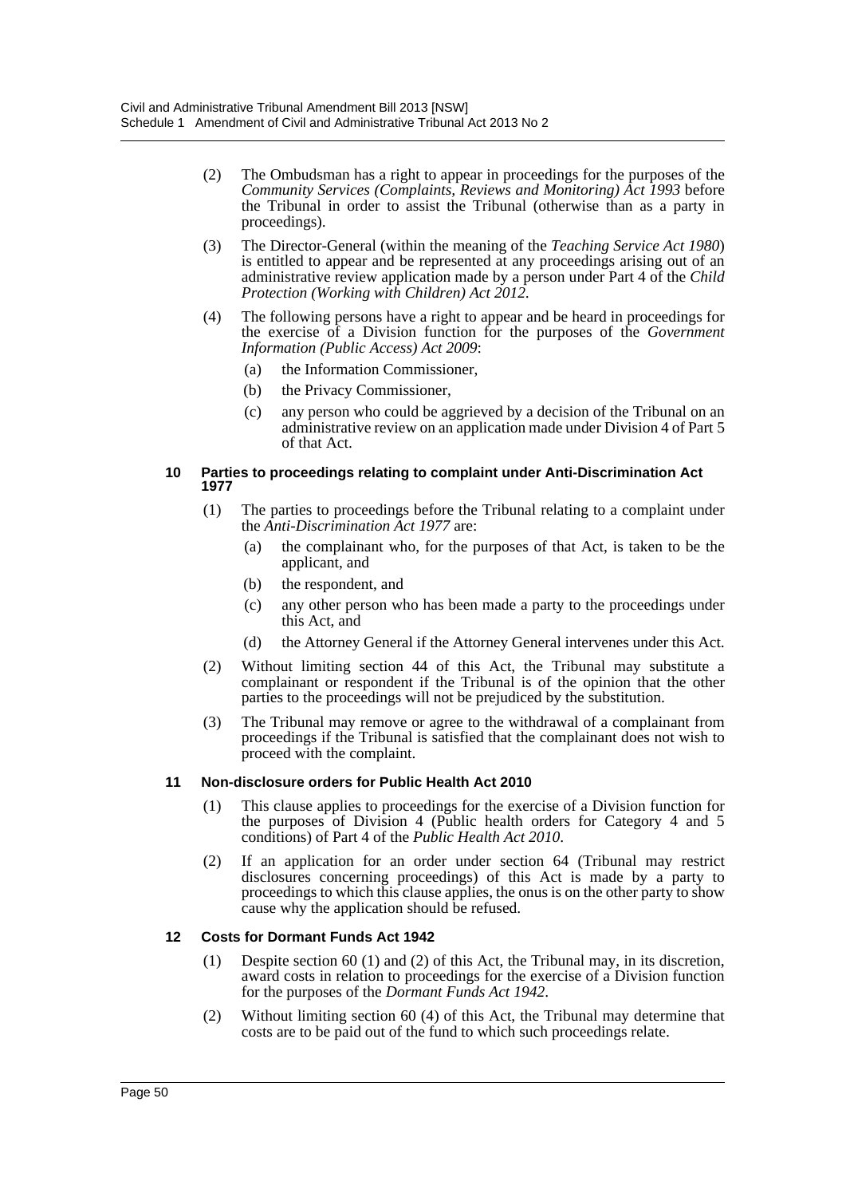(2) The Ombudsman has a right to appear in proceedings for the purposes of the *Community Services (Complaints, Reviews and Monitoring) Act 1993* before the Tribunal in order to assist the Tribunal (otherwise than as a party in proceedings).

(3) The Director-General (within the meaning of the *Teaching Service Act 1980*) is entitled to appear and be represented at any proceedings arising out of an administrative review application made by a person under Part 4 of the *Child Protection (Working with Children) Act 2012*.

(4) The following persons have a right to appear and be heard in proceedings for the exercise of a Division function for the purposes of the *Government Information (Public Access) Act 2009*:

- (a) the Information Commissioner,
- (b) the Privacy Commissioner,
- (c) any person who could be aggrieved by a decision of the Tribunal on an administrative review on an application made under Division 4 of Part 5 of that Act.

#### 10 Parties to proceedings relating to complaint under Anti-Discrimination Act 1977

(1) The parties to proceedings before the Tribunal relating to a complaint under the *Anti-Discrimination Act 1977* are:

- (a) the complainant who, for the purposes of that Act, is taken to be the applicant, and
- (b) the respondent, and
- (c) any other person who has been made a party to the proceedings under this Act, and
- (d) the Attorney General if the Attorney General intervenes under this Act.

(2) Without limiting section 44 of this Act, the Tribunal may substitute a complainant or respondent if the Tribunal is of the opinion that the other parties to the proceedings will not be prejudiced by the substitution.

(3) The Tribunal may remove or agree to the withdrawal of a complainant from proceedings if the Tribunal is satisfied that the complainant does not wish to proceed with the complaint.

#### 11 Non-disclosure orders for Public Health Act 2010

(1) This clause applies to proceedings for the exercise of a Division function for the purposes of Division 4 (Public health orders for Category 4 and 5 conditions) of Part 4 of the *Public Health Act 2010*.

(2) If an application for an order under section 64 (Tribunal may restrict disclosures concerning proceedings) of this Act is made by a party to proceedings to which this clause applies, the onus is on the other party to show cause why the application should be refused.

#### 12 Costs for Dormant Funds Act 1942

(1) Despite section 60 (1) and (2) of this Act, the Tribunal may, in its discretion, award costs in relation to proceedings for the exercise of a Division function for the purposes of the *Dormant Funds Act 1942*.

(2) Without limiting section 60 (4) of this Act, the Tribunal may determine that costs are to be paid out of the fund to which such proceedings relate.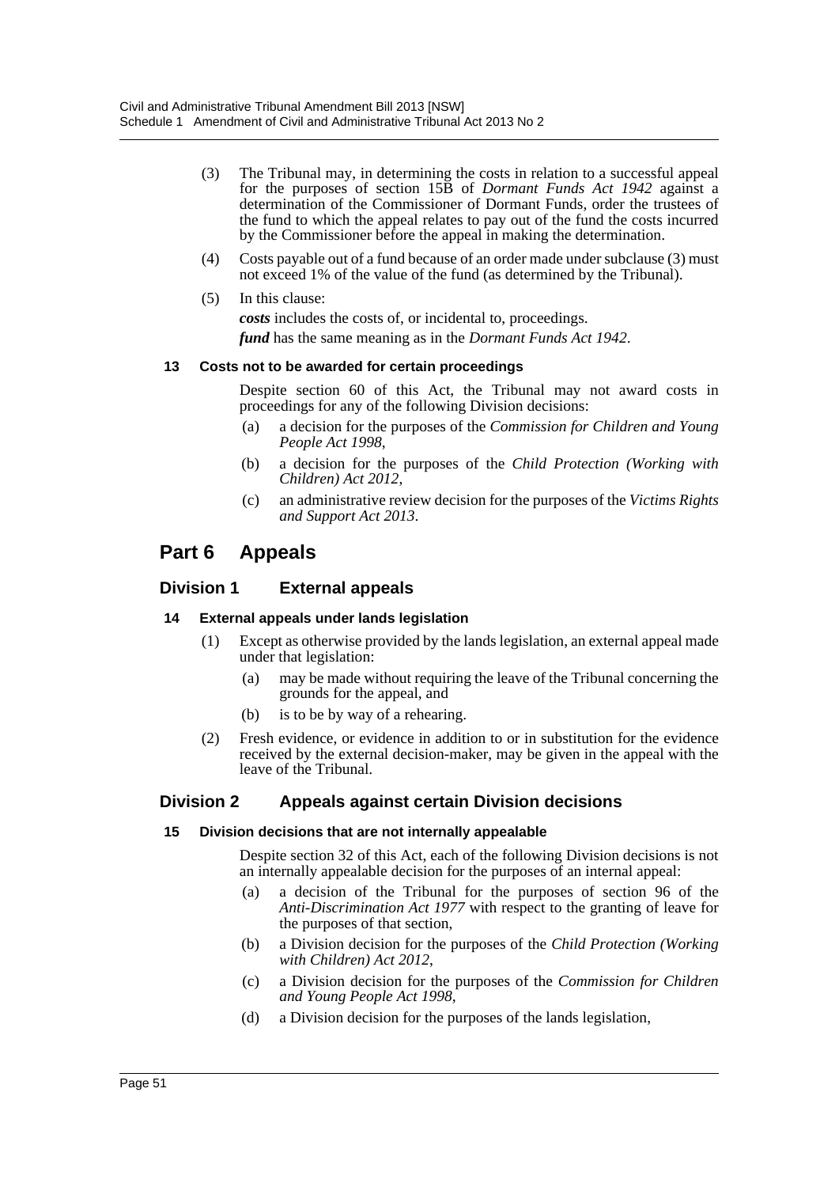(3) The Tribunal may, in determining the costs in relation to a successful appeal for the purposes of section 15B of *Dormant Funds Act 1942* against a determination of the Commissioner of Dormant Funds, order the trustees of the fund to which the appeal relates to pay out of the fund the costs incurred by the Commissioner before the appeal in making the determination.

(4) Costs payable out of a fund because of an order made under subclause (3) must not exceed 1% of the value of the fund (as determined by the Tribunal).

(5) In this clause:

***costs*** includes the costs of, or incidental to, proceedings.

***fund*** has the same meaning as in the *Dormant Funds Act 1942*.

#### 13 Costs not to be awarded for certain proceedings

Despite section 60 of this Act, the Tribunal may not award costs in proceedings for any of the following Division decisions:

(a) a decision for the purposes of the *Commission for Children and Young People Act 1998*,

(b) a decision for the purposes of the *Child Protection (Working with Children) Act 2012*,

(c) an administrative review decision for the purposes of the *Victims Rights and Support Act 2013*.

## Part 6 Appeals

### Division 1 External appeals

#### 14 External appeals under lands legislation

(1) Except as otherwise provided by the lands legislation, an external appeal made under that legislation:

(a) may be made without requiring the leave of the Tribunal concerning the grounds for the appeal, and

(b) is to be by way of a rehearing.

(2) Fresh evidence, or evidence in addition to or in substitution for the evidence received by the external decision-maker, may be given in the appeal with the leave of the Tribunal.

### Division 2 Appeals against certain Division decisions

#### 15 Division decisions that are not internally appealable

Despite section 32 of this Act, each of the following Division decisions is not an internally appealable decision for the purposes of an internal appeal:

(a) a decision of the Tribunal for the purposes of section 96 of the *Anti-Discrimination Act 1977* with respect to the granting of leave for the purposes of that section,

(b) a Division decision for the purposes of the *Child Protection (Working with Children) Act 2012*,

(c) a Division decision for the purposes of the *Commission for Children and Young People Act 1998*,

(d) a Division decision for the purposes of the lands legislation,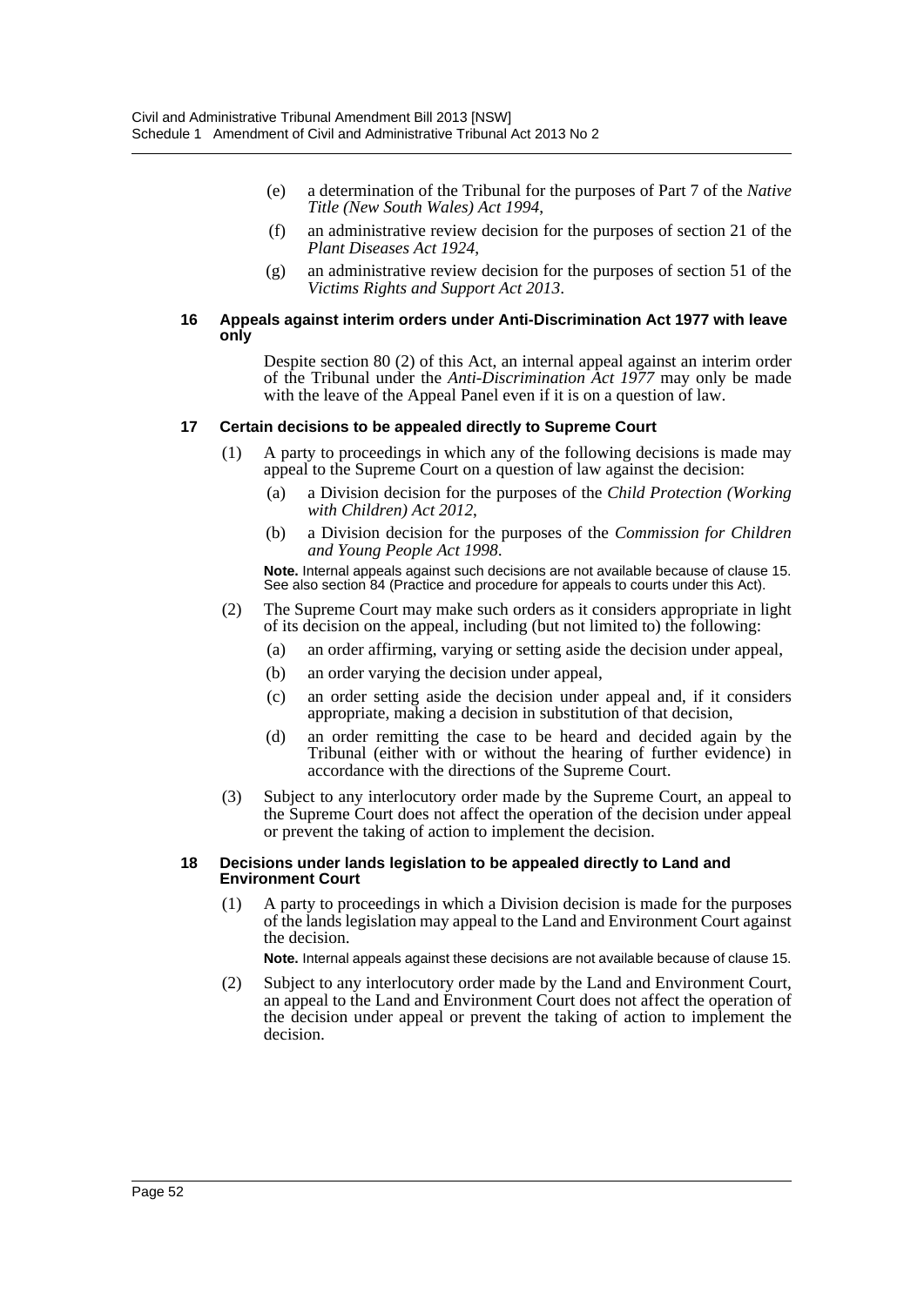(e) a determination of the Tribunal for the purposes of Part 7 of the *Native Title (New South Wales) Act 1994*,

(f) an administrative review decision for the purposes of section 21 of the *Plant Diseases Act 1924*,

(g) an administrative review decision for the purposes of section 51 of the *Victims Rights and Support Act 2013*.

#### 16 Appeals against interim orders under Anti-Discrimination Act 1977 with leave only

Despite section 80 (2) of this Act, an internal appeal against an interim order of the Tribunal under the *Anti-Discrimination Act 1977* may only be made with the leave of the Appeal Panel even if it is on a question of law.

#### 17 Certain decisions to be appealed directly to Supreme Court

(1) A party to proceedings in which any of the following decisions is made may appeal to the Supreme Court on a question of law against the decision:

- (a) a Division decision for the purposes of the *Child Protection (Working with Children) Act 2012*,
- (b) a Division decision for the purposes of the *Commission for Children and Young People Act 1998*.

**Note.** Internal appeals against such decisions are not available because of clause 15. See also section 84 (Practice and procedure for appeals to courts under this Act).

(2) The Supreme Court may make such orders as it considers appropriate in light of its decision on the appeal, including (but not limited to) the following:

- (a) an order affirming, varying or setting aside the decision under appeal,
- (b) an order varying the decision under appeal,
- (c) an order setting aside the decision under appeal and, if it considers appropriate, making a decision in substitution of that decision,
- (d) an order remitting the case to be heard and decided again by the Tribunal (either with or without the hearing of further evidence) in accordance with the directions of the Supreme Court.

(3) Subject to any interlocutory order made by the Supreme Court, an appeal to the Supreme Court does not affect the operation of the decision under appeal or prevent the taking of action to implement the decision.

#### 18 Decisions under lands legislation to be appealed directly to Land and Environment Court

(1) A party to proceedings in which a Division decision is made for the purposes of the lands legislation may appeal to the Land and Environment Court against the decision.

**Note.** Internal appeals against these decisions are not available because of clause 15.

(2) Subject to any interlocutory order made by the Land and Environment Court, an appeal to the Land and Environment Court does not affect the operation of the decision under appeal or prevent the taking of action to implement the decision.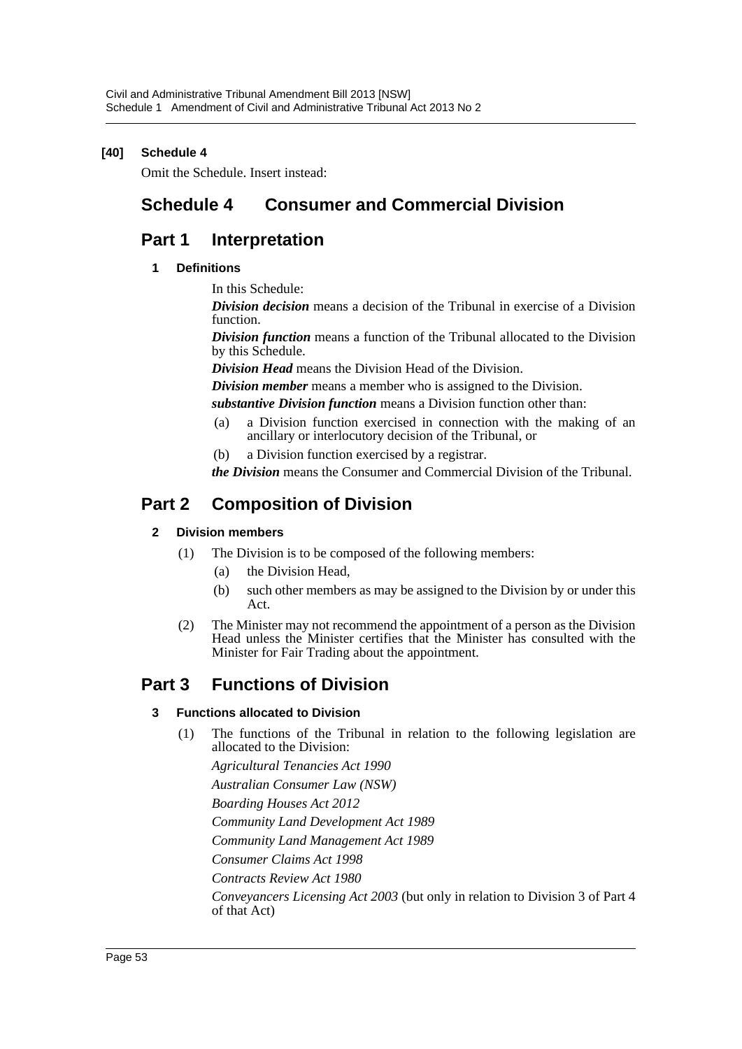**[40] Schedule 4**

Omit the Schedule. Insert instead:

# Schedule 4 Consumer and Commercial Division

## Part 1 Interpretation

### 1 Definitions

In this Schedule:

***Division decision*** means a decision of the Tribunal in exercise of a Division function.

***Division function*** means a function of the Tribunal allocated to the Division by this Schedule.

***Division Head*** means the Division Head of the Division.

***Division member*** means a member who is assigned to the Division.

***substantive Division function*** means a Division function other than:

(a) a Division function exercised in connection with the making of an ancillary or interlocutory decision of the Tribunal, or

(b) a Division function exercised by a registrar.

***the Division*** means the Consumer and Commercial Division of the Tribunal.

## Part 2 Composition of Division

### 2 Division members

(1) The Division is to be composed of the following members:

(a) the Division Head,

(b) such other members as may be assigned to the Division by or under this Act.

(2) The Minister may not recommend the appointment of a person as the Division Head unless the Minister certifies that the Minister has consulted with the Minister for Fair Trading about the appointment.

## Part 3 Functions of Division

### 3 Functions allocated to Division

(1) The functions of the Tribunal in relation to the following legislation are allocated to the Division:

*Agricultural Tenancies Act 1990*

*Australian Consumer Law (NSW)*

*Boarding Houses Act 2012*

*Community Land Development Act 1989*

*Community Land Management Act 1989*

*Consumer Claims Act 1998*

*Contracts Review Act 1980*

*Conveyancers Licensing Act 2003* (but only in relation to Division 3 of Part 4 of that Act)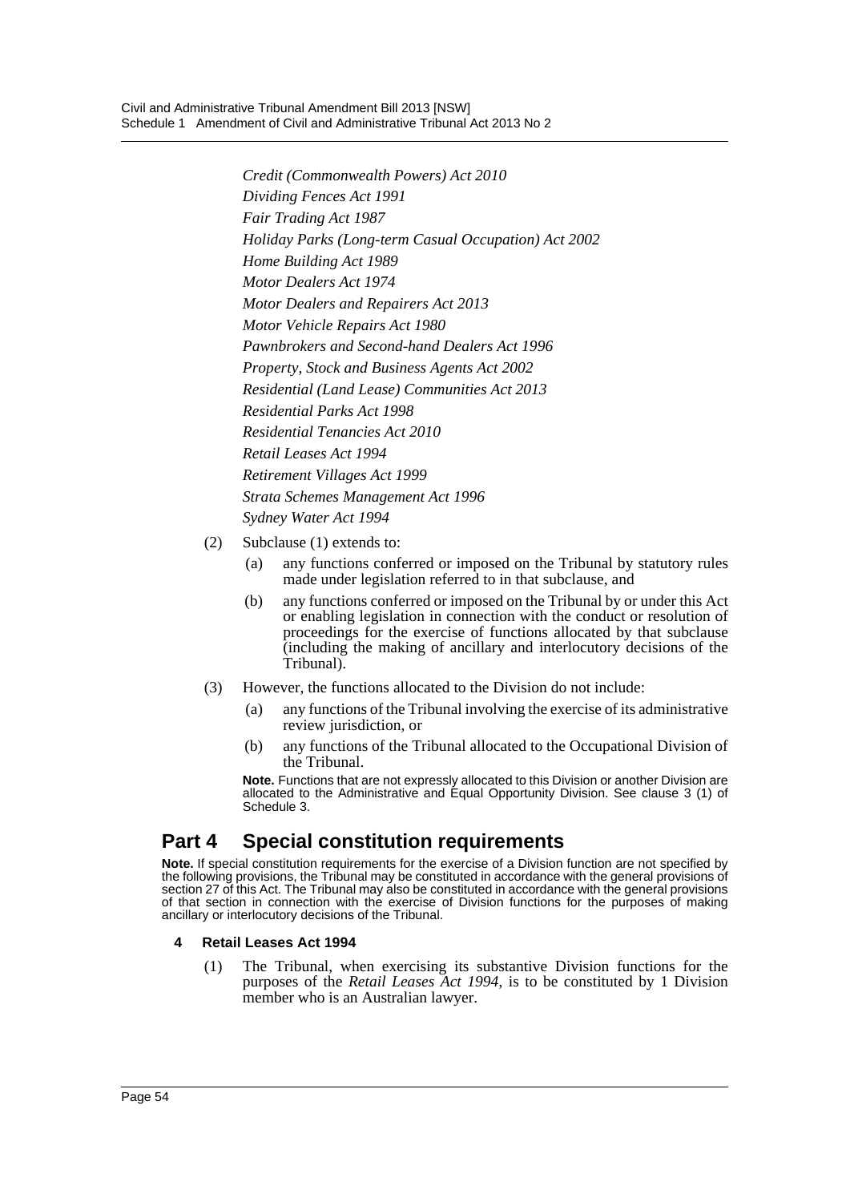*Credit (Commonwealth Powers) Act 2010*

*Dividing Fences Act 1991*

*Fair Trading Act 1987*

*Holiday Parks (Long-term Casual Occupation) Act 2002*

*Home Building Act 1989*

*Motor Dealers Act 1974*

*Motor Dealers and Repairers Act 2013*

*Motor Vehicle Repairs Act 1980*

*Pawnbrokers and Second-hand Dealers Act 1996*

*Property, Stock and Business Agents Act 2002*

*Residential (Land Lease) Communities Act 2013*

*Residential Parks Act 1998*

*Residential Tenancies Act 2010*

*Retail Leases Act 1994*

*Retirement Villages Act 1999*

*Strata Schemes Management Act 1996*

*Sydney Water Act 1994*

(2) Subclause (1) extends to:

- (a) any functions conferred or imposed on the Tribunal by statutory rules made under legislation referred to in that subclause, and
- (b) any functions conferred or imposed on the Tribunal by or under this Act or enabling legislation in connection with the conduct or resolution of proceedings for the exercise of functions allocated by that subclause (including the making of ancillary and interlocutory decisions of the Tribunal).

(3) However, the functions allocated to the Division do not include:

- (a) any functions of the Tribunal involving the exercise of its administrative review jurisdiction, or
- (b) any functions of the Tribunal allocated to the Occupational Division of the Tribunal.

**Note.** Functions that are not expressly allocated to this Division or another Division are allocated to the Administrative and Equal Opportunity Division. See clause 3 (1) of Schedule 3.

## Part 4 Special constitution requirements

**Note.** If special constitution requirements for the exercise of a Division function are not specified by the following provisions, the Tribunal may be constituted in accordance with the general provisions of section 27 of this Act. The Tribunal may also be constituted in accordance with the general provisions of that section in connection with the exercise of Division functions for the purposes of making ancillary or interlocutory decisions of the Tribunal.

### 4 Retail Leases Act 1994

(1) The Tribunal, when exercising its substantive Division functions for the purposes of the *Retail Leases Act 1994*, is to be constituted by 1 Division member who is an Australian lawyer.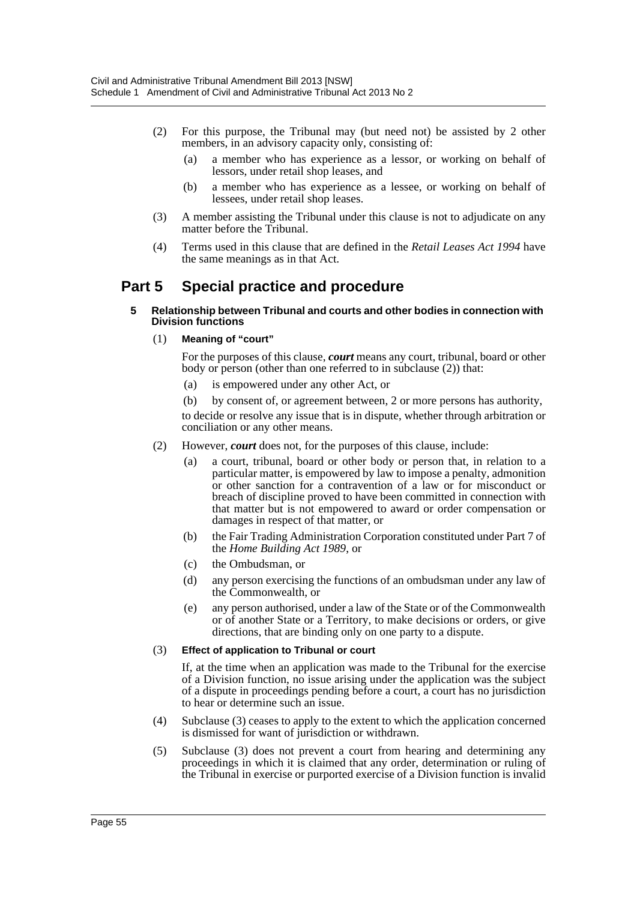(2) For this purpose, the Tribunal may (but need not) be assisted by 2 other members, in an advisory capacity only, consisting of:

(a) a member who has experience as a lessor, or working on behalf of lessors, under retail shop leases, and

(b) a member who has experience as a lessee, or working on behalf of lessees, under retail shop leases.

(3) A member assisting the Tribunal under this clause is not to adjudicate on any matter before the Tribunal.

(4) Terms used in this clause that are defined in the *Retail Leases Act 1994* have the same meanings as in that Act.

## Part 5 Special practice and procedure

#### 5 Relationship between Tribunal and courts and other bodies in connection with Division functions

(1) **Meaning of "court"**

For the purposes of this clause, ***court*** means any court, tribunal, board or other body or person (other than one referred to in subclause (2)) that:

(a) is empowered under any other Act, or

(b) by consent of, or agreement between, 2 or more persons has authority,

to decide or resolve any issue that is in dispute, whether through arbitration or conciliation or any other means.

(2) However, ***court*** does not, for the purposes of this clause, include:

(a) a court, tribunal, board or other body or person that, in relation to a particular matter, is empowered by law to impose a penalty, admonition or other sanction for a contravention of a law or for misconduct or breach of discipline proved to have been committed in connection with that matter but is not empowered to award or order compensation or damages in respect of that matter, or

(b) the Fair Trading Administration Corporation constituted under Part 7 of the *Home Building Act 1989*, or

(c) the Ombudsman, or

(d) any person exercising the functions of an ombudsman under any law of the Commonwealth, or

(e) any person authorised, under a law of the State or of the Commonwealth or of another State or a Territory, to make decisions or orders, or give directions, that are binding only on one party to a dispute.

(3) **Effect of application to Tribunal or court**

If, at the time when an application was made to the Tribunal for the exercise of a Division function, no issue arising under the application was the subject of a dispute in proceedings pending before a court, a court has no jurisdiction to hear or determine such an issue.

(4) Subclause (3) ceases to apply to the extent to which the application concerned is dismissed for want of jurisdiction or withdrawn.

(5) Subclause (3) does not prevent a court from hearing and determining any proceedings in which it is claimed that any order, determination or ruling of the Tribunal in exercise or purported exercise of a Division function is invalid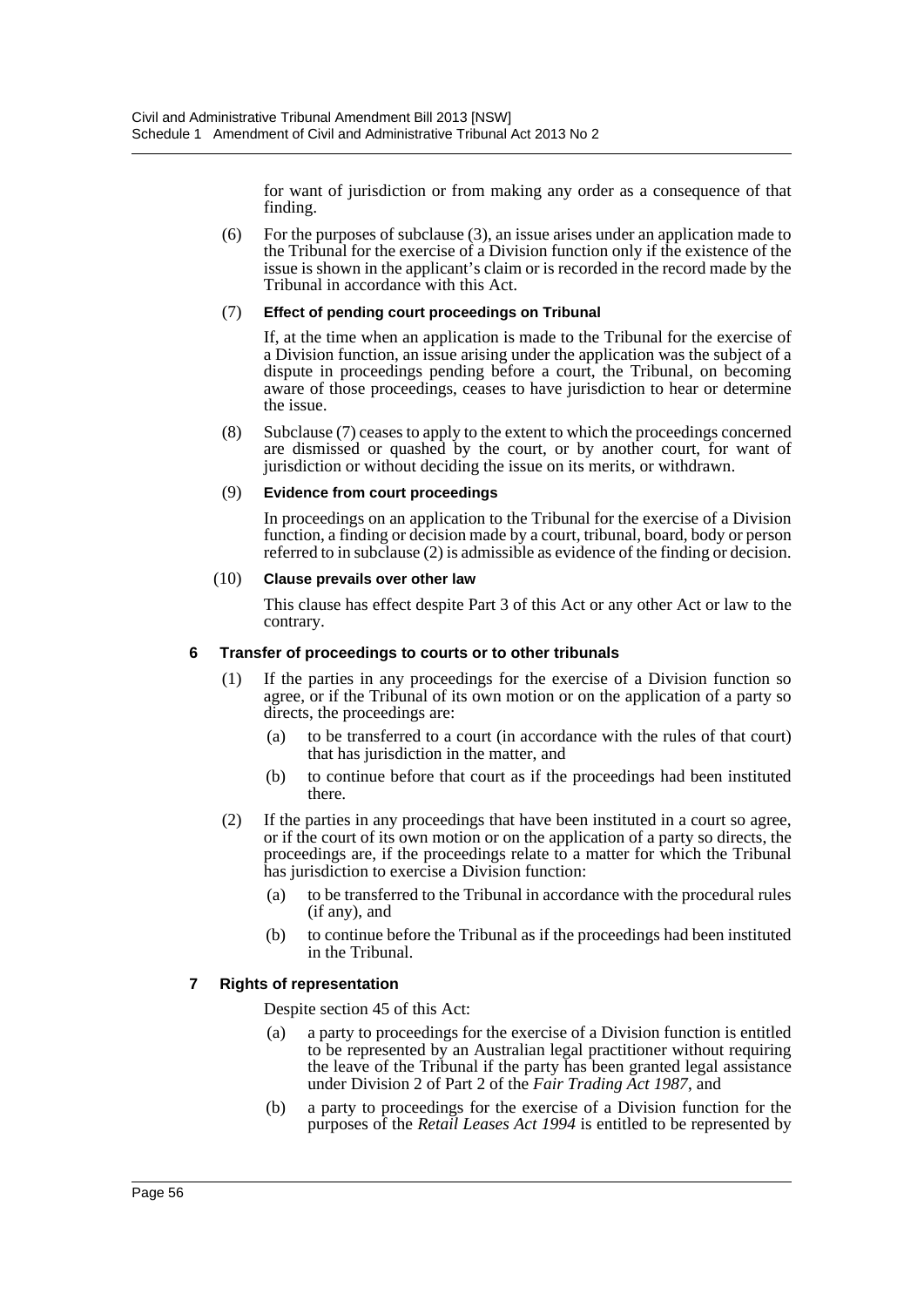for want of jurisdiction or from making any order as a consequence of that finding.

(6) For the purposes of subclause (3), an issue arises under an application made to the Tribunal for the exercise of a Division function only if the existence of the issue is shown in the applicant's claim or is recorded in the record made by the Tribunal in accordance with this Act.

(7) **Effect of pending court proceedings on Tribunal**

If, at the time when an application is made to the Tribunal for the exercise of a Division function, an issue arising under the application was the subject of a dispute in proceedings pending before a court, the Tribunal, on becoming aware of those proceedings, ceases to have jurisdiction to hear or determine the issue.

(8) Subclause (7) ceases to apply to the extent to which the proceedings concerned are dismissed or quashed by the court, or by another court, for want of jurisdiction or without deciding the issue on its merits, or withdrawn.

(9) **Evidence from court proceedings**

In proceedings on an application to the Tribunal for the exercise of a Division function, a finding or decision made by a court, tribunal, board, body or person referred to in subclause (2) is admissible as evidence of the finding or decision.

(10) **Clause prevails over other law**

This clause has effect despite Part 3 of this Act or any other Act or law to the contrary.

**6 Transfer of proceedings to courts or to other tribunals**

(1) If the parties in any proceedings for the exercise of a Division function so agree, or if the Tribunal of its own motion or on the application of a party so directs, the proceedings are:

(a) to be transferred to a court (in accordance with the rules of that court) that has jurisdiction in the matter, and

(b) to continue before that court as if the proceedings had been instituted there.

(2) If the parties in any proceedings that have been instituted in a court so agree, or if the court of its own motion or on the application of a party so directs, the proceedings are, if the proceedings relate to a matter for which the Tribunal has jurisdiction to exercise a Division function:

(a) to be transferred to the Tribunal in accordance with the procedural rules (if any), and

(b) to continue before the Tribunal as if the proceedings had been instituted in the Tribunal.

**7 Rights of representation**

Despite section 45 of this Act:

(a) a party to proceedings for the exercise of a Division function is entitled to be represented by an Australian legal practitioner without requiring the leave of the Tribunal if the party has been granted legal assistance under Division 2 of Part 2 of the *Fair Trading Act 1987*, and

(b) a party to proceedings for the exercise of a Division function for the purposes of the *Retail Leases Act 1994* is entitled to be represented by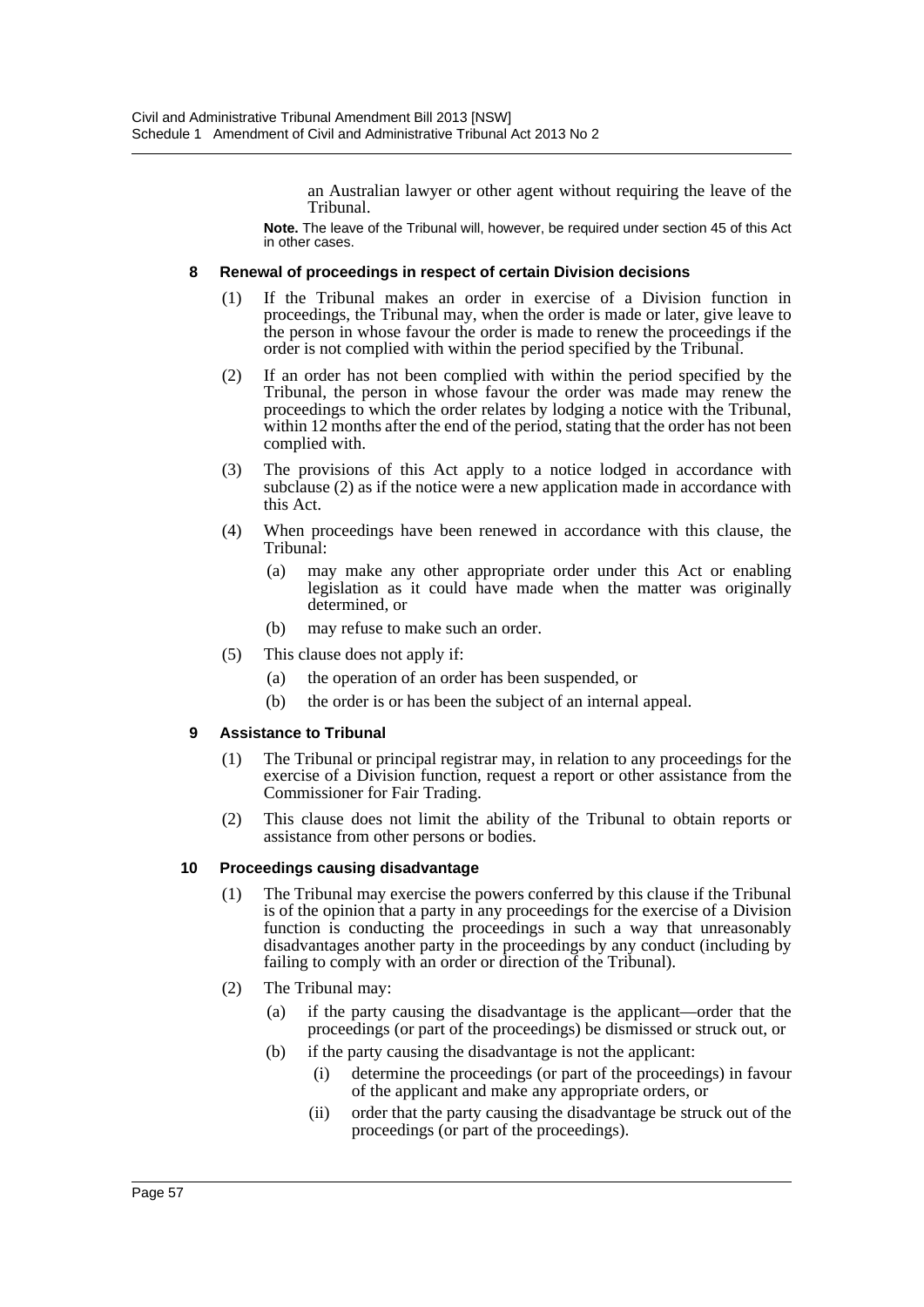an Australian lawyer or other agent without requiring the leave of the Tribunal.

**Note.** The leave of the Tribunal will, however, be required under section 45 of this Act in other cases.

#### 8 Renewal of proceedings in respect of certain Division decisions

(1) If the Tribunal makes an order in exercise of a Division function in proceedings, the Tribunal may, when the order is made or later, give leave to the person in whose favour the order is made to renew the proceedings if the order is not complied with within the period specified by the Tribunal.

(2) If an order has not been complied with within the period specified by the Tribunal, the person in whose favour the order was made may renew the proceedings to which the order relates by lodging a notice with the Tribunal, within 12 months after the end of the period, stating that the order has not been complied with.

(3) The provisions of this Act apply to a notice lodged in accordance with subclause (2) as if the notice were a new application made in accordance with this Act.

(4) When proceedings have been renewed in accordance with this clause, the Tribunal:

- (a) may make any other appropriate order under this Act or enabling legislation as it could have made when the matter was originally determined, or
- (b) may refuse to make such an order.

(5) This clause does not apply if:

- (a) the operation of an order has been suspended, or
- (b) the order is or has been the subject of an internal appeal.

#### 9 Assistance to Tribunal

(1) The Tribunal or principal registrar may, in relation to any proceedings for the exercise of a Division function, request a report or other assistance from the Commissioner for Fair Trading.

(2) This clause does not limit the ability of the Tribunal to obtain reports or assistance from other persons or bodies.

#### 10 Proceedings causing disadvantage

(1) The Tribunal may exercise the powers conferred by this clause if the Tribunal is of the opinion that a party in any proceedings for the exercise of a Division function is conducting the proceedings in such a way that unreasonably disadvantages another party in the proceedings by any conduct (including by failing to comply with an order or direction of the Tribunal).

(2) The Tribunal may:

- (a) if the party causing the disadvantage is the applicant—order that the proceedings (or part of the proceedings) be dismissed or struck out, or
- (b) if the party causing the disadvantage is not the applicant:
  - (i) determine the proceedings (or part of the proceedings) in favour of the applicant and make any appropriate orders, or
  - (ii) order that the party causing the disadvantage be struck out of the proceedings (or part of the proceedings).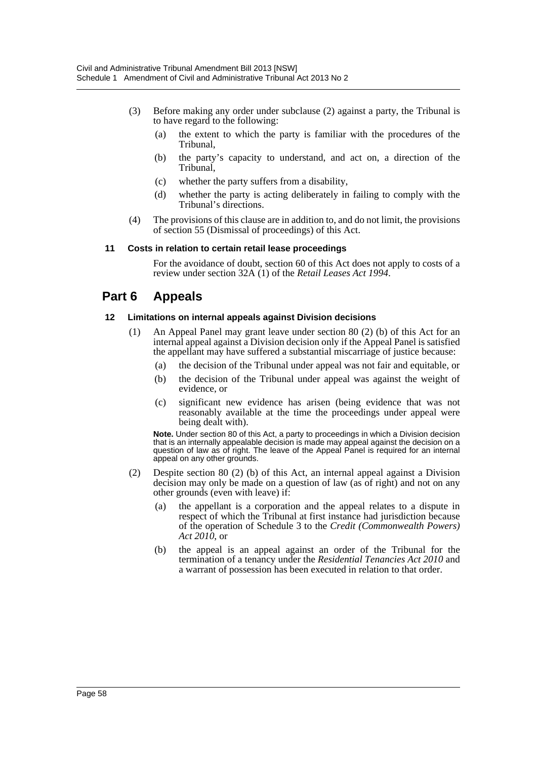(3) Before making any order under subclause (2) against a party, the Tribunal is to have regard to the following:

   (a) the extent to which the party is familiar with the procedures of the Tribunal,

   (b) the party's capacity to understand, and act on, a direction of the Tribunal,

   (c) whether the party suffers from a disability,

   (d) whether the party is acting deliberately in failing to comply with the Tribunal's directions.

(4) The provisions of this clause are in addition to, and do not limit, the provisions of section 55 (Dismissal of proceedings) of this Act.

#### 11 Costs in relation to certain retail lease proceedings

For the avoidance of doubt, section 60 of this Act does not apply to costs of a review under section 32A (1) of the *Retail Leases Act 1994*.

## Part 6 Appeals

#### 12 Limitations on internal appeals against Division decisions

(1) An Appeal Panel may grant leave under section 80 (2) (b) of this Act for an internal appeal against a Division decision only if the Appeal Panel is satisfied the appellant may have suffered a substantial miscarriage of justice because:

   (a) the decision of the Tribunal under appeal was not fair and equitable, or

   (b) the decision of the Tribunal under appeal was against the weight of evidence, or

   (c) significant new evidence has arisen (being evidence that was not reasonably available at the time the proceedings under appeal were being dealt with).

**Note.** Under section 80 of this Act, a party to proceedings in which a Division decision that is an internally appealable decision is made may appeal against the decision on a question of law as of right. The leave of the Appeal Panel is required for an internal appeal on any other grounds.

(2) Despite section 80 (2) (b) of this Act, an internal appeal against a Division decision may only be made on a question of law (as of right) and not on any other grounds (even with leave) if:

   (a) the appellant is a corporation and the appeal relates to a dispute in respect of which the Tribunal at first instance had jurisdiction because of the operation of Schedule 3 to the *Credit (Commonwealth Powers) Act 2010*, or

   (b) the appeal is an appeal against an order of the Tribunal for the termination of a tenancy under the *Residential Tenancies Act 2010* and a warrant of possession has been executed in relation to that order.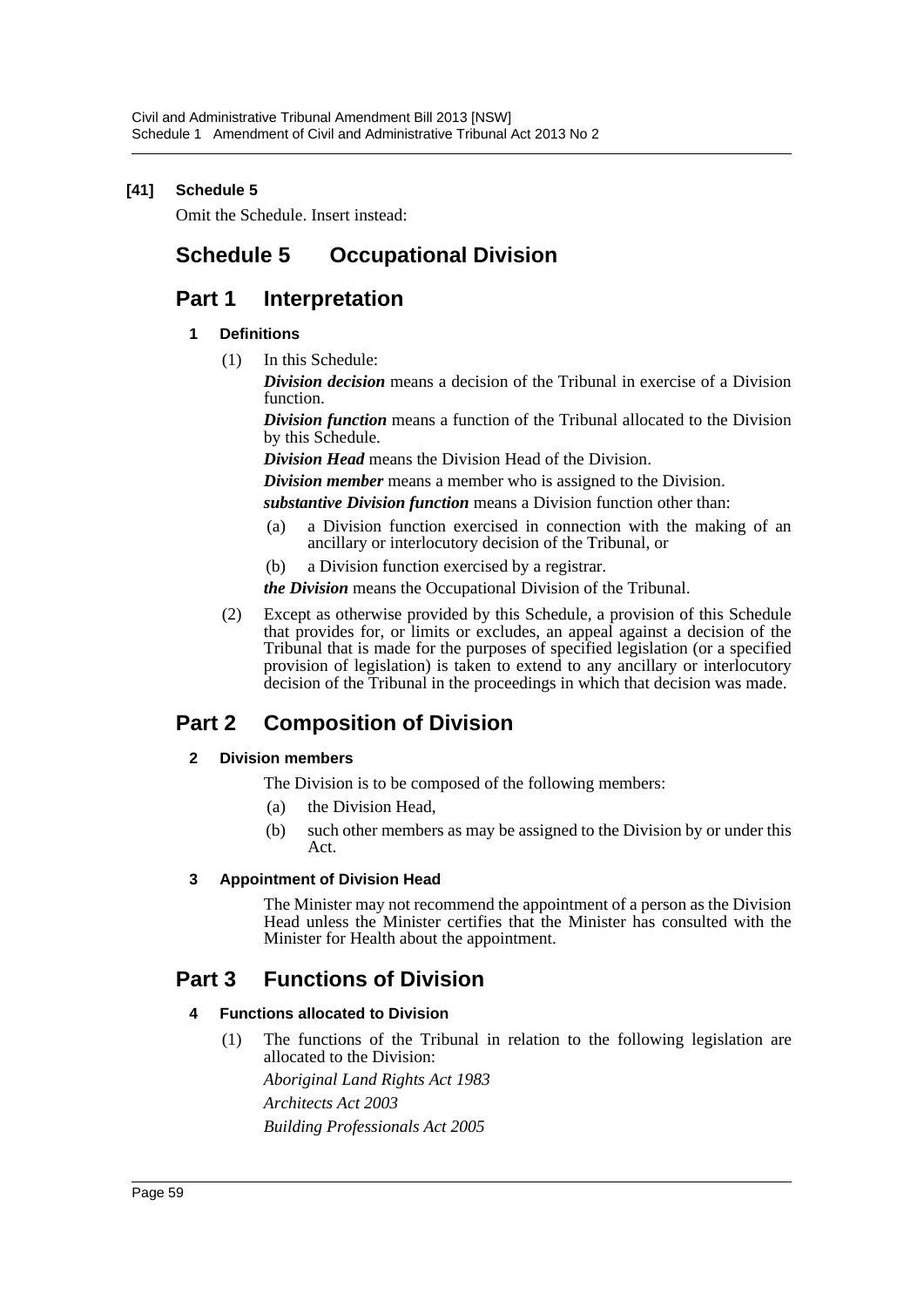**[41] Schedule 5**

Omit the Schedule. Insert instead:

# Schedule 5 Occupational Division

## Part 1 Interpretation

### 1 Definitions

(1) In this Schedule:

***Division decision*** means a decision of the Tribunal in exercise of a Division function.

***Division function*** means a function of the Tribunal allocated to the Division by this Schedule.

***Division Head*** means the Division Head of the Division.

***Division member*** means a member who is assigned to the Division.

***substantive Division function*** means a Division function other than:

(a) a Division function exercised in connection with the making of an ancillary or interlocutory decision of the Tribunal, or

(b) a Division function exercised by a registrar.

***the Division*** means the Occupational Division of the Tribunal.

(2) Except as otherwise provided by this Schedule, a provision of this Schedule that provides for, or limits or excludes, an appeal against a decision of the Tribunal that is made for the purposes of specified legislation (or a specified provision of legislation) is taken to extend to any ancillary or interlocutory decision of the Tribunal in the proceedings in which that decision was made.

## Part 2 Composition of Division

### 2 Division members

The Division is to be composed of the following members:

(a) the Division Head,

(b) such other members as may be assigned to the Division by or under this Act.

### 3 Appointment of Division Head

The Minister may not recommend the appointment of a person as the Division Head unless the Minister certifies that the Minister has consulted with the Minister for Health about the appointment.

## Part 3 Functions of Division

### 4 Functions allocated to Division

(1) The functions of the Tribunal in relation to the following legislation are allocated to the Division:

*Aboriginal Land Rights Act 1983*

*Architects Act 2003*

*Building Professionals Act 2005*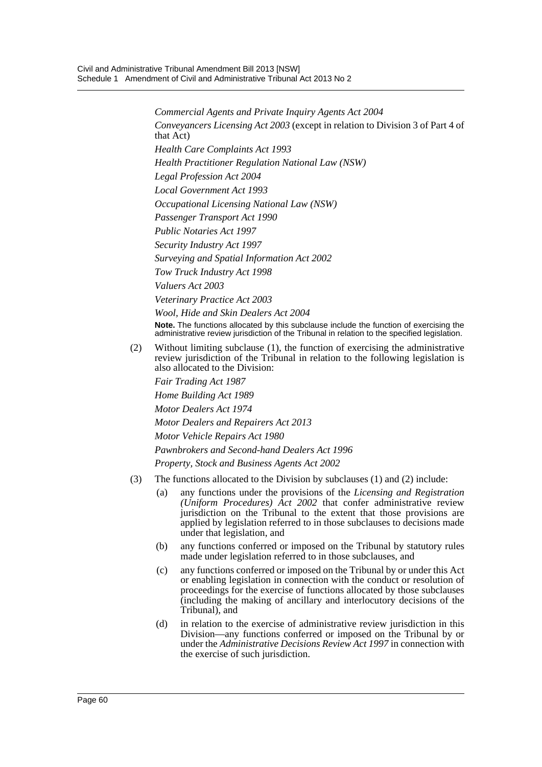*Commercial Agents and Private Inquiry Agents Act 2004*

*Conveyancers Licensing Act 2003* (except in relation to Division 3 of Part 4 of that Act)

*Health Care Complaints Act 1993*

*Health Practitioner Regulation National Law (NSW)*

*Legal Profession Act 2004*

*Local Government Act 1993*

*Occupational Licensing National Law (NSW)*

*Passenger Transport Act 1990*

*Public Notaries Act 1997*

*Security Industry Act 1997*

*Surveying and Spatial Information Act 2002*

*Tow Truck Industry Act 1998*

*Valuers Act 2003*

*Veterinary Practice Act 2003*

*Wool, Hide and Skin Dealers Act 2004*

**Note.** The functions allocated by this subclause include the function of exercising the administrative review jurisdiction of the Tribunal in relation to the specified legislation.

(2) Without limiting subclause (1), the function of exercising the administrative review jurisdiction of the Tribunal in relation to the following legislation is also allocated to the Division:

*Fair Trading Act 1987*

*Home Building Act 1989*

*Motor Dealers Act 1974*

*Motor Dealers and Repairers Act 2013*

*Motor Vehicle Repairs Act 1980*

*Pawnbrokers and Second-hand Dealers Act 1996*

*Property, Stock and Business Agents Act 2002*

(3) The functions allocated to the Division by subclauses (1) and (2) include:

(a) any functions under the provisions of the *Licensing and Registration (Uniform Procedures) Act 2002* that confer administrative review jurisdiction on the Tribunal to the extent that those provisions are applied by legislation referred to in those subclauses to decisions made under that legislation, and

(b) any functions conferred or imposed on the Tribunal by statutory rules made under legislation referred to in those subclauses, and

(c) any functions conferred or imposed on the Tribunal by or under this Act or enabling legislation in connection with the conduct or resolution of proceedings for the exercise of functions allocated by those subclauses (including the making of ancillary and interlocutory decisions of the Tribunal), and

(d) in relation to the exercise of administrative review jurisdiction in this Division—any functions conferred or imposed on the Tribunal by or under the *Administrative Decisions Review Act 1997* in connection with the exercise of such jurisdiction.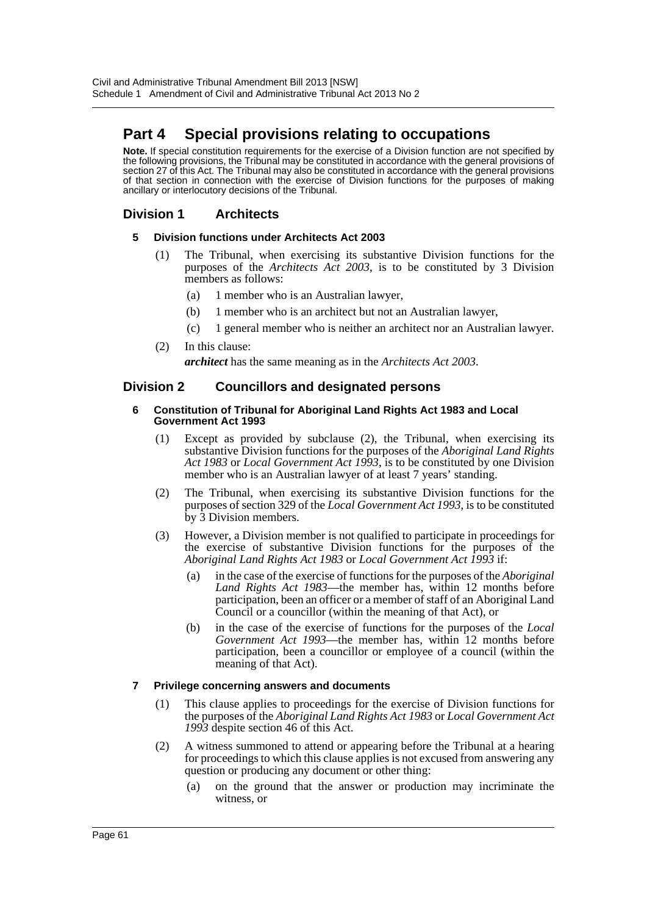# Part 4 Special provisions relating to occupations

**Note.** If special constitution requirements for the exercise of a Division function are not specified by the following provisions, the Tribunal may be constituted in accordance with the general provisions of section 27 of this Act. The Tribunal may also be constituted in accordance with the general provisions of that section in connection with the exercise of Division functions for the purposes of making ancillary or interlocutory decisions of the Tribunal.

## Division 1 Architects

### 5 Division functions under Architects Act 2003

(1) The Tribunal, when exercising its substantive Division functions for the purposes of the *Architects Act 2003*, is to be constituted by 3 Division members as follows:

(a) 1 member who is an Australian lawyer,

(b) 1 member who is an architect but not an Australian lawyer,

(c) 1 general member who is neither an architect nor an Australian lawyer.

(2) In this clause:

***architect*** has the same meaning as in the *Architects Act 2003*.

## Division 2 Councillors and designated persons

### 6 Constitution of Tribunal for Aboriginal Land Rights Act 1983 and Local Government Act 1993

(1) Except as provided by subclause (2), the Tribunal, when exercising its substantive Division functions for the purposes of the *Aboriginal Land Rights Act 1983* or *Local Government Act 1993*, is to be constituted by one Division member who is an Australian lawyer of at least 7 years' standing.

(2) The Tribunal, when exercising its substantive Division functions for the purposes of section 329 of the *Local Government Act 1993*, is to be constituted by 3 Division members.

(3) However, a Division member is not qualified to participate in proceedings for the exercise of substantive Division functions for the purposes of the *Aboriginal Land Rights Act 1983* or *Local Government Act 1993* if:

(a) in the case of the exercise of functions for the purposes of the *Aboriginal Land Rights Act 1983*—the member has, within 12 months before participation, been an officer or a member of staff of an Aboriginal Land Council or a councillor (within the meaning of that Act), or

(b) in the case of the exercise of functions for the purposes of the *Local Government Act 1993*—the member has, within 12 months before participation, been a councillor or employee of a council (within the meaning of that Act).

### 7 Privilege concerning answers and documents

(1) This clause applies to proceedings for the exercise of Division functions for the purposes of the *Aboriginal Land Rights Act 1983* or *Local Government Act 1993* despite section 46 of this Act.

(2) A witness summoned to attend or appearing before the Tribunal at a hearing for proceedings to which this clause applies is not excused from answering any question or producing any document or other thing:

(a) on the ground that the answer or production may incriminate the witness, or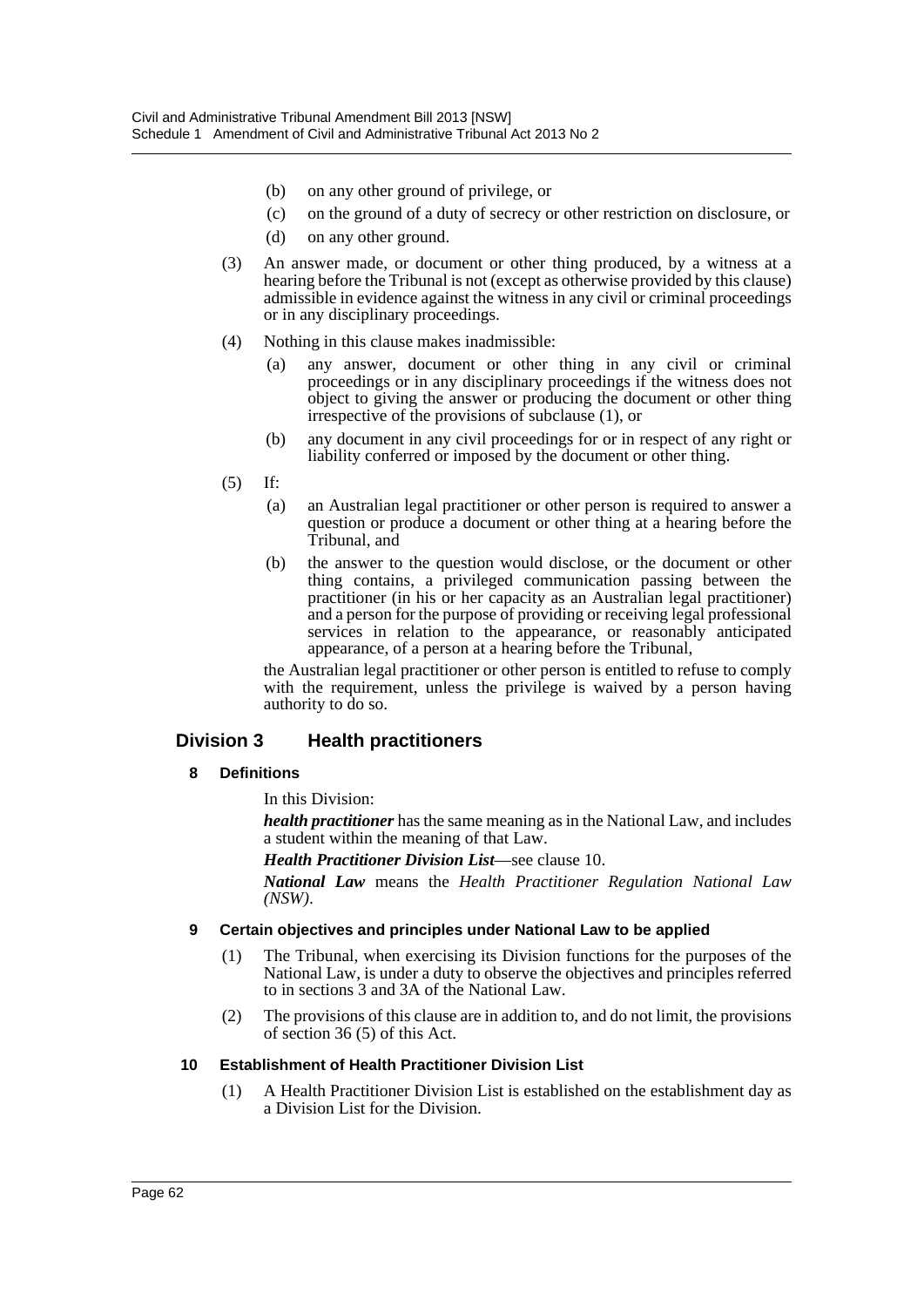(b) on any other ground of privilege, or

(c) on the ground of a duty of secrecy or other restriction on disclosure, or

(d) on any other ground.

(3) An answer made, or document or other thing produced, by a witness at a hearing before the Tribunal is not (except as otherwise provided by this clause) admissible in evidence against the witness in any civil or criminal proceedings or in any disciplinary proceedings.

(4) Nothing in this clause makes inadmissible:

(a) any answer, document or other thing in any civil or criminal proceedings or in any disciplinary proceedings if the witness does not object to giving the answer or producing the document or other thing irrespective of the provisions of subclause (1), or

(b) any document in any civil proceedings for or in respect of any right or liability conferred or imposed by the document or other thing.

(5) If:

(a) an Australian legal practitioner or other person is required to answer a question or produce a document or other thing at a hearing before the Tribunal, and

(b) the answer to the question would disclose, or the document or other thing contains, a privileged communication passing between the practitioner (in his or her capacity as an Australian legal practitioner) and a person for the purpose of providing or receiving legal professional services in relation to the appearance, or reasonably anticipated appearance, of a person at a hearing before the Tribunal,

the Australian legal practitioner or other person is entitled to refuse to comply with the requirement, unless the privilege is waived by a person having authority to do so.

## Division 3 Health practitioners

### 8 Definitions

In this Division:

***health practitioner*** has the same meaning as in the National Law, and includes a student within the meaning of that Law.

***Health Practitioner Division List***—see clause 10.

***National Law*** means the *Health Practitioner Regulation National Law (NSW)*.

### 9 Certain objectives and principles under National Law to be applied

(1) The Tribunal, when exercising its Division functions for the purposes of the National Law, is under a duty to observe the objectives and principles referred to in sections 3 and 3A of the National Law.

(2) The provisions of this clause are in addition to, and do not limit, the provisions of section 36 (5) of this Act.

### 10 Establishment of Health Practitioner Division List

(1) A Health Practitioner Division List is established on the establishment day as a Division List for the Division.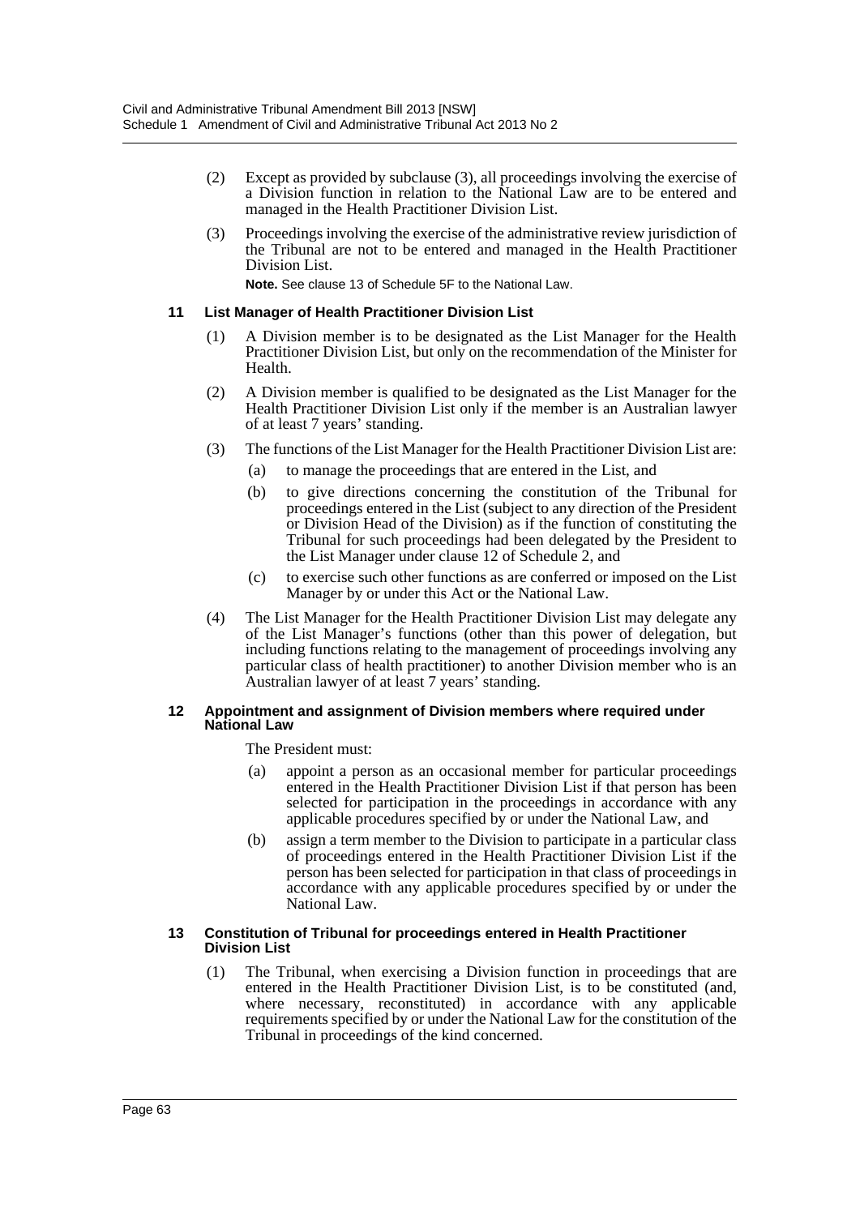(2) Except as provided by subclause (3), all proceedings involving the exercise of a Division function in relation to the National Law are to be entered and managed in the Health Practitioner Division List.

(3) Proceedings involving the exercise of the administrative review jurisdiction of the Tribunal are not to be entered and managed in the Health Practitioner Division List.

**Note.** See clause 13 of Schedule 5F to the National Law.

### 11 List Manager of Health Practitioner Division List

(1) A Division member is to be designated as the List Manager for the Health Practitioner Division List, but only on the recommendation of the Minister for Health.

(2) A Division member is qualified to be designated as the List Manager for the Health Practitioner Division List only if the member is an Australian lawyer of at least 7 years' standing.

(3) The functions of the List Manager for the Health Practitioner Division List are:

- (a) to manage the proceedings that are entered in the List, and
- (b) to give directions concerning the constitution of the Tribunal for proceedings entered in the List (subject to any direction of the President or Division Head of the Division) as if the function of constituting the Tribunal for such proceedings had been delegated by the President to the List Manager under clause 12 of Schedule 2, and
- (c) to exercise such other functions as are conferred or imposed on the List Manager by or under this Act or the National Law.

(4) The List Manager for the Health Practitioner Division List may delegate any of the List Manager's functions (other than this power of delegation, but including functions relating to the management of proceedings involving any particular class of health practitioner) to another Division member who is an Australian lawyer of at least 7 years' standing.

### 12 Appointment and assignment of Division members where required under National Law

The President must:

- (a) appoint a person as an occasional member for particular proceedings entered in the Health Practitioner Division List if that person has been selected for participation in the proceedings in accordance with any applicable procedures specified by or under the National Law, and
- (b) assign a term member to the Division to participate in a particular class of proceedings entered in the Health Practitioner Division List if the person has been selected for participation in that class of proceedings in accordance with any applicable procedures specified by or under the National Law.

### 13 Constitution of Tribunal for proceedings entered in Health Practitioner Division List

(1) The Tribunal, when exercising a Division function in proceedings that are entered in the Health Practitioner Division List, is to be constituted (and, where necessary, reconstituted) in accordance with any applicable requirements specified by or under the National Law for the constitution of the Tribunal in proceedings of the kind concerned.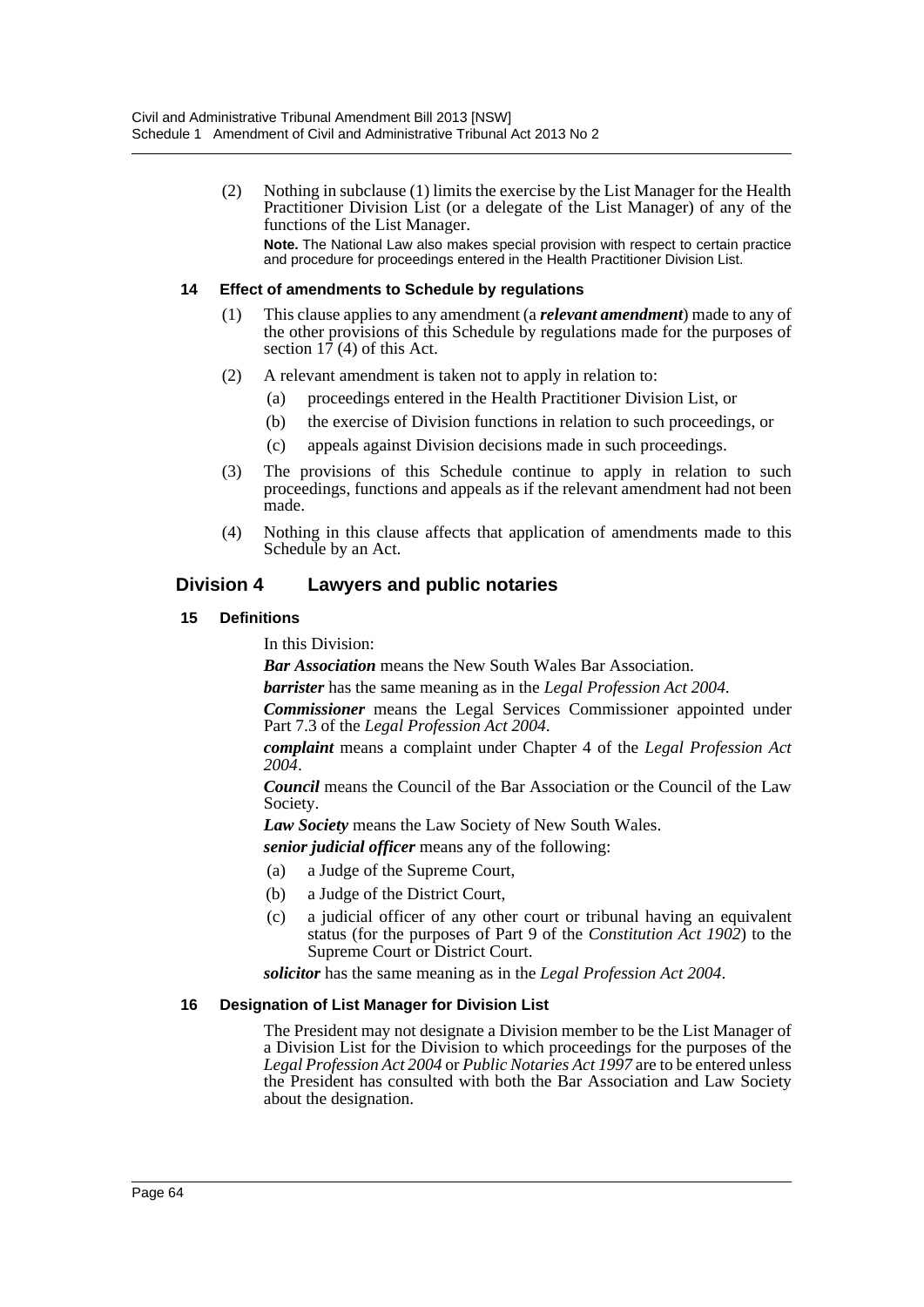(2) Nothing in subclause (1) limits the exercise by the List Manager for the Health Practitioner Division List (or a delegate of the List Manager) of any of the functions of the List Manager.

**Note.** The National Law also makes special provision with respect to certain practice and procedure for proceedings entered in the Health Practitioner Division List.

#### 14 Effect of amendments to Schedule by regulations

(1) This clause applies to any amendment (a ***relevant amendment***) made to any of the other provisions of this Schedule by regulations made for the purposes of section 17 (4) of this Act.

(2) A relevant amendment is taken not to apply in relation to:

- (a) proceedings entered in the Health Practitioner Division List, or
- (b) the exercise of Division functions in relation to such proceedings, or
- (c) appeals against Division decisions made in such proceedings.

(3) The provisions of this Schedule continue to apply in relation to such proceedings, functions and appeals as if the relevant amendment had not been made.

(4) Nothing in this clause affects that application of amendments made to this Schedule by an Act.

## Division 4 Lawyers and public notaries

#### 15 Definitions

In this Division:

***Bar Association*** means the New South Wales Bar Association.

***barrister*** has the same meaning as in the *Legal Profession Act 2004*.

***Commissioner*** means the Legal Services Commissioner appointed under Part 7.3 of the *Legal Profession Act 2004*.

***complaint*** means a complaint under Chapter 4 of the *Legal Profession Act 2004*.

***Council*** means the Council of the Bar Association or the Council of the Law Society.

***Law Society*** means the Law Society of New South Wales.

***senior judicial officer*** means any of the following:

- (a) a Judge of the Supreme Court,
- (b) a Judge of the District Court,
- (c) a judicial officer of any other court or tribunal having an equivalent status (for the purposes of Part 9 of the *Constitution Act 1902*) to the Supreme Court or District Court.

***solicitor*** has the same meaning as in the *Legal Profession Act 2004*.

#### 16 Designation of List Manager for Division List

The President may not designate a Division member to be the List Manager of a Division List for the Division to which proceedings for the purposes of the *Legal Profession Act 2004* or *Public Notaries Act 1997* are to be entered unless the President has consulted with both the Bar Association and Law Society about the designation.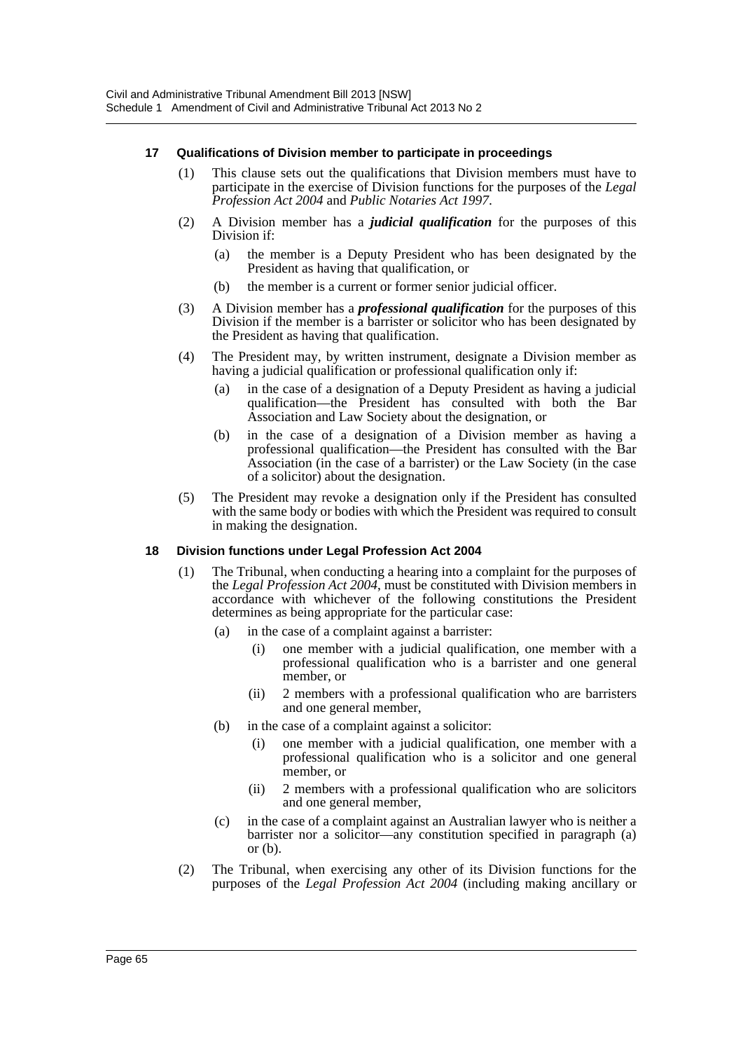#### 17 Qualifications of Division member to participate in proceedings

(1) This clause sets out the qualifications that Division members must have to participate in the exercise of Division functions for the purposes of the *Legal Profession Act 2004* and *Public Notaries Act 1997*.

(2) A Division member has a ***judicial qualification*** for the purposes of this Division if:

- (a) the member is a Deputy President who has been designated by the President as having that qualification, or
- (b) the member is a current or former senior judicial officer.

(3) A Division member has a ***professional qualification*** for the purposes of this Division if the member is a barrister or solicitor who has been designated by the President as having that qualification.

(4) The President may, by written instrument, designate a Division member as having a judicial qualification or professional qualification only if:

- (a) in the case of a designation of a Deputy President as having a judicial qualification—the President has consulted with both the Bar Association and Law Society about the designation, or
- (b) in the case of a designation of a Division member as having a professional qualification—the President has consulted with the Bar Association (in the case of a barrister) or the Law Society (in the case of a solicitor) about the designation.

(5) The President may revoke a designation only if the President has consulted with the same body or bodies with which the President was required to consult in making the designation.

#### 18 Division functions under Legal Profession Act 2004

(1) The Tribunal, when conducting a hearing into a complaint for the purposes of the *Legal Profession Act 2004*, must be constituted with Division members in accordance with whichever of the following constitutions the President determines as being appropriate for the particular case:

- (a) in the case of a complaint against a barrister:
  - (i) one member with a judicial qualification, one member with a professional qualification who is a barrister and one general member, or
  - (ii) 2 members with a professional qualification who are barristers and one general member,
- (b) in the case of a complaint against a solicitor:
  - (i) one member with a judicial qualification, one member with a professional qualification who is a solicitor and one general member, or
  - (ii) 2 members with a professional qualification who are solicitors and one general member,
- (c) in the case of a complaint against an Australian lawyer who is neither a barrister nor a solicitor—any constitution specified in paragraph (a) or (b).

(2) The Tribunal, when exercising any other of its Division functions for the purposes of the *Legal Profession Act 2004* (including making ancillary or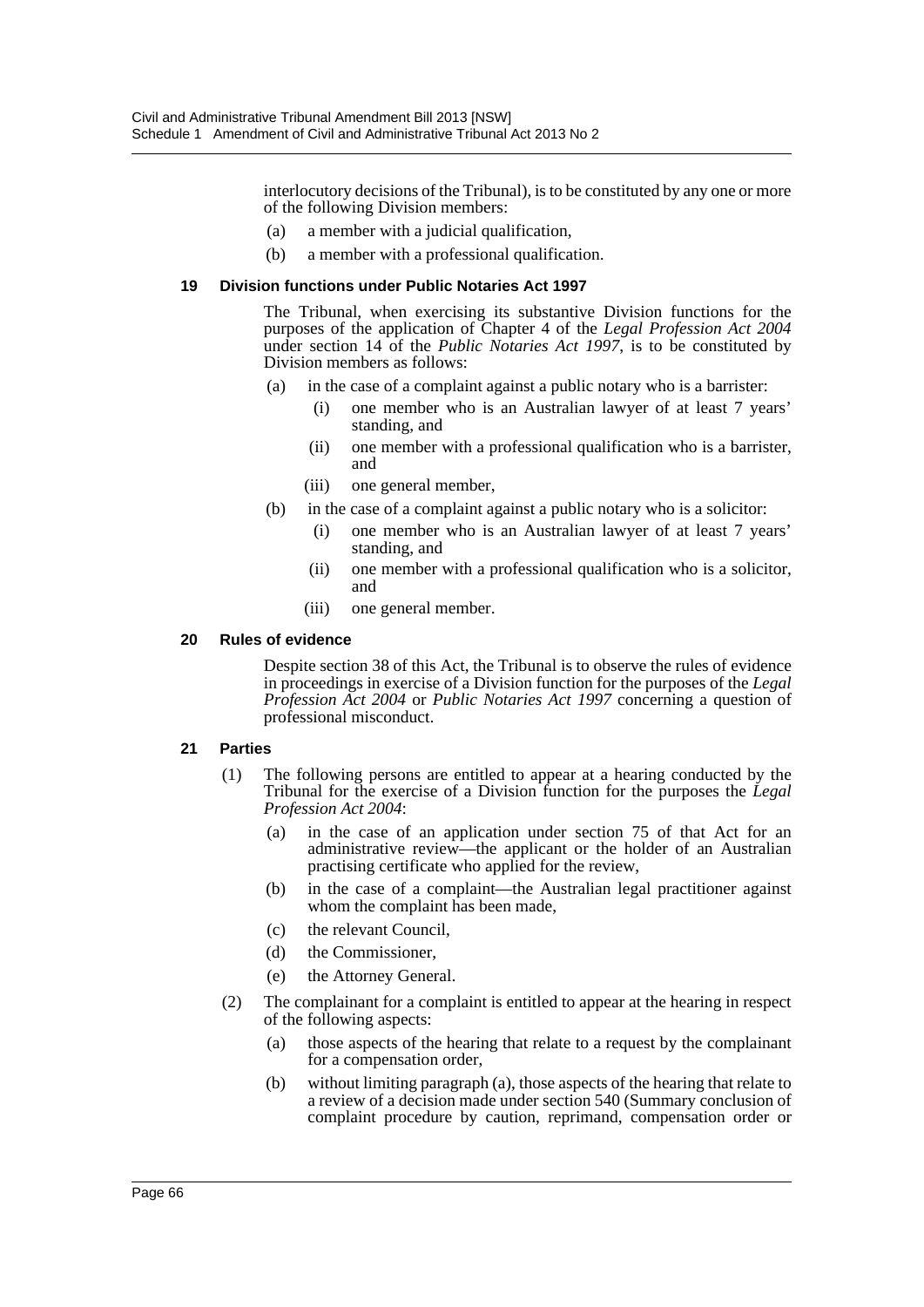interlocutory decisions of the Tribunal), is to be constituted by any one or more of the following Division members:

- (a) a member with a judicial qualification,
- (b) a member with a professional qualification.

### 19 Division functions under Public Notaries Act 1997

The Tribunal, when exercising its substantive Division functions for the purposes of the application of Chapter 4 of the *Legal Profession Act 2004* under section 14 of the *Public Notaries Act 1997*, is to be constituted by Division members as follows:

- (a) in the case of a complaint against a public notary who is a barrister:
  - (i) one member who is an Australian lawyer of at least 7 years' standing, and
  - (ii) one member with a professional qualification who is a barrister, and
  - (iii) one general member,
- (b) in the case of a complaint against a public notary who is a solicitor:
  - (i) one member who is an Australian lawyer of at least 7 years' standing, and
  - (ii) one member with a professional qualification who is a solicitor, and
  - (iii) one general member.

### 20 Rules of evidence

Despite section 38 of this Act, the Tribunal is to observe the rules of evidence in proceedings in exercise of a Division function for the purposes of the *Legal Profession Act 2004* or *Public Notaries Act 1997* concerning a question of professional misconduct.

### 21 Parties

(1) The following persons are entitled to appear at a hearing conducted by the Tribunal for the exercise of a Division function for the purposes the *Legal Profession Act 2004*:

- (a) in the case of an application under section 75 of that Act for an administrative review—the applicant or the holder of an Australian practising certificate who applied for the review,
- (b) in the case of a complaint—the Australian legal practitioner against whom the complaint has been made,
- (c) the relevant Council,
- (d) the Commissioner,
- (e) the Attorney General.

(2) The complainant for a complaint is entitled to appear at the hearing in respect of the following aspects:

- (a) those aspects of the hearing that relate to a request by the complainant for a compensation order,
- (b) without limiting paragraph (a), those aspects of the hearing that relate to a review of a decision made under section 540 (Summary conclusion of complaint procedure by caution, reprimand, compensation order or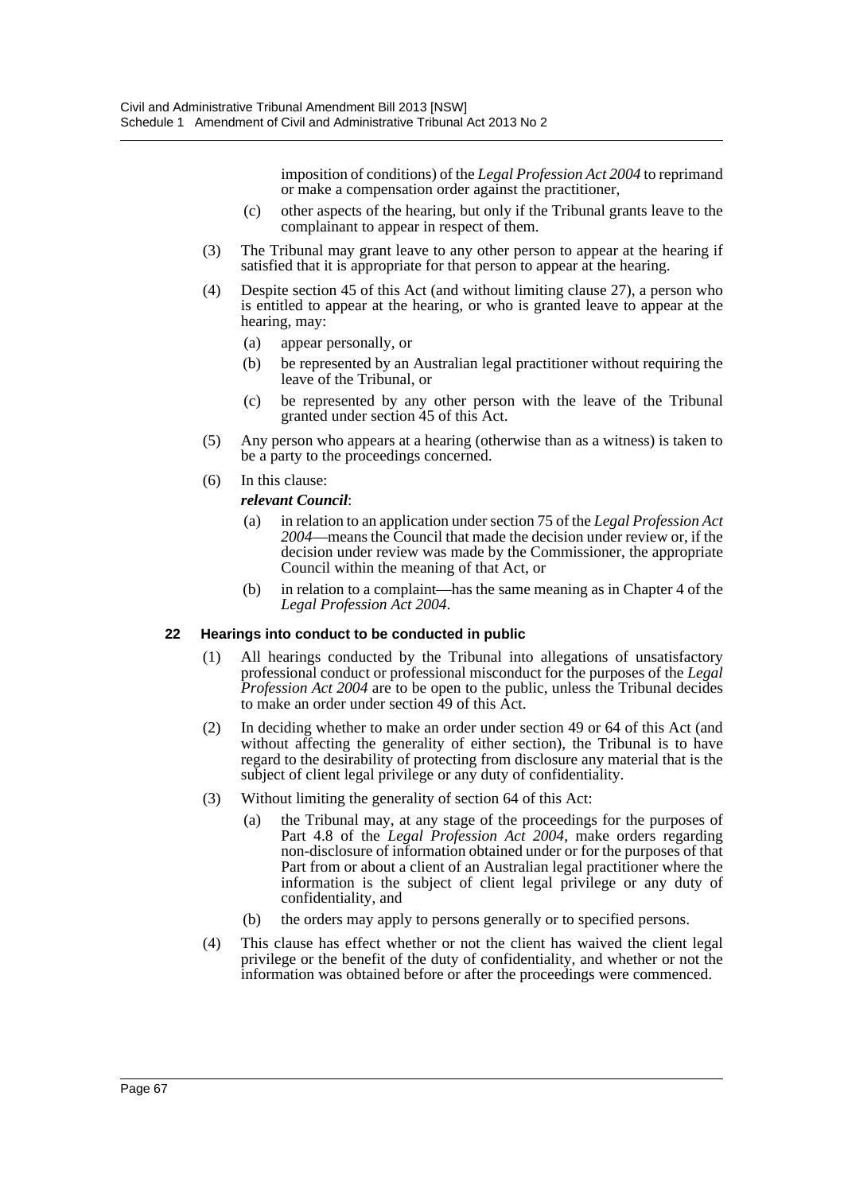imposition of conditions) of the *Legal Profession Act 2004* to reprimand or make a compensation order against the practitioner,

(c) other aspects of the hearing, but only if the Tribunal grants leave to the complainant to appear in respect of them.

(3) The Tribunal may grant leave to any other person to appear at the hearing if satisfied that it is appropriate for that person to appear at the hearing.

(4) Despite section 45 of this Act (and without limiting clause 27), a person who is entitled to appear at the hearing, or who is granted leave to appear at the hearing, may:

(a) appear personally, or

(b) be represented by an Australian legal practitioner without requiring the leave of the Tribunal, or

(c) be represented by any other person with the leave of the Tribunal granted under section 45 of this Act.

(5) Any person who appears at a hearing (otherwise than as a witness) is taken to be a party to the proceedings concerned.

(6) In this clause:

***relevant Council***:

(a) in relation to an application under section 75 of the *Legal Profession Act 2004*—means the Council that made the decision under review or, if the decision under review was made by the Commissioner, the appropriate Council within the meaning of that Act, or

(b) in relation to a complaint—has the same meaning as in Chapter 4 of the *Legal Profession Act 2004*.

**22 Hearings into conduct to be conducted in public**

(1) All hearings conducted by the Tribunal into allegations of unsatisfactory professional conduct or professional misconduct for the purposes of the *Legal Profession Act 2004* are to be open to the public, unless the Tribunal decides to make an order under section 49 of this Act.

(2) In deciding whether to make an order under section 49 or 64 of this Act (and without affecting the generality of either section), the Tribunal is to have regard to the desirability of protecting from disclosure any material that is the subject of client legal privilege or any duty of confidentiality.

(3) Without limiting the generality of section 64 of this Act:

(a) the Tribunal may, at any stage of the proceedings for the purposes of Part 4.8 of the *Legal Profession Act 2004*, make orders regarding non-disclosure of information obtained under or for the purposes of that Part from or about a client of an Australian legal practitioner where the information is the subject of client legal privilege or any duty of confidentiality, and

(b) the orders may apply to persons generally or to specified persons.

(4) This clause has effect whether or not the client has waived the client legal privilege or the benefit of the duty of confidentiality, and whether or not the information was obtained before or after the proceedings were commenced.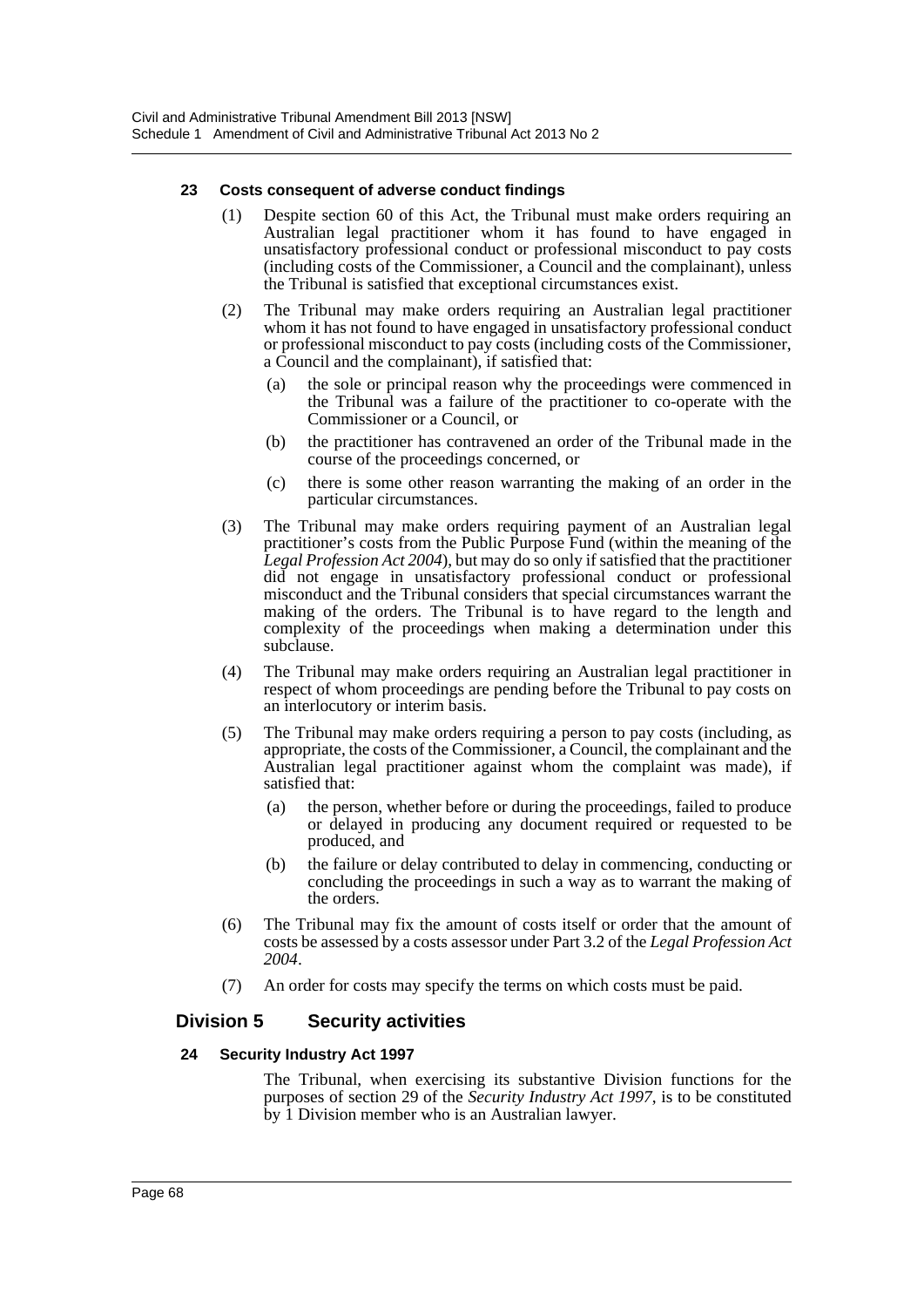#### 23 Costs consequent of adverse conduct findings

(1) Despite section 60 of this Act, the Tribunal must make orders requiring an Australian legal practitioner whom it has found to have engaged in unsatisfactory professional conduct or professional misconduct to pay costs (including costs of the Commissioner, a Council and the complainant), unless the Tribunal is satisfied that exceptional circumstances exist.

(2) The Tribunal may make orders requiring an Australian legal practitioner whom it has not found to have engaged in unsatisfactory professional conduct or professional misconduct to pay costs (including costs of the Commissioner, a Council and the complainant), if satisfied that:

(a) the sole or principal reason why the proceedings were commenced in the Tribunal was a failure of the practitioner to co-operate with the Commissioner or a Council, or

(b) the practitioner has contravened an order of the Tribunal made in the course of the proceedings concerned, or

(c) there is some other reason warranting the making of an order in the particular circumstances.

(3) The Tribunal may make orders requiring payment of an Australian legal practitioner's costs from the Public Purpose Fund (within the meaning of the *Legal Profession Act 2004*), but may do so only if satisfied that the practitioner did not engage in unsatisfactory professional conduct or professional misconduct and the Tribunal considers that special circumstances warrant the making of the orders. The Tribunal is to have regard to the length and complexity of the proceedings when making a determination under this subclause.

(4) The Tribunal may make orders requiring an Australian legal practitioner in respect of whom proceedings are pending before the Tribunal to pay costs on an interlocutory or interim basis.

(5) The Tribunal may make orders requiring a person to pay costs (including, as appropriate, the costs of the Commissioner, a Council, the complainant and the Australian legal practitioner against whom the complaint was made), if satisfied that:

(a) the person, whether before or during the proceedings, failed to produce or delayed in producing any document required or requested to be produced, and

(b) the failure or delay contributed to delay in commencing, conducting or concluding the proceedings in such a way as to warrant the making of the orders.

(6) The Tribunal may fix the amount of costs itself or order that the amount of costs be assessed by a costs assessor under Part 3.2 of the *Legal Profession Act 2004*.

(7) An order for costs may specify the terms on which costs must be paid.

### Division 5 Security activities

#### 24 Security Industry Act 1997

The Tribunal, when exercising its substantive Division functions for the purposes of section 29 of the *Security Industry Act 1997*, is to be constituted by 1 Division member who is an Australian lawyer.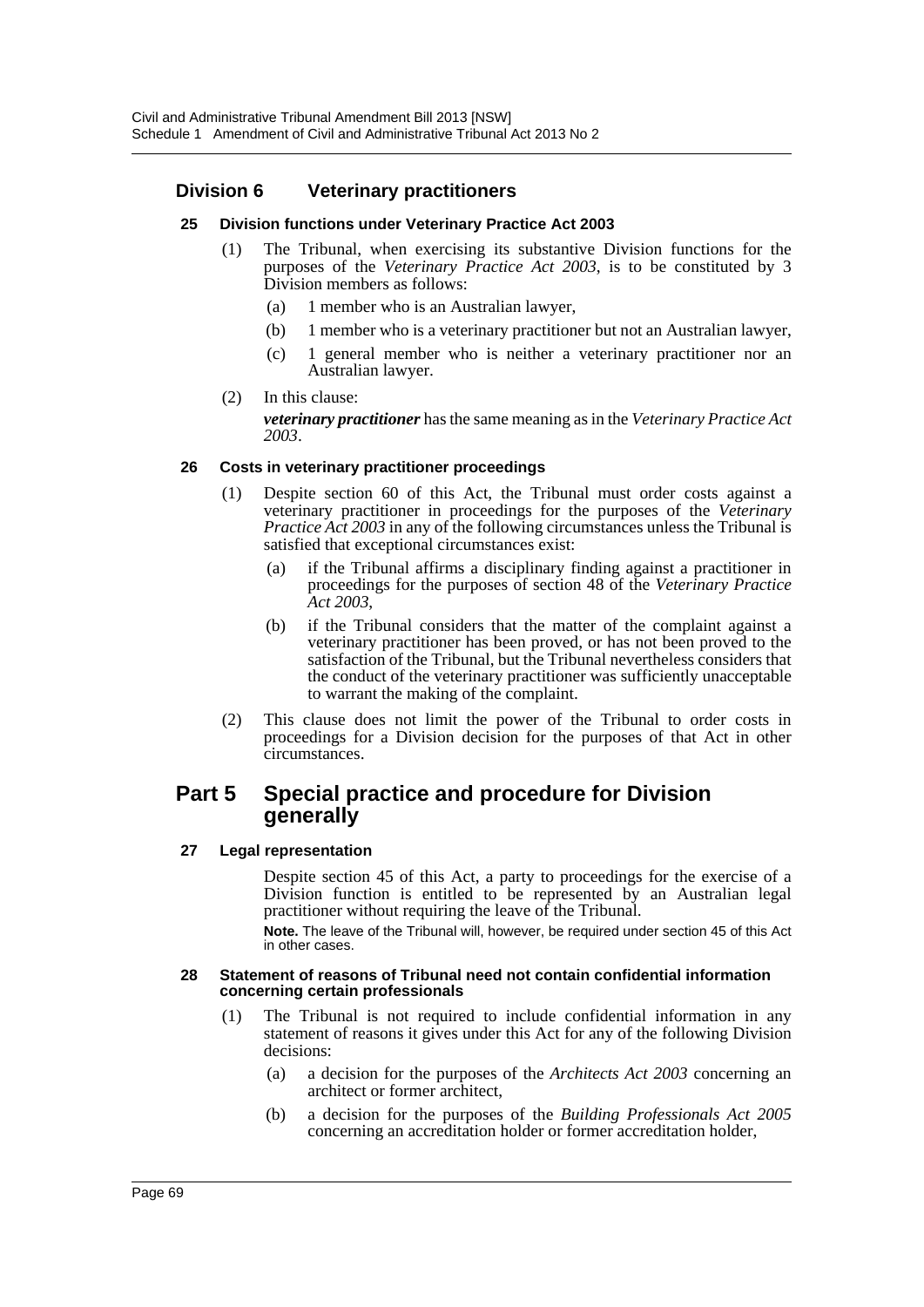## Division 6 Veterinary practitioners

#### 25 Division functions under Veterinary Practice Act 2003

(1) The Tribunal, when exercising its substantive Division functions for the purposes of the *Veterinary Practice Act 2003*, is to be constituted by 3 Division members as follows:

(a) 1 member who is an Australian lawyer,

(b) 1 member who is a veterinary practitioner but not an Australian lawyer,

(c) 1 general member who is neither a veterinary practitioner nor an Australian lawyer.

(2) In this clause:

***veterinary practitioner*** has the same meaning as in the *Veterinary Practice Act 2003*.

#### 26 Costs in veterinary practitioner proceedings

(1) Despite section 60 of this Act, the Tribunal must order costs against a veterinary practitioner in proceedings for the purposes of the *Veterinary Practice Act 2003* in any of the following circumstances unless the Tribunal is satisfied that exceptional circumstances exist:

(a) if the Tribunal affirms a disciplinary finding against a practitioner in proceedings for the purposes of section 48 of the *Veterinary Practice Act 2003*,

(b) if the Tribunal considers that the matter of the complaint against a veterinary practitioner has been proved, or has not been proved to the satisfaction of the Tribunal, but the Tribunal nevertheless considers that the conduct of the veterinary practitioner was sufficiently unacceptable to warrant the making of the complaint.

(2) This clause does not limit the power of the Tribunal to order costs in proceedings for a Division decision for the purposes of that Act in other circumstances.

## Part 5 Special practice and procedure for Division generally

#### 27 Legal representation

Despite section 45 of this Act, a party to proceedings for the exercise of a Division function is entitled to be represented by an Australian legal practitioner without requiring the leave of the Tribunal.

**Note.** The leave of the Tribunal will, however, be required under section 45 of this Act in other cases.

#### 28 Statement of reasons of Tribunal need not contain confidential information concerning certain professionals

(1) The Tribunal is not required to include confidential information in any statement of reasons it gives under this Act for any of the following Division decisions:

(a) a decision for the purposes of the *Architects Act 2003* concerning an architect or former architect,

(b) a decision for the purposes of the *Building Professionals Act 2005* concerning an accreditation holder or former accreditation holder,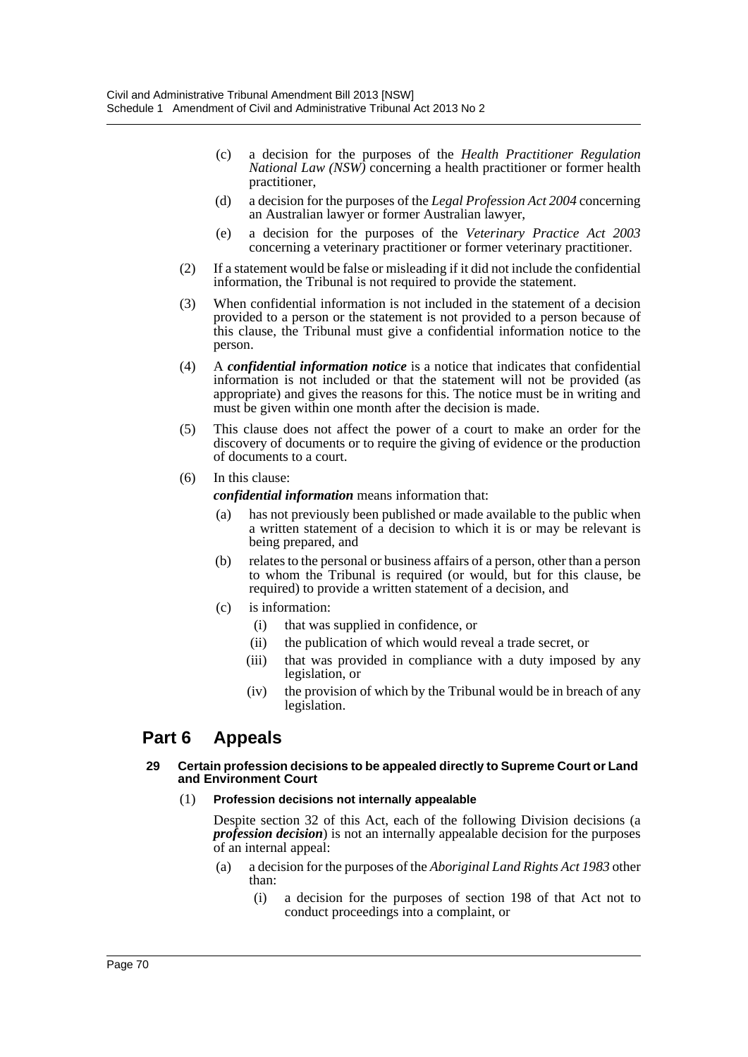(c) a decision for the purposes of the *Health Practitioner Regulation National Law (NSW)* concerning a health practitioner or former health practitioner,

(d) a decision for the purposes of the *Legal Profession Act 2004* concerning an Australian lawyer or former Australian lawyer,

(e) a decision for the purposes of the *Veterinary Practice Act 2003* concerning a veterinary practitioner or former veterinary practitioner.

(2) If a statement would be false or misleading if it did not include the confidential information, the Tribunal is not required to provide the statement.

(3) When confidential information is not included in the statement of a decision provided to a person or the statement is not provided to a person because of this clause, the Tribunal must give a confidential information notice to the person.

(4) A ***confidential information notice*** is a notice that indicates that confidential information is not included or that the statement will not be provided (as appropriate) and gives the reasons for this. The notice must be in writing and must be given within one month after the decision is made.

(5) This clause does not affect the power of a court to make an order for the discovery of documents or to require the giving of evidence or the production of documents to a court.

(6) In this clause:

***confidential information*** means information that:

(a) has not previously been published or made available to the public when a written statement of a decision to which it is or may be relevant is being prepared, and

(b) relates to the personal or business affairs of a person, other than a person to whom the Tribunal is required (or would, but for this clause, be required) to provide a written statement of a decision, and

(c) is information:

(i) that was supplied in confidence, or

(ii) the publication of which would reveal a trade secret, or

(iii) that was provided in compliance with a duty imposed by any legislation, or

(iv) the provision of which by the Tribunal would be in breach of any legislation.

# Part 6 Appeals

#### 29 Certain profession decisions to be appealed directly to Supreme Court or Land and Environment Court

**(1) Profession decisions not internally appealable**

Despite section 32 of this Act, each of the following Division decisions (a ***profession decision***) is not an internally appealable decision for the purposes of an internal appeal:

(a) a decision for the purposes of the *Aboriginal Land Rights Act 1983* other than:

(i) a decision for the purposes of section 198 of that Act not to conduct proceedings into a complaint, or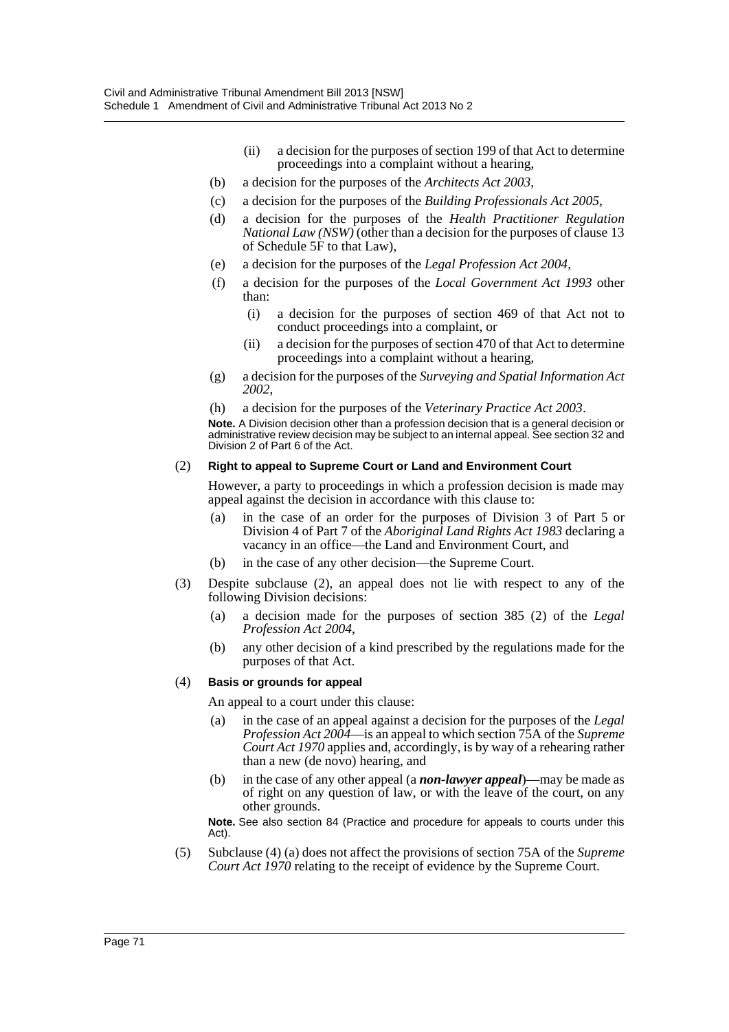(ii) a decision for the purposes of section 199 of that Act to determine proceedings into a complaint without a hearing,

(b) a decision for the purposes of the *Architects Act 2003*,

(c) a decision for the purposes of the *Building Professionals Act 2005*,

(d) a decision for the purposes of the *Health Practitioner Regulation National Law (NSW)* (other than a decision for the purposes of clause 13 of Schedule 5F to that Law),

(e) a decision for the purposes of the *Legal Profession Act 2004*,

(f) a decision for the purposes of the *Local Government Act 1993* other than:

(i) a decision for the purposes of section 469 of that Act not to conduct proceedings into a complaint, or

(ii) a decision for the purposes of section 470 of that Act to determine proceedings into a complaint without a hearing,

(g) a decision for the purposes of the *Surveying and Spatial Information Act 2002*,

(h) a decision for the purposes of the *Veterinary Practice Act 2003*.

**Note.** A Division decision other than a profession decision that is a general decision or administrative review decision may be subject to an internal appeal. See section 32 and Division 2 of Part 6 of the Act.

(2) **Right to appeal to Supreme Court or Land and Environment Court**

However, a party to proceedings in which a profession decision is made may appeal against the decision in accordance with this clause to:

(a) in the case of an order for the purposes of Division 3 of Part 5 or Division 4 of Part 7 of the *Aboriginal Land Rights Act 1983* declaring a vacancy in an office—the Land and Environment Court, and

(b) in the case of any other decision—the Supreme Court.

(3) Despite subclause (2), an appeal does not lie with respect to any of the following Division decisions:

(a) a decision made for the purposes of section 385 (2) of the *Legal Profession Act 2004*,

(b) any other decision of a kind prescribed by the regulations made for the purposes of that Act.

(4) **Basis or grounds for appeal**

An appeal to a court under this clause:

(a) in the case of an appeal against a decision for the purposes of the *Legal Profession Act 2004*—is an appeal to which section 75A of the *Supreme Court Act 1970* applies and, accordingly, is by way of a rehearing rather than a new (de novo) hearing, and

(b) in the case of any other appeal (a ***non-lawyer appeal***)—may be made as of right on any question of law, or with the leave of the court, on any other grounds.

**Note.** See also section 84 (Practice and procedure for appeals to courts under this Act).

(5) Subclause (4) (a) does not affect the provisions of section 75A of the *Supreme Court Act 1970* relating to the receipt of evidence by the Supreme Court.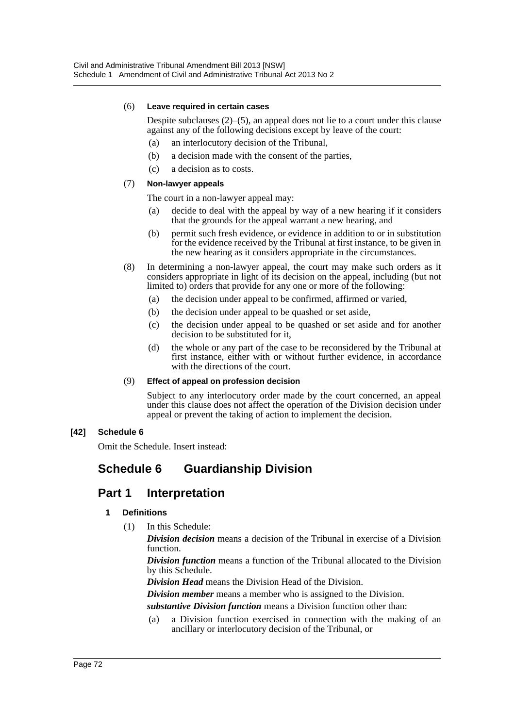(6) **Leave required in certain cases**

Despite subclauses (2)–(5), an appeal does not lie to a court under this clause against any of the following decisions except by leave of the court:

- (a) an interlocutory decision of the Tribunal,
- (b) a decision made with the consent of the parties,
- (c) a decision as to costs.

(7) **Non-lawyer appeals**

The court in a non-lawyer appeal may:

- (a) decide to deal with the appeal by way of a new hearing if it considers that the grounds for the appeal warrant a new hearing, and
- (b) permit such fresh evidence, or evidence in addition to or in substitution for the evidence received by the Tribunal at first instance, to be given in the new hearing as it considers appropriate in the circumstances.

(8) In determining a non-lawyer appeal, the court may make such orders as it considers appropriate in light of its decision on the appeal, including (but not limited to) orders that provide for any one or more of the following:

- (a) the decision under appeal to be confirmed, affirmed or varied,
- (b) the decision under appeal to be quashed or set aside,
- (c) the decision under appeal to be quashed or set aside and for another decision to be substituted for it,
- (d) the whole or any part of the case to be reconsidered by the Tribunal at first instance, either with or without further evidence, in accordance with the directions of the court.

(9) **Effect of appeal on profession decision**

Subject to any interlocutory order made by the court concerned, an appeal under this clause does not affect the operation of the Division decision under appeal or prevent the taking of action to implement the decision.

**[42] Schedule 6**

Omit the Schedule. Insert instead:

# Schedule 6 Guardianship Division

## Part 1 Interpretation

### 1 Definitions

(1) In this Schedule:

***Division decision*** means a decision of the Tribunal in exercise of a Division function.

***Division function*** means a function of the Tribunal allocated to the Division by this Schedule.

***Division Head*** means the Division Head of the Division.

***Division member*** means a member who is assigned to the Division.

***substantive Division function*** means a Division function other than:

- (a) a Division function exercised in connection with the making of an ancillary or interlocutory decision of the Tribunal, or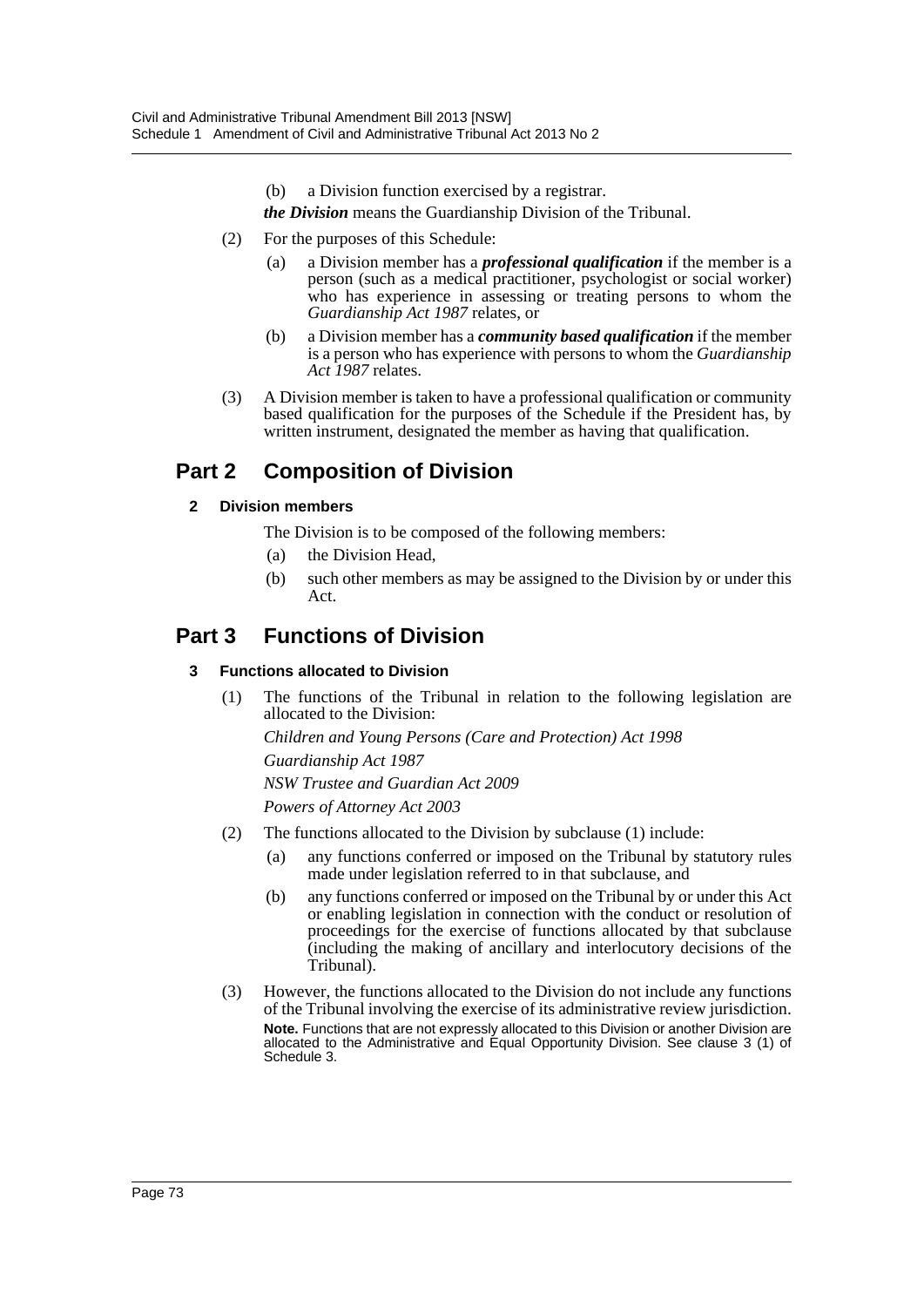(b) a Division function exercised by a registrar.

***the Division*** means the Guardianship Division of the Tribunal.

(2) For the purposes of this Schedule:

(a) a Division member has a ***professional qualification*** if the member is a person (such as a medical practitioner, psychologist or social worker) who has experience in assessing or treating persons to whom the *Guardianship Act 1987* relates, or

(b) a Division member has a ***community based qualification*** if the member is a person who has experience with persons to whom the *Guardianship Act 1987* relates.

(3) A Division member is taken to have a professional qualification or community based qualification for the purposes of the Schedule if the President has, by written instrument, designated the member as having that qualification.

## Part 2 Composition of Division

### 2 Division members

The Division is to be composed of the following members:

(a) the Division Head,

(b) such other members as may be assigned to the Division by or under this Act.

## Part 3 Functions of Division

### 3 Functions allocated to Division

(1) The functions of the Tribunal in relation to the following legislation are allocated to the Division:

*Children and Young Persons (Care and Protection) Act 1998*

*Guardianship Act 1987*

*NSW Trustee and Guardian Act 2009*

*Powers of Attorney Act 2003*

(2) The functions allocated to the Division by subclause (1) include:

(a) any functions conferred or imposed on the Tribunal by statutory rules made under legislation referred to in that subclause, and

(b) any functions conferred or imposed on the Tribunal by or under this Act or enabling legislation in connection with the conduct or resolution of proceedings for the exercise of functions allocated by that subclause (including the making of ancillary and interlocutory decisions of the Tribunal).

(3) However, the functions allocated to the Division do not include any functions of the Tribunal involving the exercise of its administrative review jurisdiction.

**Note.** Functions that are not expressly allocated to this Division or another Division are allocated to the Administrative and Equal Opportunity Division. See clause 3 (1) of Schedule 3.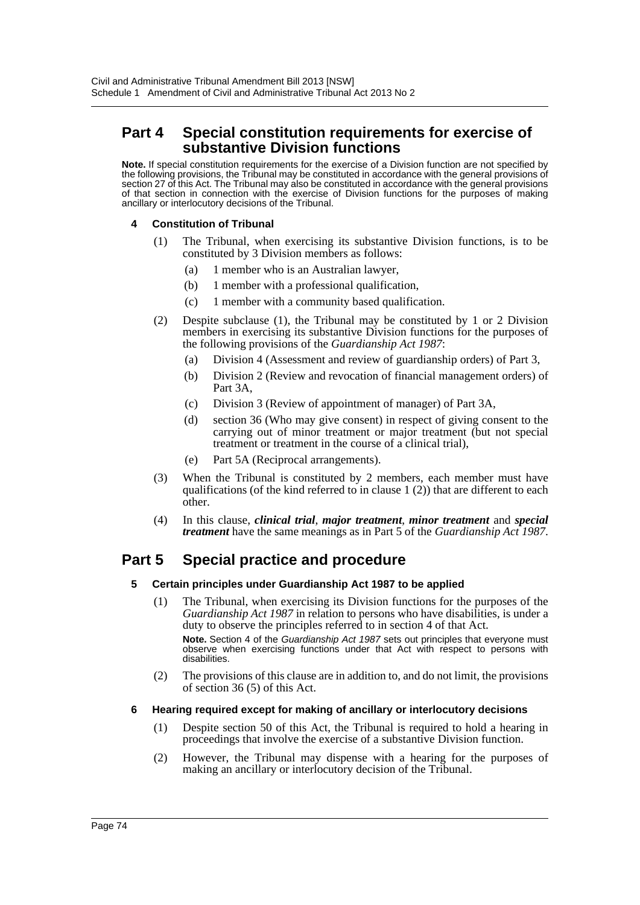## Part 4 Special constitution requirements for exercise of substantive Division functions

**Note.** If special constitution requirements for the exercise of a Division function are not specified by the following provisions, the Tribunal may be constituted in accordance with the general provisions of section 27 of this Act. The Tribunal may also be constituted in accordance with the general provisions of that section in connection with the exercise of Division functions for the purposes of making ancillary or interlocutory decisions of the Tribunal.

### 4 Constitution of Tribunal

(1) The Tribunal, when exercising its substantive Division functions, is to be constituted by 3 Division members as follows:

- (a) 1 member who is an Australian lawyer,
- (b) 1 member with a professional qualification,
- (c) 1 member with a community based qualification.

(2) Despite subclause (1), the Tribunal may be constituted by 1 or 2 Division members in exercising its substantive Division functions for the purposes of the following provisions of the *Guardianship Act 1987*:

- (a) Division 4 (Assessment and review of guardianship orders) of Part 3,
- (b) Division 2 (Review and revocation of financial management orders) of Part 3A,
- (c) Division 3 (Review of appointment of manager) of Part 3A,
- (d) section 36 (Who may give consent) in respect of giving consent to the carrying out of minor treatment or major treatment (but not special treatment or treatment in the course of a clinical trial),
- (e) Part 5A (Reciprocal arrangements).

(3) When the Tribunal is constituted by 2 members, each member must have qualifications (of the kind referred to in clause 1 (2)) that are different to each other.

(4) In this clause, ***clinical trial***, ***major treatment***, ***minor treatment*** and ***special treatment*** have the same meanings as in Part 5 of the *Guardianship Act 1987*.

## Part 5 Special practice and procedure

### 5 Certain principles under Guardianship Act 1987 to be applied

(1) The Tribunal, when exercising its Division functions for the purposes of the *Guardianship Act 1987* in relation to persons who have disabilities, is under a duty to observe the principles referred to in section 4 of that Act.

**Note.** Section 4 of the *Guardianship Act 1987* sets out principles that everyone must observe when exercising functions under that Act with respect to persons with disabilities.

(2) The provisions of this clause are in addition to, and do not limit, the provisions of section 36 (5) of this Act.

### 6 Hearing required except for making of ancillary or interlocutory decisions

(1) Despite section 50 of this Act, the Tribunal is required to hold a hearing in proceedings that involve the exercise of a substantive Division function.

(2) However, the Tribunal may dispense with a hearing for the purposes of making an ancillary or interlocutory decision of the Tribunal.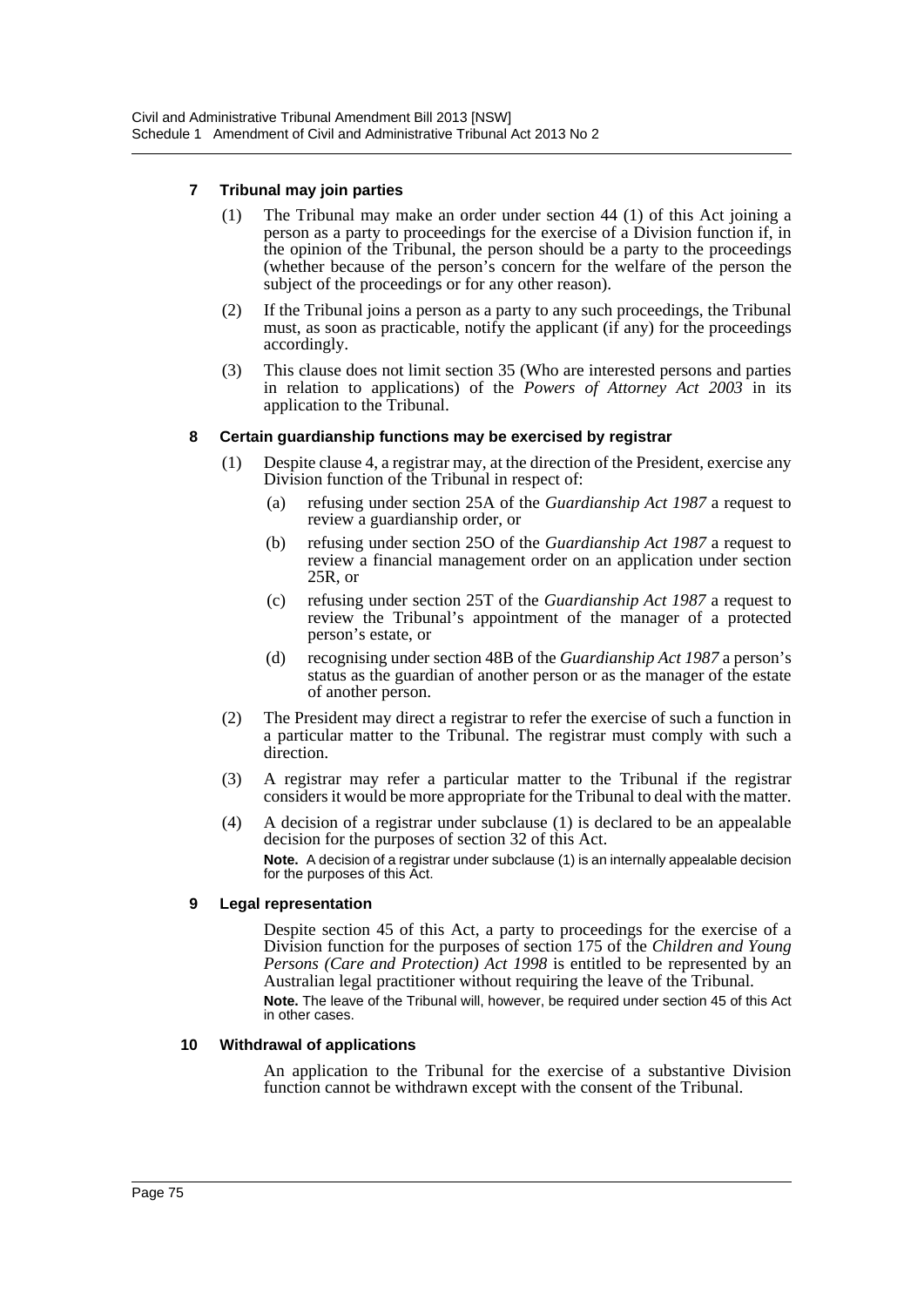#### 7 Tribunal may join parties

(1) The Tribunal may make an order under section 44 (1) of this Act joining a person as a party to proceedings for the exercise of a Division function if, in the opinion of the Tribunal, the person should be a party to the proceedings (whether because of the person's concern for the welfare of the person the subject of the proceedings or for any other reason).

(2) If the Tribunal joins a person as a party to any such proceedings, the Tribunal must, as soon as practicable, notify the applicant (if any) for the proceedings accordingly.

(3) This clause does not limit section 35 (Who are interested persons and parties in relation to applications) of the *Powers of Attorney Act 2003* in its application to the Tribunal.

#### 8 Certain guardianship functions may be exercised by registrar

(1) Despite clause 4, a registrar may, at the direction of the President, exercise any Division function of the Tribunal in respect of:

  (a) refusing under section 25A of the *Guardianship Act 1987* a request to review a guardianship order, or

  (b) refusing under section 25O of the *Guardianship Act 1987* a request to review a financial management order on an application under section 25R, or

  (c) refusing under section 25T of the *Guardianship Act 1987* a request to review the Tribunal's appointment of the manager of a protected person's estate, or

  (d) recognising under section 48B of the *Guardianship Act 1987* a person's status as the guardian of another person or as the manager of the estate of another person.

(2) The President may direct a registrar to refer the exercise of such a function in a particular matter to the Tribunal. The registrar must comply with such a direction.

(3) A registrar may refer a particular matter to the Tribunal if the registrar considers it would be more appropriate for the Tribunal to deal with the matter.

(4) A decision of a registrar under subclause (1) is declared to be an appealable decision for the purposes of section 32 of this Act.

**Note.** A decision of a registrar under subclause (1) is an internally appealable decision for the purposes of this Act.

#### 9 Legal representation

Despite section 45 of this Act, a party to proceedings for the exercise of a Division function for the purposes of section 175 of the *Children and Young Persons (Care and Protection) Act 1998* is entitled to be represented by an Australian legal practitioner without requiring the leave of the Tribunal.

**Note.** The leave of the Tribunal will, however, be required under section 45 of this Act in other cases.

#### 10 Withdrawal of applications

An application to the Tribunal for the exercise of a substantive Division function cannot be withdrawn except with the consent of the Tribunal.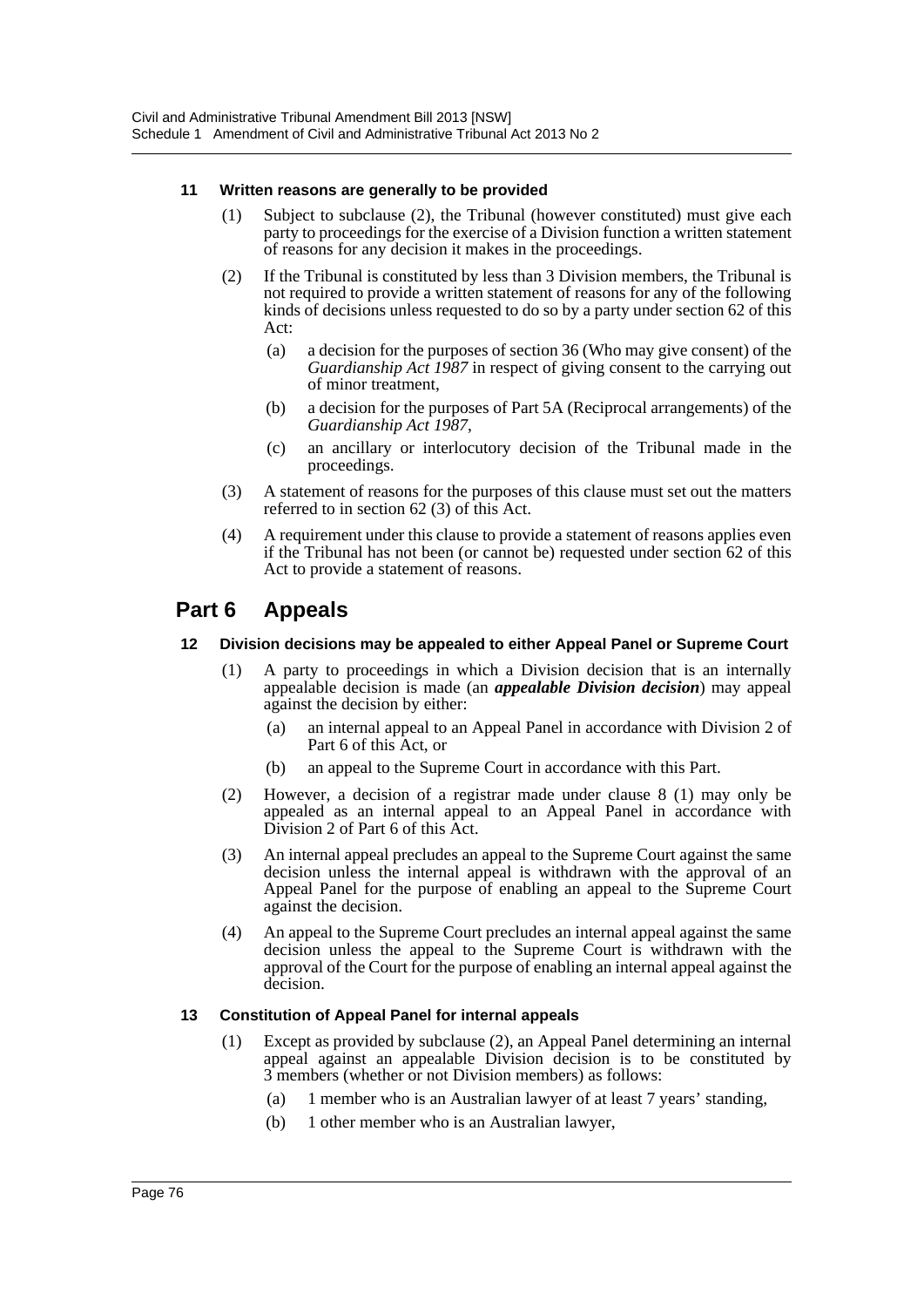#### 11 Written reasons are generally to be provided

(1) Subject to subclause (2), the Tribunal (however constituted) must give each party to proceedings for the exercise of a Division function a written statement of reasons for any decision it makes in the proceedings.

(2) If the Tribunal is constituted by less than 3 Division members, the Tribunal is not required to provide a written statement of reasons for any of the following kinds of decisions unless requested to do so by a party under section 62 of this Act:

- (a) a decision for the purposes of section 36 (Who may give consent) of the *Guardianship Act 1987* in respect of giving consent to the carrying out of minor treatment,
- (b) a decision for the purposes of Part 5A (Reciprocal arrangements) of the *Guardianship Act 1987*,
- (c) an ancillary or interlocutory decision of the Tribunal made in the proceedings.

(3) A statement of reasons for the purposes of this clause must set out the matters referred to in section 62 (3) of this Act.

(4) A requirement under this clause to provide a statement of reasons applies even if the Tribunal has not been (or cannot be) requested under section 62 of this Act to provide a statement of reasons.

## Part 6 Appeals

#### 12 Division decisions may be appealed to either Appeal Panel or Supreme Court

(1) A party to proceedings in which a Division decision that is an internally appealable decision is made (an ***appealable Division decision***) may appeal against the decision by either:

- (a) an internal appeal to an Appeal Panel in accordance with Division 2 of Part 6 of this Act, or
- (b) an appeal to the Supreme Court in accordance with this Part.

(2) However, a decision of a registrar made under clause 8 (1) may only be appealed as an internal appeal to an Appeal Panel in accordance with Division 2 of Part 6 of this Act.

(3) An internal appeal precludes an appeal to the Supreme Court against the same decision unless the internal appeal is withdrawn with the approval of an Appeal Panel for the purpose of enabling an appeal to the Supreme Court against the decision.

(4) An appeal to the Supreme Court precludes an internal appeal against the same decision unless the appeal to the Supreme Court is withdrawn with the approval of the Court for the purpose of enabling an internal appeal against the decision.

#### 13 Constitution of Appeal Panel for internal appeals

(1) Except as provided by subclause (2), an Appeal Panel determining an internal appeal against an appealable Division decision is to be constituted by 3 members (whether or not Division members) as follows:

- (a) 1 member who is an Australian lawyer of at least 7 years' standing,
- (b) 1 other member who is an Australian lawyer,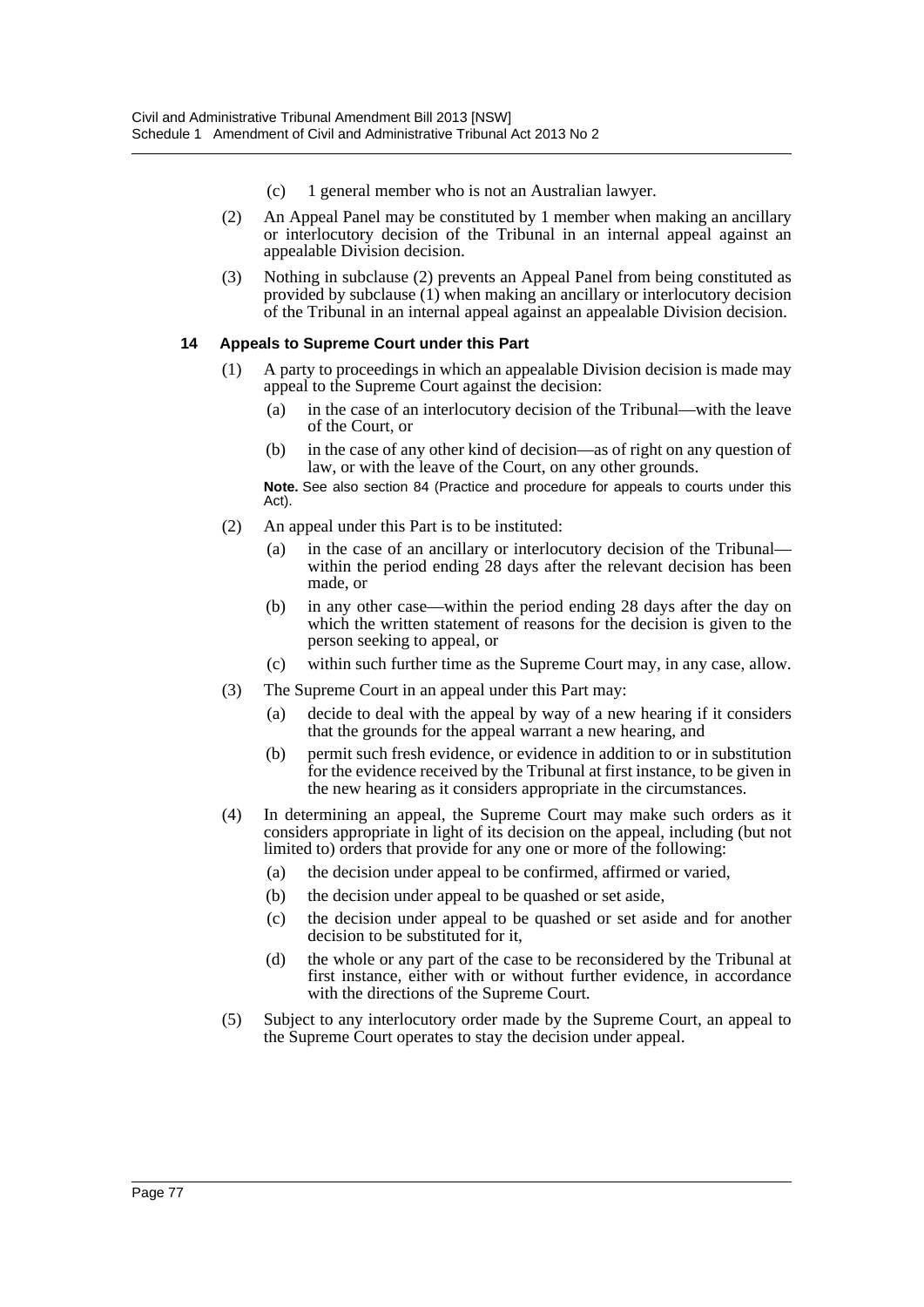(c) 1 general member who is not an Australian lawyer.

(2) An Appeal Panel may be constituted by 1 member when making an ancillary or interlocutory decision of the Tribunal in an internal appeal against an appealable Division decision.

(3) Nothing in subclause (2) prevents an Appeal Panel from being constituted as provided by subclause (1) when making an ancillary or interlocutory decision of the Tribunal in an internal appeal against an appealable Division decision.

**14 Appeals to Supreme Court under this Part**

(1) A party to proceedings in which an appealable Division decision is made may appeal to the Supreme Court against the decision:

(a) in the case of an interlocutory decision of the Tribunal—with the leave of the Court, or

(b) in the case of any other kind of decision—as of right on any question of law, or with the leave of the Court, on any other grounds.

**Note.** See also section 84 (Practice and procedure for appeals to courts under this Act).

(2) An appeal under this Part is to be instituted:

(a) in the case of an ancillary or interlocutory decision of the Tribunal—within the period ending 28 days after the relevant decision has been made, or

(b) in any other case—within the period ending 28 days after the day on which the written statement of reasons for the decision is given to the person seeking to appeal, or

(c) within such further time as the Supreme Court may, in any case, allow.

(3) The Supreme Court in an appeal under this Part may:

(a) decide to deal with the appeal by way of a new hearing if it considers that the grounds for the appeal warrant a new hearing, and

(b) permit such fresh evidence, or evidence in addition to or in substitution for the evidence received by the Tribunal at first instance, to be given in the new hearing as it considers appropriate in the circumstances.

(4) In determining an appeal, the Supreme Court may make such orders as it considers appropriate in light of its decision on the appeal, including (but not limited to) orders that provide for any one or more of the following:

(a) the decision under appeal to be confirmed, affirmed or varied,

(b) the decision under appeal to be quashed or set aside,

(c) the decision under appeal to be quashed or set aside and for another decision to be substituted for it,

(d) the whole or any part of the case to be reconsidered by the Tribunal at first instance, either with or without further evidence, in accordance with the directions of the Supreme Court.

(5) Subject to any interlocutory order made by the Supreme Court, an appeal to the Supreme Court operates to stay the decision under appeal.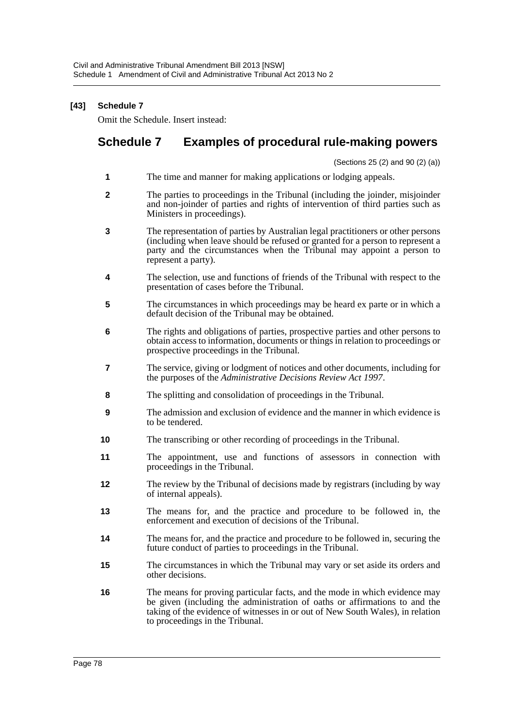**[43] Schedule 7**

Omit the Schedule. Insert instead:

## Schedule 7 Examples of procedural rule-making powers

(Sections 25 (2) and 90 (2) (a))

**1** The time and manner for making applications or lodging appeals.

**2** The parties to proceedings in the Tribunal (including the joinder, misjoinder and non-joinder of parties and rights of intervention of third parties such as Ministers in proceedings).

**3** The representation of parties by Australian legal practitioners or other persons (including when leave should be refused or granted for a person to represent a party and the circumstances when the Tribunal may appoint a person to represent a party).

**4** The selection, use and functions of friends of the Tribunal with respect to the presentation of cases before the Tribunal.

**5** The circumstances in which proceedings may be heard ex parte or in which a default decision of the Tribunal may be obtained.

**6** The rights and obligations of parties, prospective parties and other persons to obtain access to information, documents or things in relation to proceedings or prospective proceedings in the Tribunal.

**7** The service, giving or lodgment of notices and other documents, including for the purposes of the *Administrative Decisions Review Act 1997*.

**8** The splitting and consolidation of proceedings in the Tribunal.

**9** The admission and exclusion of evidence and the manner in which evidence is to be tendered.

**10** The transcribing or other recording of proceedings in the Tribunal.

**11** The appointment, use and functions of assessors in connection with proceedings in the Tribunal.

**12** The review by the Tribunal of decisions made by registrars (including by way of internal appeals).

**13** The means for, and the practice and procedure to be followed in, the enforcement and execution of decisions of the Tribunal.

**14** The means for, and the practice and procedure to be followed in, securing the future conduct of parties to proceedings in the Tribunal.

**15** The circumstances in which the Tribunal may vary or set aside its orders and other decisions.

**16** The means for proving particular facts, and the mode in which evidence may be given (including the administration of oaths or affirmations to and the taking of the evidence of witnesses in or out of New South Wales), in relation to proceedings in the Tribunal.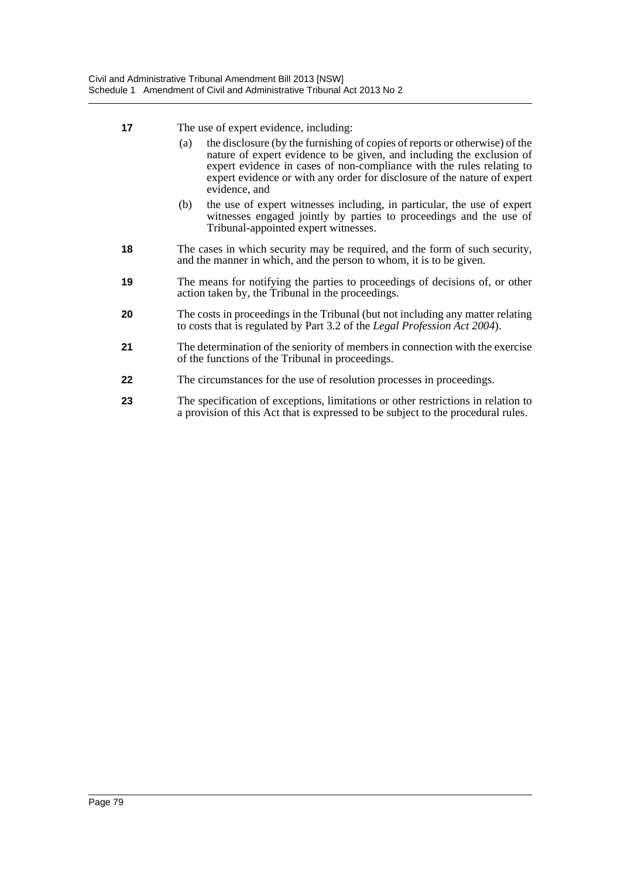**17** The use of expert evidence, including:

(a) the disclosure (by the furnishing of copies of reports or otherwise) of the nature of expert evidence to be given, and including the exclusion of expert evidence in cases of non-compliance with the rules relating to expert evidence or with any order for disclosure of the nature of expert evidence, and

(b) the use of expert witnesses including, in particular, the use of expert witnesses engaged jointly by parties to proceedings and the use of Tribunal-appointed expert witnesses.

**18** The cases in which security may be required, and the form of such security, and the manner in which, and the person to whom, it is to be given.

**19** The means for notifying the parties to proceedings of decisions of, or other action taken by, the Tribunal in the proceedings.

**20** The costs in proceedings in the Tribunal (but not including any matter relating to costs that is regulated by Part 3.2 of the *Legal Profession Act 2004*).

**21** The determination of the seniority of members in connection with the exercise of the functions of the Tribunal in proceedings.

**22** The circumstances for the use of resolution processes in proceedings.

**23** The specification of exceptions, limitations or other restrictions in relation to a provision of this Act that is expressed to be subject to the procedural rules.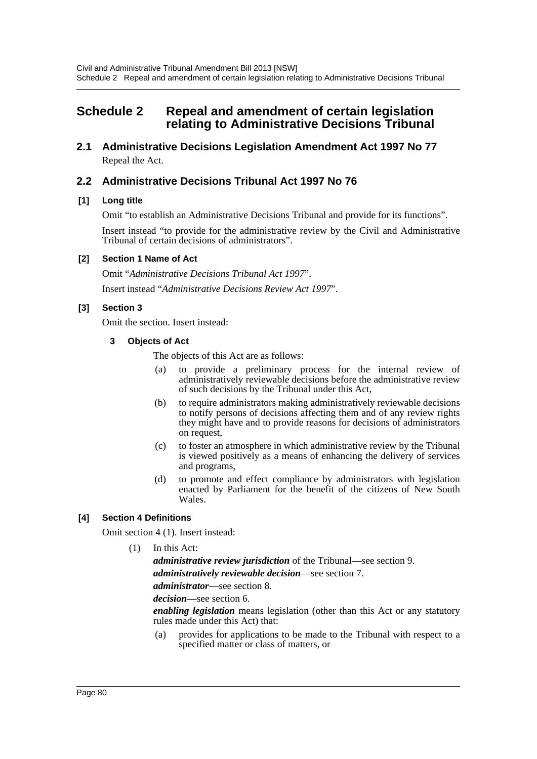# Schedule 2 Repeal and amendment of certain legislation relating to Administrative Decisions Tribunal

## 2.1 Administrative Decisions Legislation Amendment Act 1997 No 77

Repeal the Act.

## 2.2 Administrative Decisions Tribunal Act 1997 No 76

### [1] Long title

Omit "to establish an Administrative Decisions Tribunal and provide for its functions".

Insert instead "to provide for the administrative review by the Civil and Administrative Tribunal of certain decisions of administrators".

### [2] Section 1 Name of Act

Omit "*Administrative Decisions Tribunal Act 1997*".

Insert instead "*Administrative Decisions Review Act 1997*".

### [3] Section 3

Omit the section. Insert instead:

**3 Objects of Act**

The objects of this Act are as follows:

(a) to provide a preliminary process for the internal review of administratively reviewable decisions before the administrative review of such decisions by the Tribunal under this Act,

(b) to require administrators making administratively reviewable decisions to notify persons of decisions affecting them and of any review rights they might have and to provide reasons for decisions of administrators on request,

(c) to foster an atmosphere in which administrative review by the Tribunal is viewed positively as a means of enhancing the delivery of services and programs,

(d) to promote and effect compliance by administrators with legislation enacted by Parliament for the benefit of the citizens of New South Wales.

### [4] Section 4 Definitions

Omit section 4 (1). Insert instead:

(1) In this Act:

***administrative review jurisdiction*** of the Tribunal—see section 9.

***administratively reviewable decision***—see section 7.

***administrator***—see section 8.

***decision***—see section 6.

***enabling legislation*** means legislation (other than this Act or any statutory rules made under this Act) that:

(a) provides for applications to be made to the Tribunal with respect to a specified matter or class of matters, or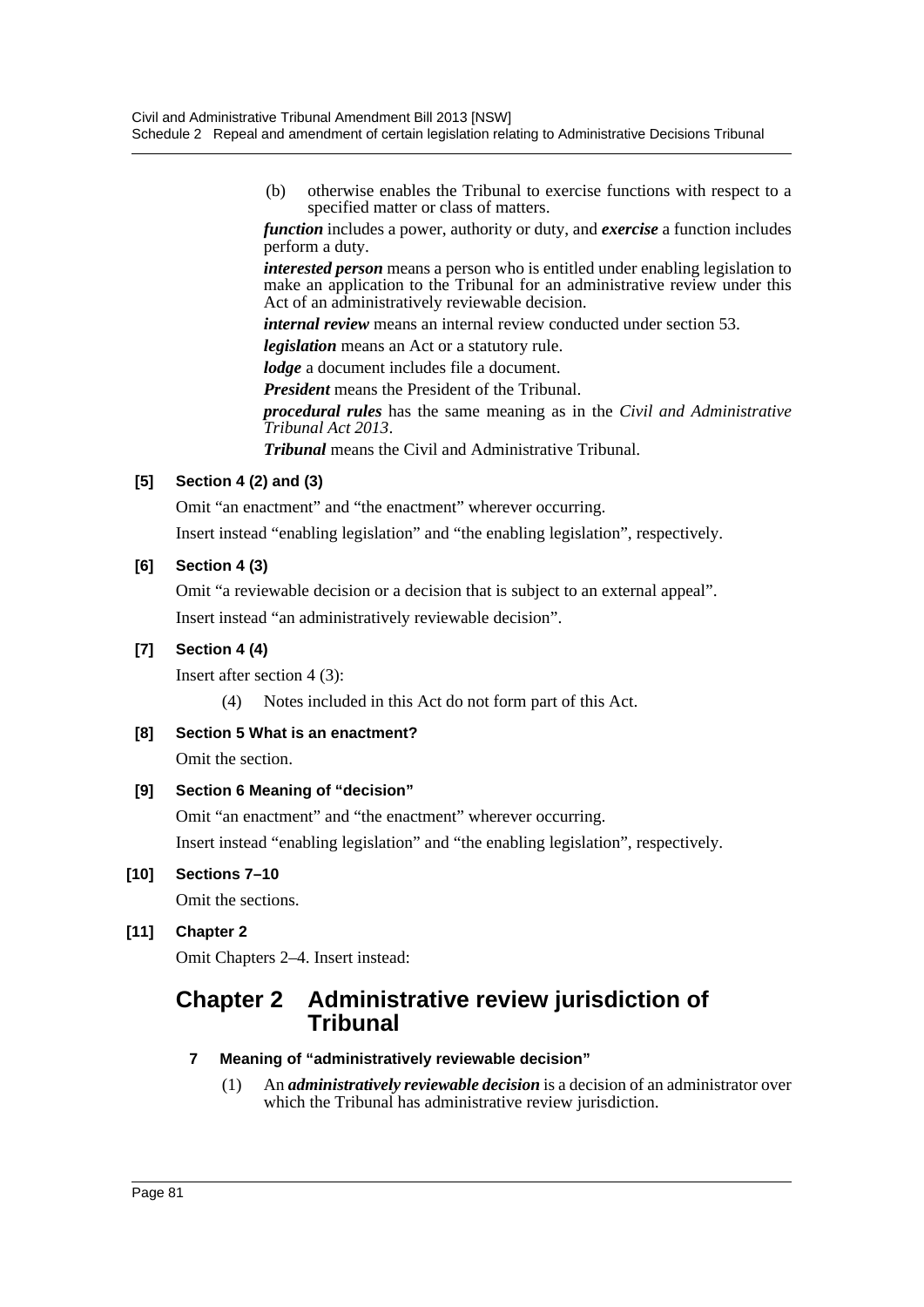(b) otherwise enables the Tribunal to exercise functions with respect to a specified matter or class of matters.

***function*** includes a power, authority or duty, and ***exercise*** a function includes perform a duty.

***interested person*** means a person who is entitled under enabling legislation to make an application to the Tribunal for an administrative review under this Act of an administratively reviewable decision.

***internal review*** means an internal review conducted under section 53.

***legislation*** means an Act or a statutory rule.

***lodge*** a document includes file a document.

***President*** means the President of the Tribunal.

***procedural rules*** has the same meaning as in the *Civil and Administrative Tribunal Act 2013*.

***Tribunal*** means the Civil and Administrative Tribunal.

**[5] Section 4 (2) and (3)**

Omit "an enactment" and "the enactment" wherever occurring.

Insert instead "enabling legislation" and "the enabling legislation", respectively.

**[6] Section 4 (3)**

Omit "a reviewable decision or a decision that is subject to an external appeal".

Insert instead "an administratively reviewable decision".

**[7] Section 4 (4)**

Insert after section 4 (3):

(4) Notes included in this Act do not form part of this Act.

**[8] Section 5 What is an enactment?**

Omit the section.

**[9] Section 6 Meaning of "decision"**

Omit "an enactment" and "the enactment" wherever occurring.

Insert instead "enabling legislation" and "the enabling legislation", respectively.

**[10] Sections 7–10**

Omit the sections.

**[11] Chapter 2**

Omit Chapters 2–4. Insert instead:

## Chapter 2 Administrative review jurisdiction of Tribunal

### 7 Meaning of "administratively reviewable decision"

(1) An ***administratively reviewable decision*** is a decision of an administrator over which the Tribunal has administrative review jurisdiction.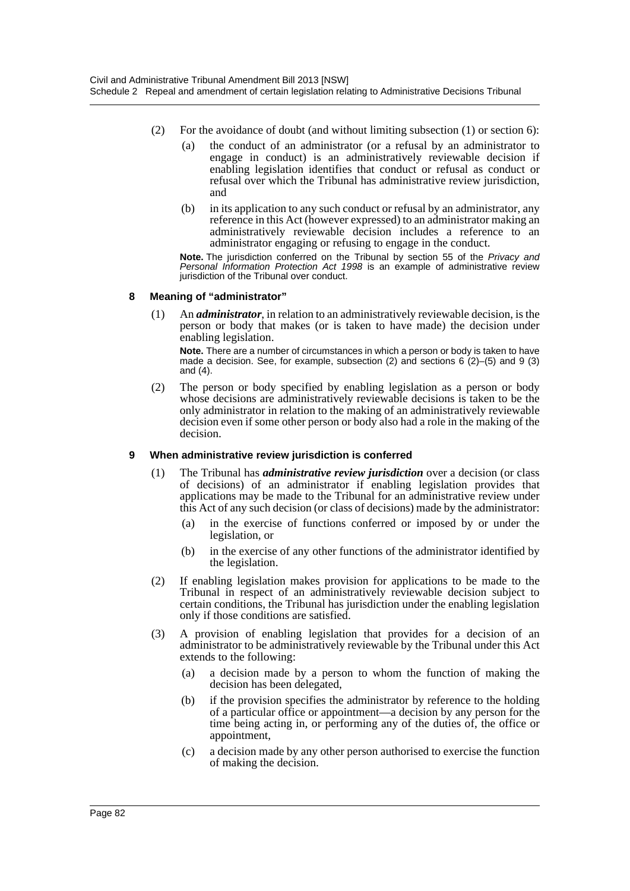(2) For the avoidance of doubt (and without limiting subsection (1) or section 6):

(a) the conduct of an administrator (or a refusal by an administrator to engage in conduct) is an administratively reviewable decision if enabling legislation identifies that conduct or refusal as conduct or refusal over which the Tribunal has administrative review jurisdiction, and

(b) in its application to any such conduct or refusal by an administrator, any reference in this Act (however expressed) to an administrator making an administratively reviewable decision includes a reference to an administrator engaging or refusing to engage in the conduct.

**Note.** The jurisdiction conferred on the Tribunal by section 55 of the *Privacy and Personal Information Protection Act 1998* is an example of administrative review jurisdiction of the Tribunal over conduct.

### 8 Meaning of "administrator"

(1) An ***administrator***, in relation to an administratively reviewable decision, is the person or body that makes (or is taken to have made) the decision under enabling legislation.

**Note.** There are a number of circumstances in which a person or body is taken to have made a decision. See, for example, subsection (2) and sections 6 (2)–(5) and 9 (3) and (4).

(2) The person or body specified by enabling legislation as a person or body whose decisions are administratively reviewable decisions is taken to be the only administrator in relation to the making of an administratively reviewable decision even if some other person or body also had a role in the making of the decision.

### 9 When administrative review jurisdiction is conferred

(1) The Tribunal has ***administrative review jurisdiction*** over a decision (or class of decisions) of an administrator if enabling legislation provides that applications may be made to the Tribunal for an administrative review under this Act of any such decision (or class of decisions) made by the administrator:

(a) in the exercise of functions conferred or imposed by or under the legislation, or

(b) in the exercise of any other functions of the administrator identified by the legislation.

(2) If enabling legislation makes provision for applications to be made to the Tribunal in respect of an administratively reviewable decision subject to certain conditions, the Tribunal has jurisdiction under the enabling legislation only if those conditions are satisfied.

(3) A provision of enabling legislation that provides for a decision of an administrator to be administratively reviewable by the Tribunal under this Act extends to the following:

(a) a decision made by a person to whom the function of making the decision has been delegated,

(b) if the provision specifies the administrator by reference to the holding of a particular office or appointment—a decision by any person for the time being acting in, or performing any of the duties of, the office or appointment,

(c) a decision made by any other person authorised to exercise the function of making the decision.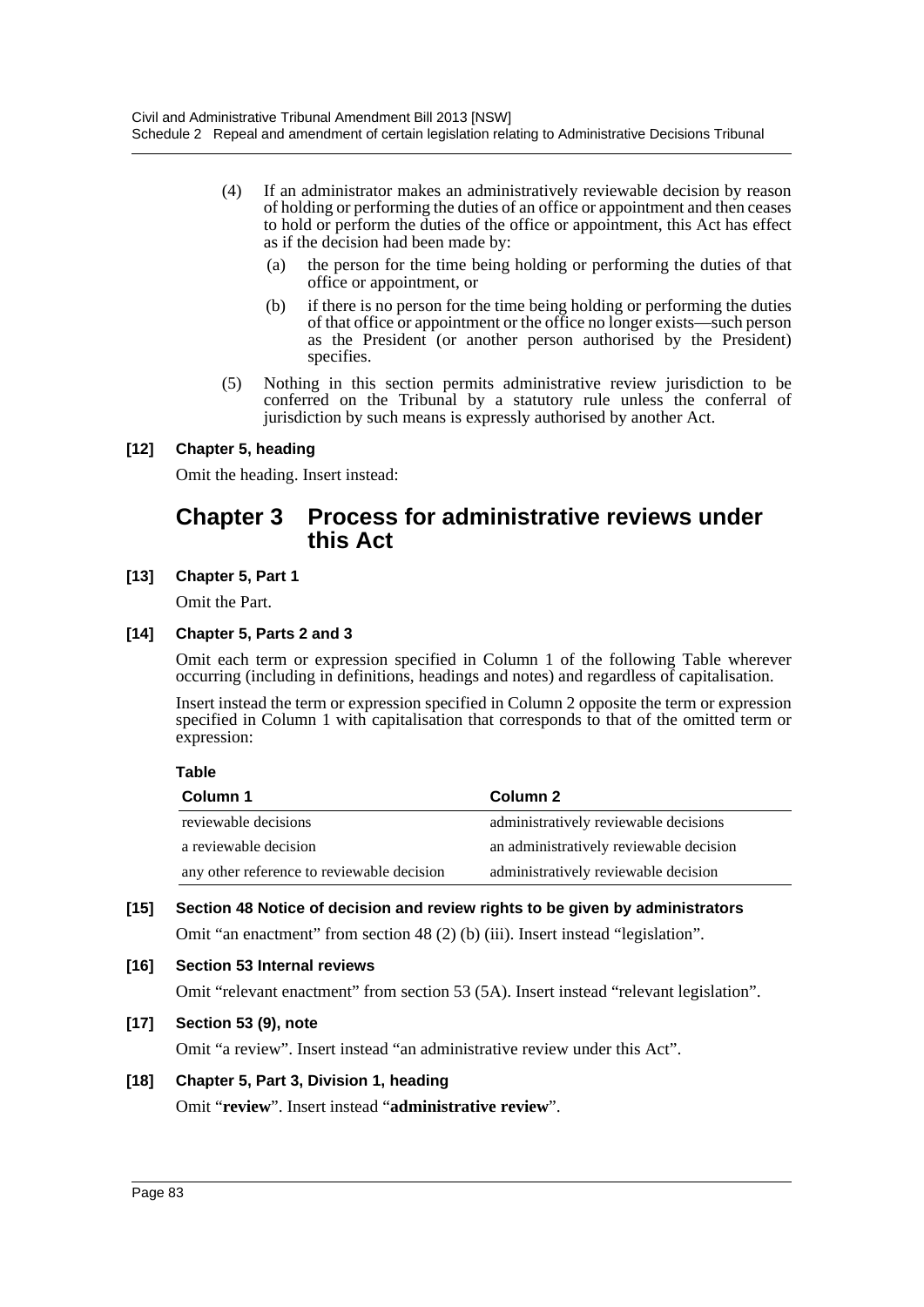(4) If an administrator makes an administratively reviewable decision by reason of holding or performing the duties of an office or appointment and then ceases to hold or perform the duties of the office or appointment, this Act has effect as if the decision had been made by:

(a) the person for the time being holding or performing the duties of that office or appointment, or

(b) if there is no person for the time being holding or performing the duties of that office or appointment or the office no longer exists—such person as the President (or another person authorised by the President) specifies.

(5) Nothing in this section permits administrative review jurisdiction to be conferred on the Tribunal by a statutory rule unless the conferral of jurisdiction by such means is expressly authorised by another Act.

**[12] Chapter 5, heading**

Omit the heading. Insert instead:

## Chapter 3 Process for administrative reviews under this Act

**[13] Chapter 5, Part 1**

Omit the Part.

**[14] Chapter 5, Parts 2 and 3**

Omit each term or expression specified in Column 1 of the following Table wherever occurring (including in definitions, headings and notes) and regardless of capitalisation.

Insert instead the term or expression specified in Column 2 opposite the term or expression specified in Column 1 with capitalisation that corresponds to that of the omitted term or expression:

**Table**

| Column 1 | Column 2 |
|---|---|
| reviewable decisions | administratively reviewable decisions |
| a reviewable decision | an administratively reviewable decision |
| any other reference to reviewable decision | administratively reviewable decision |

**[15] Section 48 Notice of decision and review rights to be given by administrators**

Omit "an enactment" from section 48 (2) (b) (iii). Insert instead "legislation".

**[16] Section 53 Internal reviews**

Omit "relevant enactment" from section 53 (5A). Insert instead "relevant legislation".

**[17] Section 53 (9), note**

Omit "a review". Insert instead "an administrative review under this Act".

**[18] Chapter 5, Part 3, Division 1, heading**

Omit "**review**". Insert instead "**administrative review**".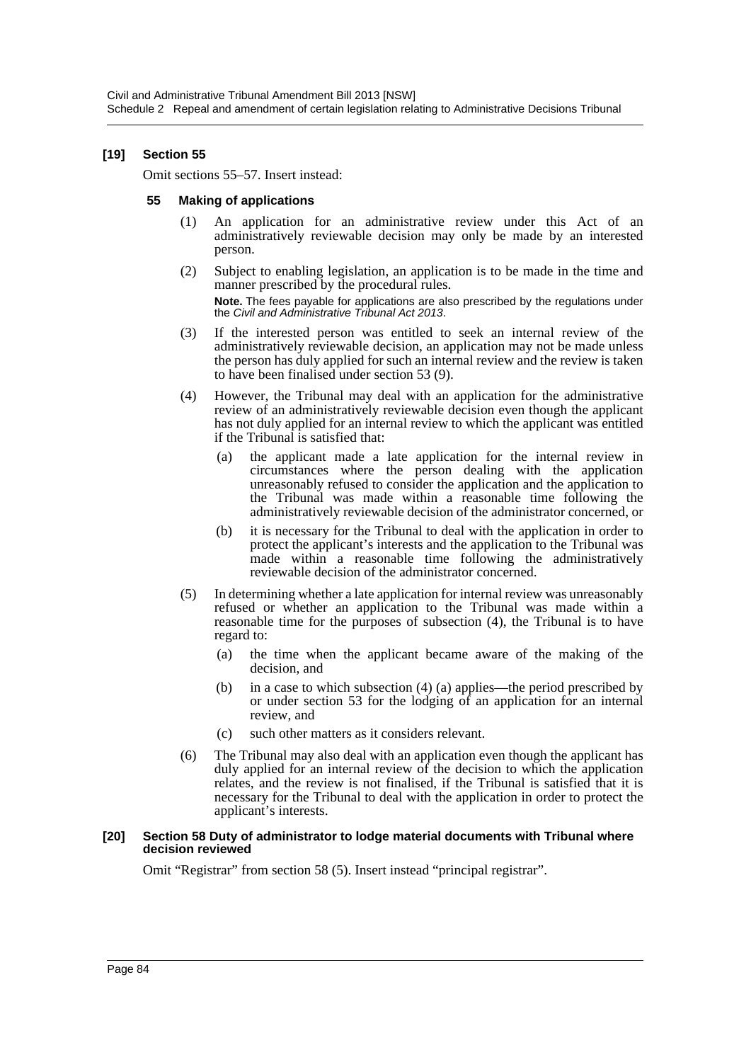### [19] Section 55

Omit sections 55–57. Insert instead:

#### 55 Making of applications

(1) An application for an administrative review under this Act of an administratively reviewable decision may only be made by an interested person.

(2) Subject to enabling legislation, an application is to be made in the time and manner prescribed by the procedural rules.

**Note.** The fees payable for applications are also prescribed by the regulations under the *Civil and Administrative Tribunal Act 2013*.

(3) If the interested person was entitled to seek an internal review of the administratively reviewable decision, an application may not be made unless the person has duly applied for such an internal review and the review is taken to have been finalised under section 53 (9).

(4) However, the Tribunal may deal with an application for the administrative review of an administratively reviewable decision even though the applicant has not duly applied for an internal review to which the applicant was entitled if the Tribunal is satisfied that:

- (a) the applicant made a late application for the internal review in circumstances where the person dealing with the application unreasonably refused to consider the application and the application to the Tribunal was made within a reasonable time following the administratively reviewable decision of the administrator concerned, or
- (b) it is necessary for the Tribunal to deal with the application in order to protect the applicant's interests and the application to the Tribunal was made within a reasonable time following the administratively reviewable decision of the administrator concerned.

(5) In determining whether a late application for internal review was unreasonably refused or whether an application to the Tribunal was made within a reasonable time for the purposes of subsection (4), the Tribunal is to have regard to:

- (a) the time when the applicant became aware of the making of the decision, and
- (b) in a case to which subsection (4) (a) applies—the period prescribed by or under section 53 for the lodging of an application for an internal review, and
- (c) such other matters as it considers relevant.

(6) The Tribunal may also deal with an application even though the applicant has duly applied for an internal review of the decision to which the application relates, and the review is not finalised, if the Tribunal is satisfied that it is necessary for the Tribunal to deal with the application in order to protect the applicant's interests.

### [20] Section 58 Duty of administrator to lodge material documents with Tribunal where decision reviewed

Omit "Registrar" from section 58 (5). Insert instead "principal registrar".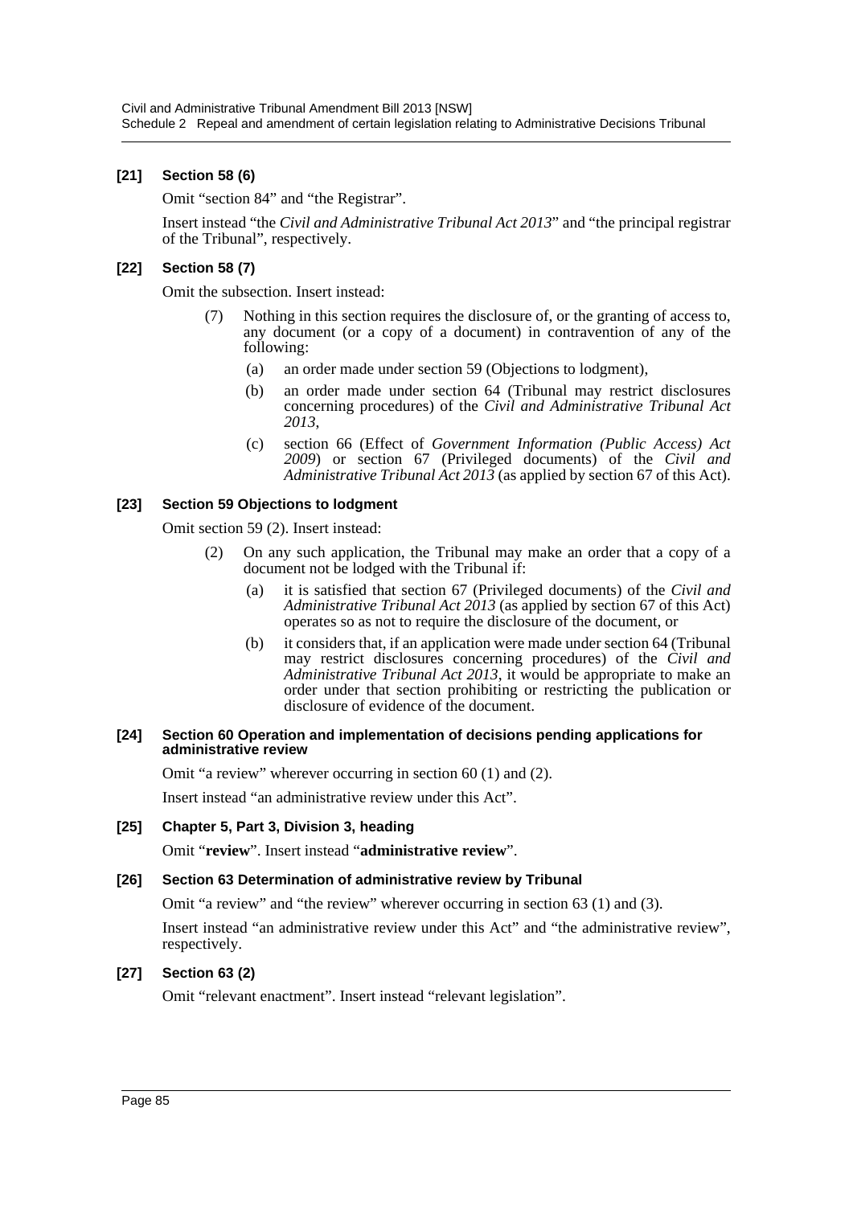**[21] Section 58 (6)**

Omit "section 84" and "the Registrar".

Insert instead "the *Civil and Administrative Tribunal Act 2013*" and "the principal registrar of the Tribunal", respectively.

**[22] Section 58 (7)**

Omit the subsection. Insert instead:

(7) Nothing in this section requires the disclosure of, or the granting of access to, any document (or a copy of a document) in contravention of any of the following:

(a) an order made under section 59 (Objections to lodgment),

(b) an order made under section 64 (Tribunal may restrict disclosures concerning procedures) of the *Civil and Administrative Tribunal Act 2013*,

(c) section 66 (Effect of *Government Information (Public Access) Act 2009*) or section 67 (Privileged documents) of the *Civil and Administrative Tribunal Act 2013* (as applied by section 67 of this Act).

**[23] Section 59 Objections to lodgment**

Omit section 59 (2). Insert instead:

(2) On any such application, the Tribunal may make an order that a copy of a document not be lodged with the Tribunal if:

(a) it is satisfied that section 67 (Privileged documents) of the *Civil and Administrative Tribunal Act 2013* (as applied by section 67 of this Act) operates so as not to require the disclosure of the document, or

(b) it considers that, if an application were made under section 64 (Tribunal may restrict disclosures concerning procedures) of the *Civil and Administrative Tribunal Act 2013*, it would be appropriate to make an order under that section prohibiting or restricting the publication or disclosure of evidence of the document.

**[24] Section 60 Operation and implementation of decisions pending applications for administrative review**

Omit "a review" wherever occurring in section 60 (1) and (2).

Insert instead "an administrative review under this Act".

**[25] Chapter 5, Part 3, Division 3, heading**

Omit "**review**". Insert instead "**administrative review**".

**[26] Section 63 Determination of administrative review by Tribunal**

Omit "a review" and "the review" wherever occurring in section 63 (1) and (3).

Insert instead "an administrative review under this Act" and "the administrative review", respectively.

**[27] Section 63 (2)**

Omit "relevant enactment". Insert instead "relevant legislation".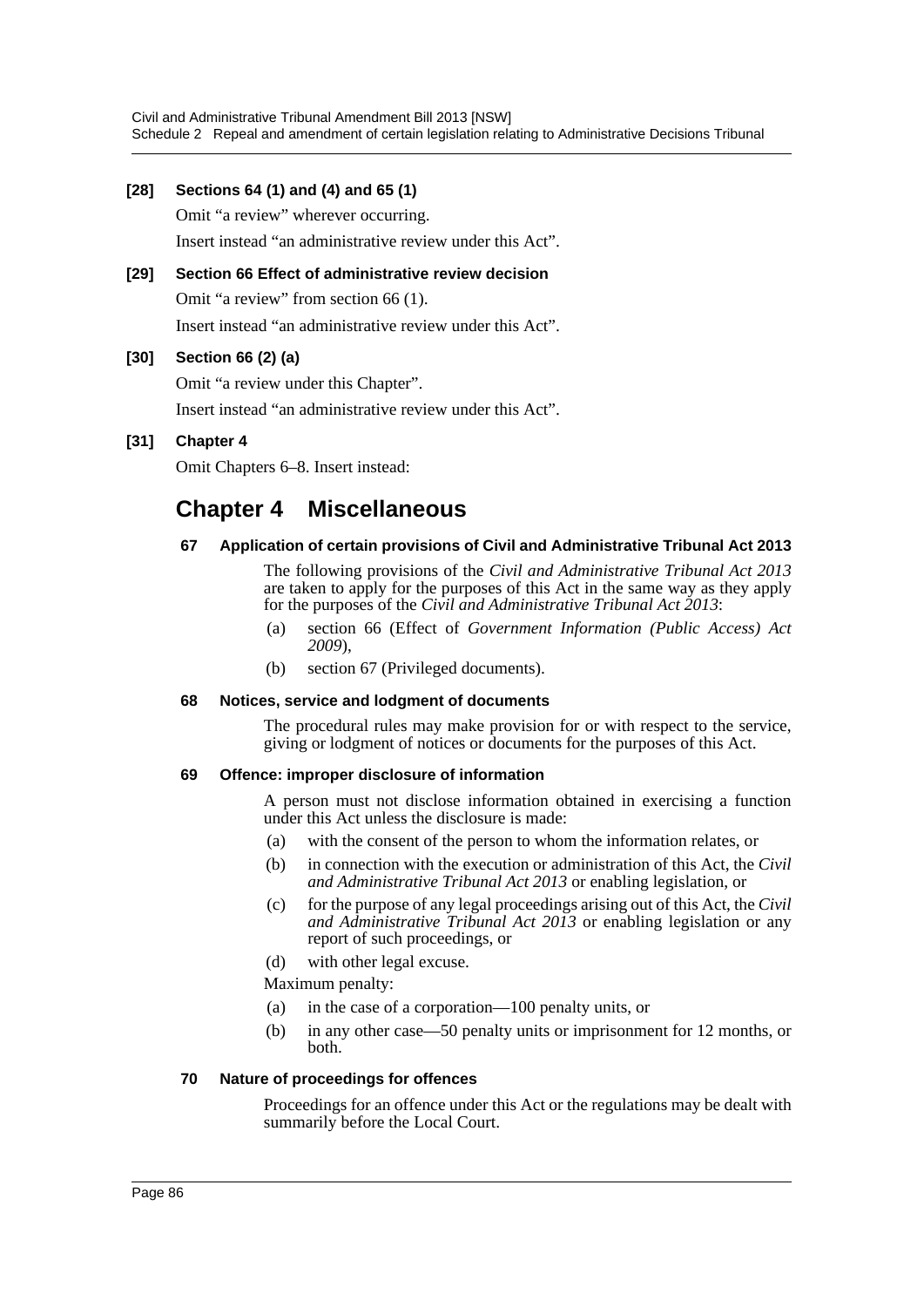**[28] Sections 64 (1) and (4) and 65 (1)**

Omit "a review" wherever occurring.

Insert instead "an administrative review under this Act".

**[29] Section 66 Effect of administrative review decision**

Omit "a review" from section 66 (1).

Insert instead "an administrative review under this Act".

**[30] Section 66 (2) (a)**

Omit "a review under this Chapter".

Insert instead "an administrative review under this Act".

**[31] Chapter 4**

Omit Chapters 6–8. Insert instead:

# Chapter 4 Miscellaneous

**67 Application of certain provisions of Civil and Administrative Tribunal Act 2013**

The following provisions of the *Civil and Administrative Tribunal Act 2013* are taken to apply for the purposes of this Act in the same way as they apply for the purposes of the *Civil and Administrative Tribunal Act 2013*:

(a) section 66 (Effect of *Government Information (Public Access) Act 2009*),

(b) section 67 (Privileged documents).

**68 Notices, service and lodgment of documents**

The procedural rules may make provision for or with respect to the service, giving or lodgment of notices or documents for the purposes of this Act.

**69 Offence: improper disclosure of information**

A person must not disclose information obtained in exercising a function under this Act unless the disclosure is made:

(a) with the consent of the person to whom the information relates, or

(b) in connection with the execution or administration of this Act, the *Civil and Administrative Tribunal Act 2013* or enabling legislation, or

(c) for the purpose of any legal proceedings arising out of this Act, the *Civil and Administrative Tribunal Act 2013* or enabling legislation or any report of such proceedings, or

(d) with other legal excuse.

Maximum penalty:

(a) in the case of a corporation—100 penalty units, or

(b) in any other case—50 penalty units or imprisonment for 12 months, or both.

**70 Nature of proceedings for offences**

Proceedings for an offence under this Act or the regulations may be dealt with summarily before the Local Court.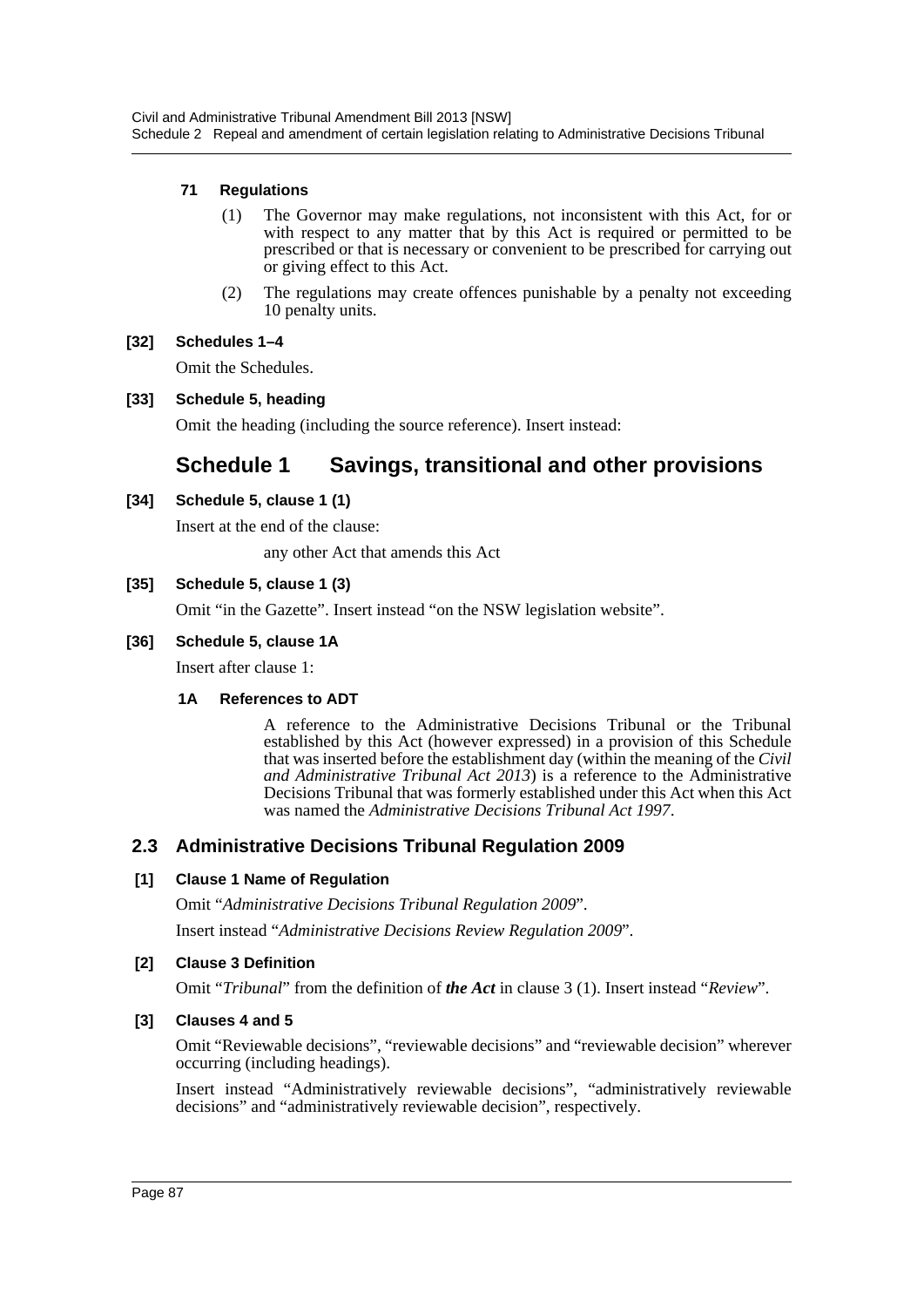#### 71 Regulations

(1) The Governor may make regulations, not inconsistent with this Act, for or with respect to any matter that by this Act is required or permitted to be prescribed or that is necessary or convenient to be prescribed for carrying out or giving effect to this Act.

(2) The regulations may create offences punishable by a penalty not exceeding 10 penalty units.

#### [32] Schedules 1–4

Omit the Schedules.

#### [33] Schedule 5, heading

Omit the heading (including the source reference). Insert instead:

## Schedule 1 Savings, transitional and other provisions

#### [34] Schedule 5, clause 1 (1)

Insert at the end of the clause:

any other Act that amends this Act

#### [35] Schedule 5, clause 1 (3)

Omit "in the Gazette". Insert instead "on the NSW legislation website".

#### [36] Schedule 5, clause 1A

Insert after clause 1:

#### 1A References to ADT

A reference to the Administrative Decisions Tribunal or the Tribunal established by this Act (however expressed) in a provision of this Schedule that was inserted before the establishment day (within the meaning of the *Civil and Administrative Tribunal Act 2013*) is a reference to the Administrative Decisions Tribunal that was formerly established under this Act when this Act was named the *Administrative Decisions Tribunal Act 1997*.

### 2.3 Administrative Decisions Tribunal Regulation 2009

#### [1] Clause 1 Name of Regulation

Omit "*Administrative Decisions Tribunal Regulation 2009*".

Insert instead "*Administrative Decisions Review Regulation 2009*".

#### [2] Clause 3 Definition

Omit "*Tribunal*" from the definition of ***the Act*** in clause 3 (1). Insert instead "*Review*".

#### [3] Clauses 4 and 5

Omit "Reviewable decisions", "reviewable decisions" and "reviewable decision" wherever occurring (including headings).

Insert instead "Administratively reviewable decisions", "administratively reviewable decisions" and "administratively reviewable decision", respectively.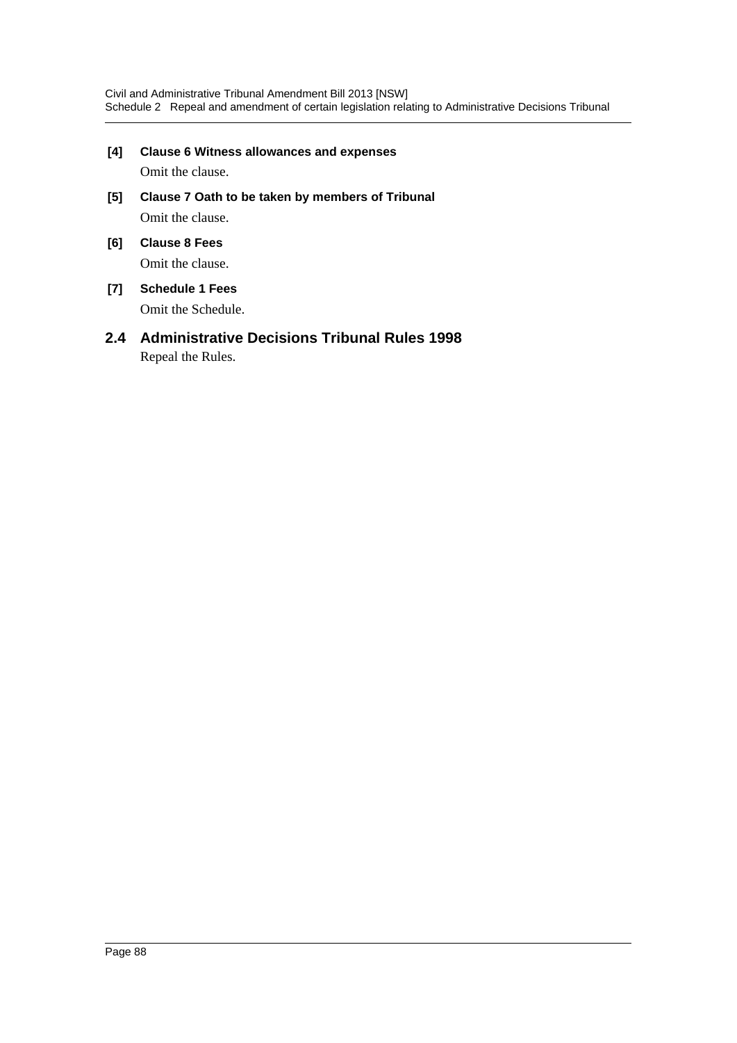**[4] Clause 6 Witness allowances and expenses**

Omit the clause.

**[5] Clause 7 Oath to be taken by members of Tribunal**

Omit the clause.

**[6] Clause 8 Fees**

Omit the clause.

**[7] Schedule 1 Fees**

Omit the Schedule.

## 2.4 Administrative Decisions Tribunal Rules 1998

Repeal the Rules.